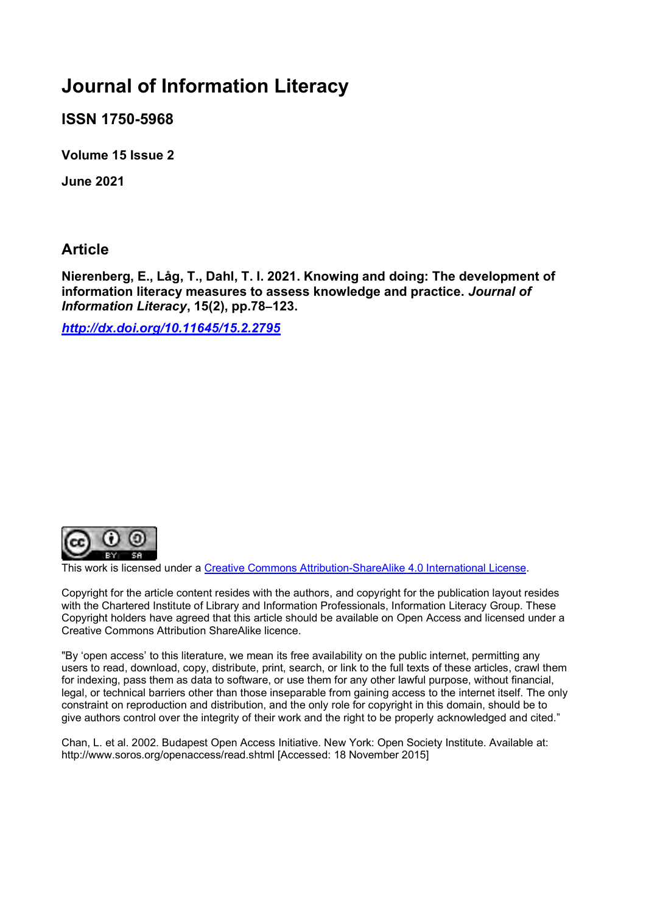# Journal of Information Literacy

## ISSN 1750-5968

**Volume 15 Issue 2**

**June 2021**

## Article

**Nierenberg, E., Låg, T., Dahl, T. I. 2021. Knowing and doing: The development of information literacy measures to assess knowledge and practice. *Journal of Information Literacy*, 15(2), pp.78–123.**

***http://dx.doi.org/10.11645/15.2.2795***

This work is licensed under a Creative Commons Attribution-ShareAlike 4.0 International License.

Copyright for the article content resides with the authors, and copyright for the publication layout resides with the Chartered Institute of Library and Information Professionals, Information Literacy Group. These Copyright holders have agreed that this article should be available on Open Access and licensed under a Creative Commons Attribution ShareAlike licence.

"By 'open access' to this literature, we mean its free availability on the public internet, permitting any users to read, download, copy, distribute, print, search, or link to the full texts of these articles, crawl them for indexing, pass them as data to software, or use them for any other lawful purpose, without financial, legal, or technical barriers other than those inseparable from gaining access to the internet itself. The only constraint on reproduction and distribution, and the only role for copyright in this domain, should be to give authors control over the integrity of their work and the right to be properly acknowledged and cited."

Chan, L. et al. 2002. Budapest Open Access Initiative. New York: Open Society Institute. Available at: http://www.soros.org/openaccess/read.shtml [Accessed: 18 November 2015]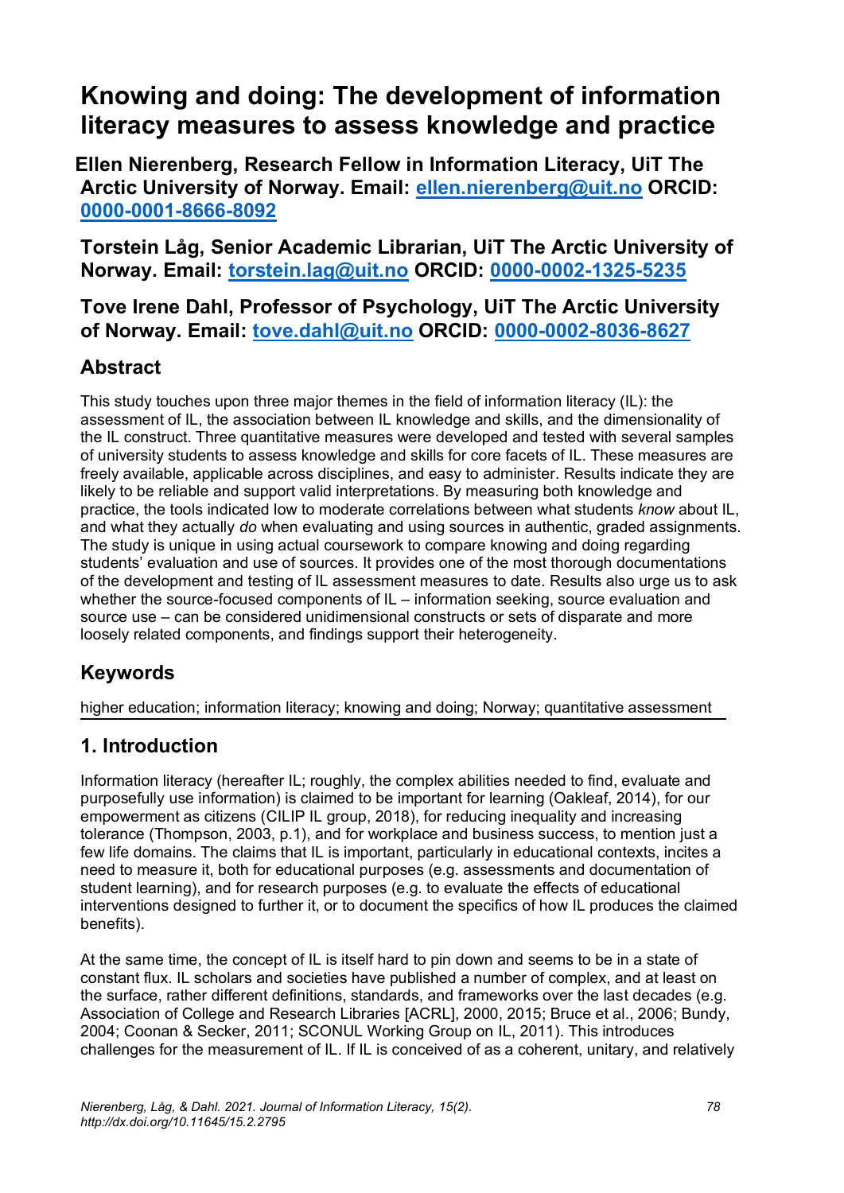# Knowing and doing: The development of information literacy measures to assess knowledge and practice

**Ellen Nierenberg, Research Fellow in Information Literacy, UiT The Arctic University of Norway. Email: [ellen.nierenberg@uit.no](mailto:ellen.nierenberg@uit.no) ORCID: [0000-0001-8666-8092](https://orcid.org/0000-0001-8666-8092)**

**Torstein Låg, Senior Academic Librarian, UiT The Arctic University of Norway. Email: [torstein.lag@uit.no](mailto:torstein.lag@uit.no) ORCID: [0000-0002-1325-5235](https://orcid.org/0000-0002-1325-5235)**

**Tove Irene Dahl, Professor of Psychology, UiT The Arctic University of Norway. Email: [tove.dahl@uit.no](mailto:tove.dahl@uit.no) ORCID: [0000-0002-8036-8627](https://orcid.org/0000-0002-8036-8627)**

## Abstract

This study touches upon three major themes in the field of information literacy (IL): the assessment of IL, the association between IL knowledge and skills, and the dimensionality of the IL construct. Three quantitative measures were developed and tested with several samples of university students to assess knowledge and skills for core facets of IL. These measures are freely available, applicable across disciplines, and easy to administer. Results indicate they are likely to be reliable and support valid interpretations. By measuring both knowledge and practice, the tools indicated low to moderate correlations between what students *know* about IL, and what they actually *do* when evaluating and using sources in authentic, graded assignments. The study is unique in using actual coursework to compare knowing and doing regarding students' evaluation and use of sources. It provides one of the most thorough documentations of the development and testing of IL assessment measures to date. Results also urge us to ask whether the source-focused components of IL – information seeking, source evaluation and source use – can be considered unidimensional constructs or sets of disparate and more loosely related components, and findings support their heterogeneity.

## Keywords

higher education; information literacy; knowing and doing; Norway; quantitative assessment

## 1. Introduction

Information literacy (hereafter IL; roughly, the complex abilities needed to find, evaluate and purposefully use information) is claimed to be important for learning (Oakleaf, 2014), for our empowerment as citizens (CILIP IL group, 2018), for reducing inequality and increasing tolerance (Thompson, 2003, p.1), and for workplace and business success, to mention just a few life domains. The claims that IL is important, particularly in educational contexts, incites a need to measure it, both for educational purposes (e.g. assessments and documentation of student learning), and for research purposes (e.g. to evaluate the effects of educational interventions designed to further it, or to document the specifics of how IL produces the claimed benefits).

At the same time, the concept of IL is itself hard to pin down and seems to be in a state of constant flux. IL scholars and societies have published a number of complex, and at least on the surface, rather different definitions, standards, and frameworks over the last decades (e.g. Association of College and Research Libraries [ACRL], 2000, 2015; Bruce et al., 2006; Bundy, 2004; Coonan & Secker, 2011; SCONUL Working Group on IL, 2011). This introduces challenges for the measurement of IL. If IL is conceived of as a coherent, unitary, and relatively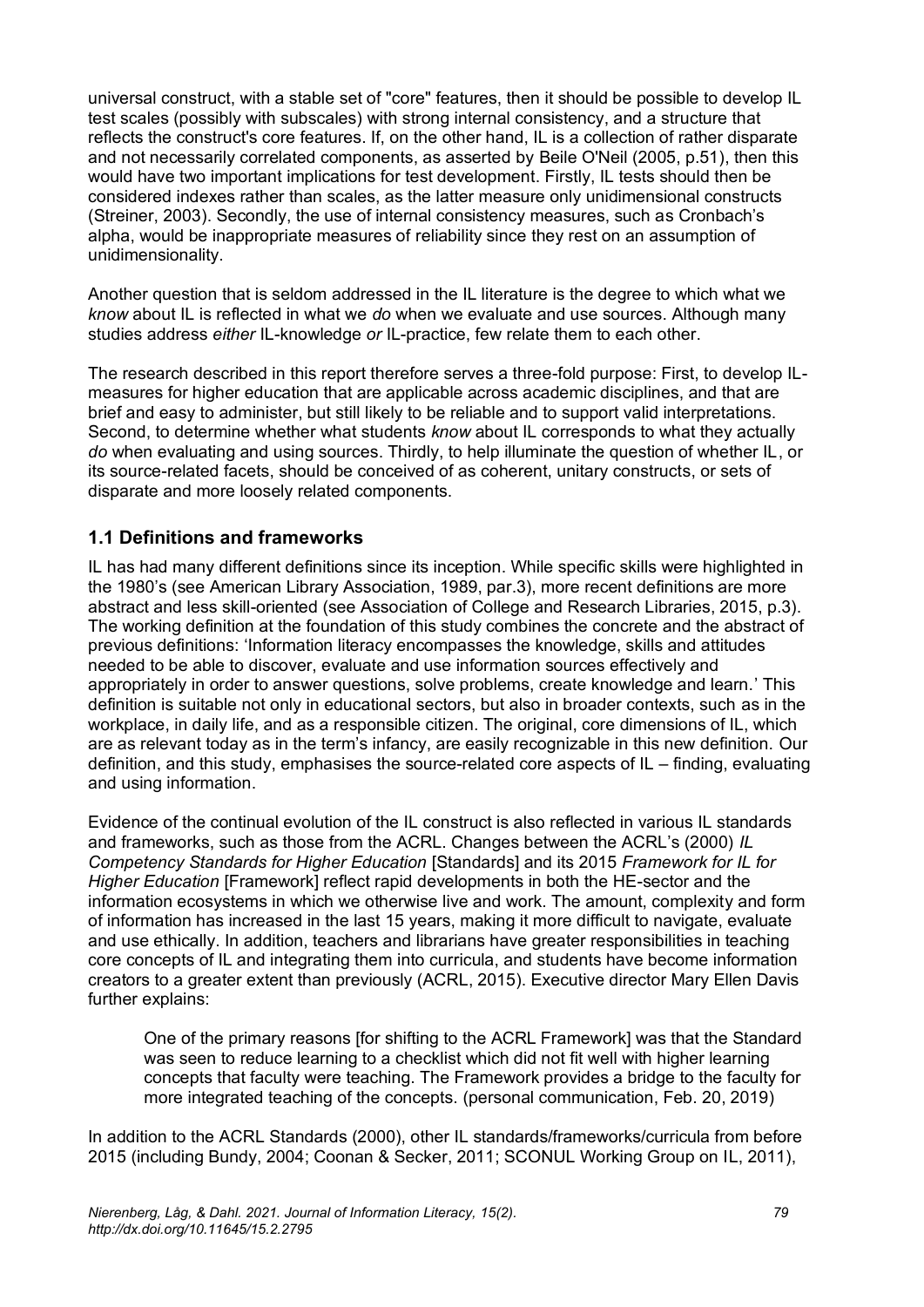universal construct, with a stable set of "core" features, then it should be possible to develop IL test scales (possibly with subscales) with strong internal consistency, and a structure that reflects the construct's core features. If, on the other hand, IL is a collection of rather disparate and not necessarily correlated components, as asserted by Beile O'Neil (2005, p.51), then this would have two important implications for test development. Firstly, IL tests should then be considered indexes rather than scales, as the latter measure only unidimensional constructs (Streiner, 2003). Secondly, the use of internal consistency measures, such as Cronbach's alpha, would be inappropriate measures of reliability since they rest on an assumption of unidimensionality.

Another question that is seldom addressed in the IL literature is the degree to which what we *know* about IL is reflected in what we *do* when we evaluate and use sources. Although many studies address *either* IL-knowledge *or* IL-practice, few relate them to each other.

The research described in this report therefore serves a three-fold purpose: First, to develop IL-measures for higher education that are applicable across academic disciplines, and that are brief and easy to administer, but still likely to be reliable and to support valid interpretations. Second, to determine whether what students *know* about IL corresponds to what they actually *do* when evaluating and using sources. Thirdly, to help illuminate the question of whether IL, or its source-related facets, should be conceived of as coherent, unitary constructs, or sets of disparate and more loosely related components.

## 1.1 Definitions and frameworks

IL has had many different definitions since its inception. While specific skills were highlighted in the 1980's (see American Library Association, 1989, par.3), more recent definitions are more abstract and less skill-oriented (see Association of College and Research Libraries, 2015, p.3). The working definition at the foundation of this study combines the concrete and the abstract of previous definitions: 'Information literacy encompasses the knowledge, skills and attitudes needed to be able to discover, evaluate and use information sources effectively and appropriately in order to answer questions, solve problems, create knowledge and learn.' This definition is suitable not only in educational sectors, but also in broader contexts, such as in the workplace, in daily life, and as a responsible citizen. The original, core dimensions of IL, which are as relevant today as in the term's infancy, are easily recognizable in this new definition. Our definition, and this study, emphasises the source-related core aspects of IL – finding, evaluating and using information.

Evidence of the continual evolution of the IL construct is also reflected in various IL standards and frameworks, such as those from the ACRL. Changes between the ACRL's (2000) *IL Competency Standards for Higher Education* [Standards] and its 2015 *Framework for IL for Higher Education* [Framework] reflect rapid developments in both the HE-sector and the information ecosystems in which we otherwise live and work. The amount, complexity and form of information has increased in the last 15 years, making it more difficult to navigate, evaluate and use ethically. In addition, teachers and librarians have greater responsibilities in teaching core concepts of IL and integrating them into curricula, and students have become information creators to a greater extent than previously (ACRL, 2015). Executive director Mary Ellen Davis further explains:

> One of the primary reasons [for shifting to the ACRL Framework] was that the Standard was seen to reduce learning to a checklist which did not fit well with higher learning concepts that faculty were teaching. The Framework provides a bridge to the faculty for more integrated teaching of the concepts. (personal communication, Feb. 20, 2019)

In addition to the ACRL Standards (2000), other IL standards/frameworks/curricula from before 2015 (including Bundy, 2004; Coonan & Secker, 2011; SCONUL Working Group on IL, 2011),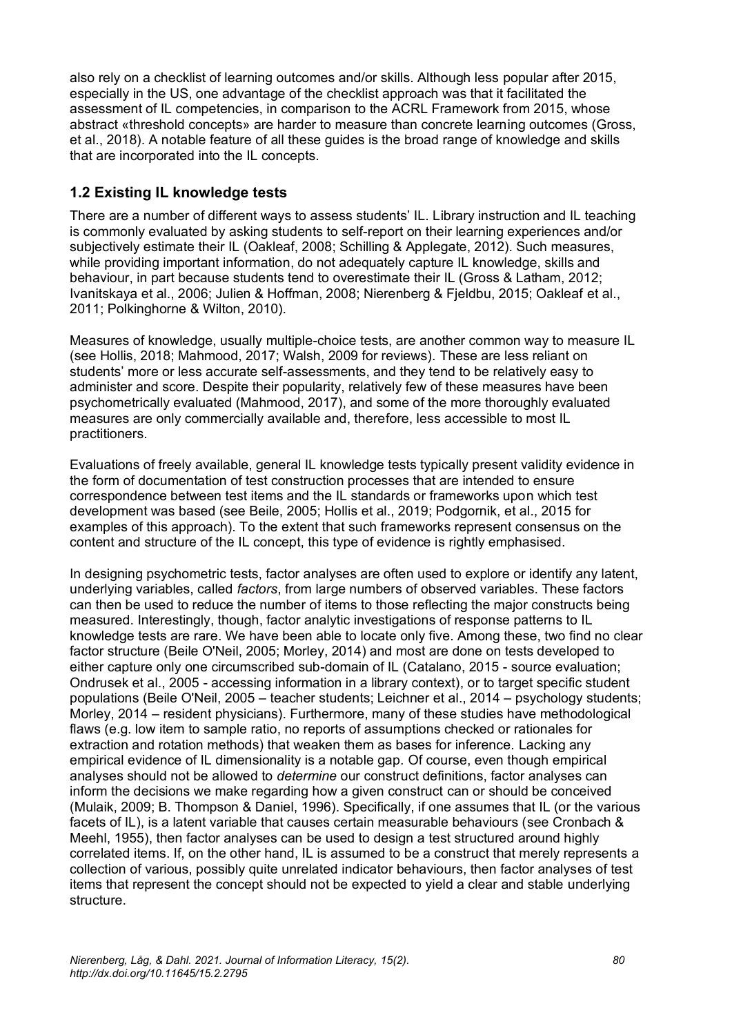also rely on a checklist of learning outcomes and/or skills. Although less popular after 2015, especially in the US, one advantage of the checklist approach was that it facilitated the assessment of IL competencies, in comparison to the ACRL Framework from 2015, whose abstract «threshold concepts» are harder to measure than concrete learning outcomes (Gross, et al., 2018). A notable feature of all these guides is the broad range of knowledge and skills that are incorporated into the IL concepts.

### 1.2 Existing IL knowledge tests

There are a number of different ways to assess students' IL. Library instruction and IL teaching is commonly evaluated by asking students to self-report on their learning experiences and/or subjectively estimate their IL (Oakleaf, 2008; Schilling & Applegate, 2012). Such measures, while providing important information, do not adequately capture IL knowledge, skills and behaviour, in part because students tend to overestimate their IL (Gross & Latham, 2012; Ivanitskaya et al., 2006; Julien & Hoffman, 2008; Nierenberg & Fjeldbu, 2015; Oakleaf et al., 2011; Polkinghorne & Wilton, 2010).

Measures of knowledge, usually multiple-choice tests, are another common way to measure IL (see Hollis, 2018; Mahmood, 2017; Walsh, 2009 for reviews). These are less reliant on students' more or less accurate self-assessments, and they tend to be relatively easy to administer and score. Despite their popularity, relatively few of these measures have been psychometrically evaluated (Mahmood, 2017), and some of the more thoroughly evaluated measures are only commercially available and, therefore, less accessible to most IL practitioners.

Evaluations of freely available, general IL knowledge tests typically present validity evidence in the form of documentation of test construction processes that are intended to ensure correspondence between test items and the IL standards or frameworks upon which test development was based (see Beile, 2005; Hollis et al., 2019; Podgornik, et al., 2015 for examples of this approach). To the extent that such frameworks represent consensus on the content and structure of the IL concept, this type of evidence is rightly emphasised.

In designing psychometric tests, factor analyses are often used to explore or identify any latent, underlying variables, called *factors*, from large numbers of observed variables. These factors can then be used to reduce the number of items to those reflecting the major constructs being measured. Interestingly, though, factor analytic investigations of response patterns to IL knowledge tests are rare. We have been able to locate only five. Among these, two find no clear factor structure (Beile O'Neil, 2005; Morley, 2014) and most are done on tests developed to either capture only one circumscribed sub-domain of IL (Catalano, 2015 - source evaluation; Ondrusek et al., 2005 - accessing information in a library context), or to target specific student populations (Beile O'Neil, 2005 – teacher students; Leichner et al., 2014 – psychology students; Morley, 2014 – resident physicians). Furthermore, many of these studies have methodological flaws (e.g. low item to sample ratio, no reports of assumptions checked or rationales for extraction and rotation methods) that weaken them as bases for inference. Lacking any empirical evidence of IL dimensionality is a notable gap. Of course, even though empirical analyses should not be allowed to *determine* our construct definitions, factor analyses can inform the decisions we make regarding how a given construct can or should be conceived (Mulaik, 2009; B. Thompson & Daniel, 1996). Specifically, if one assumes that IL (or the various facets of IL), is a latent variable that causes certain measurable behaviours (see Cronbach & Meehl, 1955), then factor analyses can be used to design a test structured around highly correlated items. If, on the other hand, IL is assumed to be a construct that merely represents a collection of various, possibly quite unrelated indicator behaviours, then factor analyses of test items that represent the concept should not be expected to yield a clear and stable underlying structure.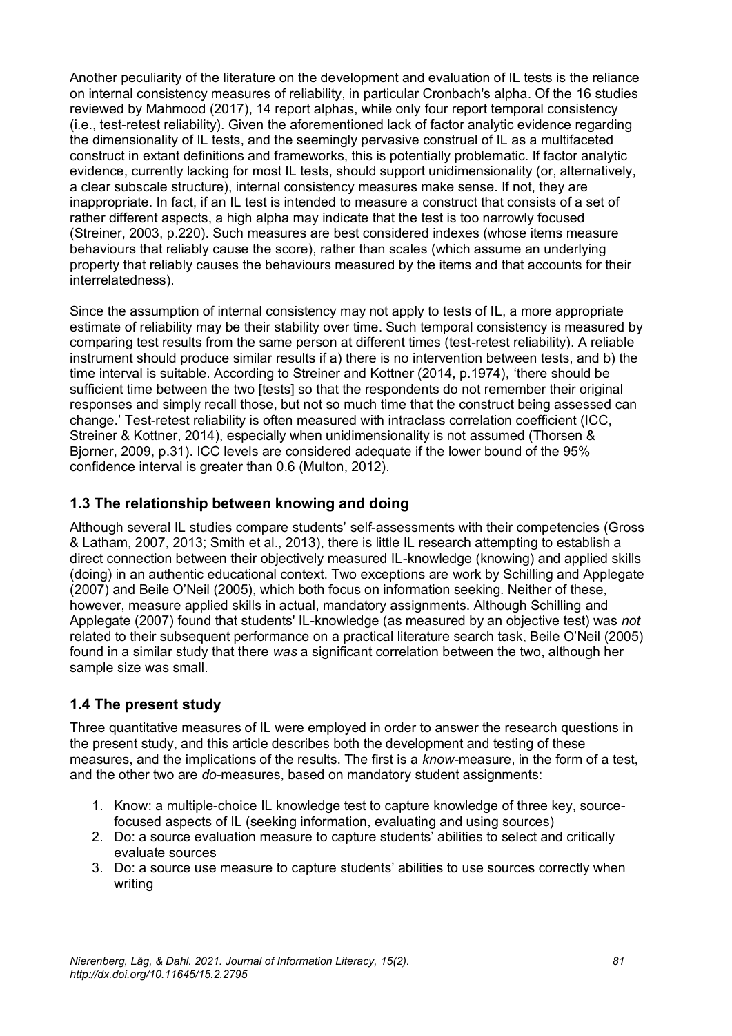Another peculiarity of the literature on the development and evaluation of IL tests is the reliance on internal consistency measures of reliability, in particular Cronbach's alpha. Of the 16 studies reviewed by Mahmood (2017), 14 report alphas, while only four report temporal consistency (i.e., test-retest reliability). Given the aforementioned lack of factor analytic evidence regarding the dimensionality of IL tests, and the seemingly pervasive construal of IL as a multifaceted construct in extant definitions and frameworks, this is potentially problematic. If factor analytic evidence, currently lacking for most IL tests, should support unidimensionality (or, alternatively, a clear subscale structure), internal consistency measures make sense. If not, they are inappropriate. In fact, if an IL test is intended to measure a construct that consists of a set of rather different aspects, a high alpha may indicate that the test is too narrowly focused (Streiner, 2003, p.220). Such measures are best considered indexes (whose items measure behaviours that reliably cause the score), rather than scales (which assume an underlying property that reliably causes the behaviours measured by the items and that accounts for their interrelatedness).

Since the assumption of internal consistency may not apply to tests of IL, a more appropriate estimate of reliability may be their stability over time. Such temporal consistency is measured by comparing test results from the same person at different times (test-retest reliability). A reliable instrument should produce similar results if a) there is no intervention between tests, and b) the time interval is suitable. According to Streiner and Kottner (2014, p.1974), 'there should be sufficient time between the two [tests] so that the respondents do not remember their original responses and simply recall those, but not so much time that the construct being assessed can change.' Test-retest reliability is often measured with intraclass correlation coefficient (ICC, Streiner & Kottner, 2014), especially when unidimensionality is not assumed (Thorsen & Bjorner, 2009, p.31). ICC levels are considered adequate if the lower bound of the 95% confidence interval is greater than 0.6 (Multon, 2012).

## 1.3 The relationship between knowing and doing

Although several IL studies compare students' self-assessments with their competencies (Gross & Latham, 2007, 2013; Smith et al., 2013), there is little IL research attempting to establish a direct connection between their objectively measured IL-knowledge (knowing) and applied skills (doing) in an authentic educational context. Two exceptions are work by Schilling and Applegate (2007) and Beile O'Neil (2005), which both focus on information seeking. Neither of these, however, measure applied skills in actual, mandatory assignments. Although Schilling and Applegate (2007) found that students' IL-knowledge (as measured by an objective test) was *not* related to their subsequent performance on a practical literature search task, Beile O'Neil (2005) found in a similar study that there *was* a significant correlation between the two, although her sample size was small.

## 1.4 The present study

Three quantitative measures of IL were employed in order to answer the research questions in the present study, and this article describes both the development and testing of these measures, and the implications of the results. The first is a *know*-measure, in the form of a test, and the other two are *do*-measures, based on mandatory student assignments:

1. Know: a multiple-choice IL knowledge test to capture knowledge of three key, source-focused aspects of IL (seeking information, evaluating and using sources)
2. Do: a source evaluation measure to capture students' abilities to select and critically evaluate sources
3. Do: a source use measure to capture students' abilities to use sources correctly when writing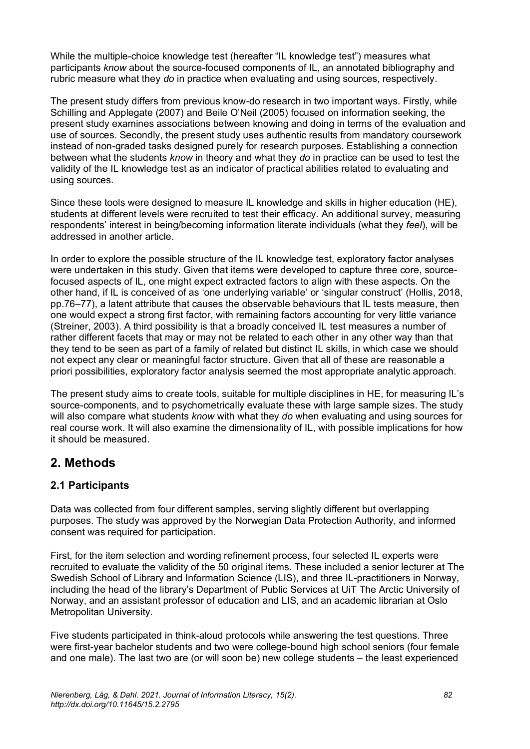While the multiple-choice knowledge test (hereafter "IL knowledge test") measures what participants *know* about the source-focused components of IL, an annotated bibliography and rubric measure what they *do* in practice when evaluating and using sources, respectively.

The present study differs from previous know-do research in two important ways. Firstly, while Schilling and Applegate (2007) and Beile O'Neil (2005) focused on information seeking, the present study examines associations between knowing and doing in terms of the evaluation and use of sources. Secondly, the present study uses authentic results from mandatory coursework instead of non-graded tasks designed purely for research purposes. Establishing a connection between what the students *know* in theory and what they *do* in practice can be used to test the validity of the IL knowledge test as an indicator of practical abilities related to evaluating and using sources.

Since these tools were designed to measure IL knowledge and skills in higher education (HE), students at different levels were recruited to test their efficacy. An additional survey, measuring respondents' interest in being/becoming information literate individuals (what they *feel*), will be addressed in another article.

In order to explore the possible structure of the IL knowledge test, exploratory factor analyses were undertaken in this study. Given that items were developed to capture three core, source-focused aspects of IL, one might expect extracted factors to align with these aspects. On the other hand, if IL is conceived of as 'one underlying variable' or 'singular construct' (Hollis, 2018, pp.76–77), a latent attribute that causes the observable behaviours that IL tests measure, then one would expect a strong first factor, with remaining factors accounting for very little variance (Streiner, 2003). A third possibility is that a broadly conceived IL test measures a number of rather different facets that may or may not be related to each other in any other way than that they tend to be seen as part of a family of related but distinct IL skills, in which case we should not expect any clear or meaningful factor structure. Given that all of these are reasonable a priori possibilities, exploratory factor analysis seemed the most appropriate analytic approach.

The present study aims to create tools, suitable for multiple disciplines in HE, for measuring IL's source-components, and to psychometrically evaluate these with large sample sizes. The study will also compare what students *know* with what they *do* when evaluating and using sources for real course work. It will also examine the dimensionality of IL, with possible implications for how it should be measured.

## 2. Methods

### 2.1 Participants

Data was collected from four different samples, serving slightly different but overlapping purposes. The study was approved by the Norwegian Data Protection Authority, and informed consent was required for participation.

First, for the item selection and wording refinement process, four selected IL experts were recruited to evaluate the validity of the 50 original items. These included a senior lecturer at The Swedish School of Library and Information Science (LIS), and three IL-practitioners in Norway, including the head of the library's Department of Public Services at UiT The Arctic University of Norway, and an assistant professor of education and LIS, and an academic librarian at Oslo Metropolitan University.

Five students participated in think-aloud protocols while answering the test questions. Three were first-year bachelor students and two were college-bound high school seniors (four female and one male). The last two are (or will soon be) new college students – the least experienced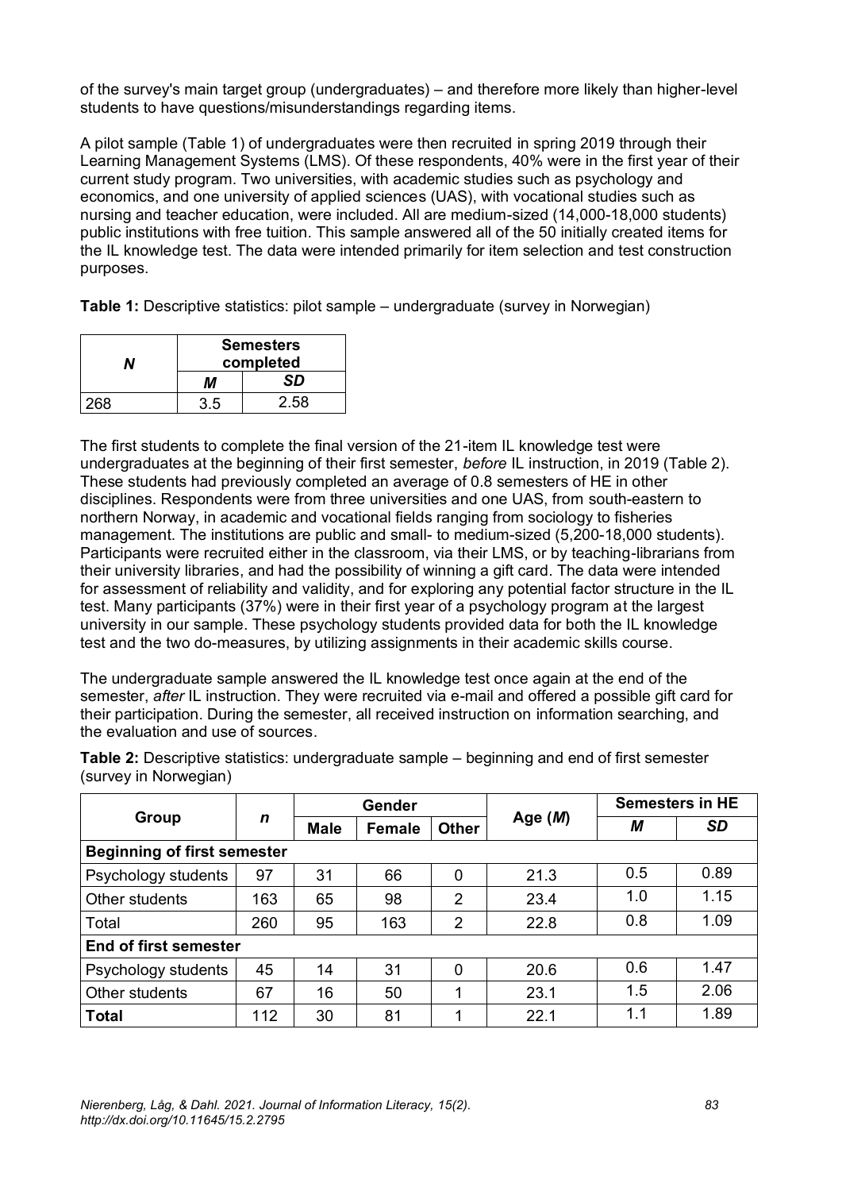of the survey's main target group (undergraduates) – and therefore more likely than higher-level students to have questions/misunderstandings regarding items.

A pilot sample (Table 1) of undergraduates were then recruited in spring 2019 through their Learning Management Systems (LMS). Of these respondents, 40% were in the first year of their current study program. Two universities, with academic studies such as psychology and economics, and one university of applied sciences (UAS), with vocational studies such as nursing and teacher education, were included. All are medium-sized (14,000-18,000 students) public institutions with free tuition. This sample answered all of the 50 initially created items for the IL knowledge test. The data were intended primarily for item selection and test construction purposes.

**Table 1:** Descriptive statistics: pilot sample – undergraduate (survey in Norwegian)

| *N* | **Semesters completed** | |
|---|---|---|
| | ***M*** | ***SD*** |
| 268 | 3.5 | 2.58 |

The first students to complete the final version of the 21-item IL knowledge test were undergraduates at the beginning of their first semester, *before* IL instruction, in 2019 (Table 2). These students had previously completed an average of 0.8 semesters of HE in other disciplines. Respondents were from three universities and one UAS, from south-eastern to northern Norway, in academic and vocational fields ranging from sociology to fisheries management. The institutions are public and small- to medium-sized (5,200-18,000 students). Participants were recruited either in the classroom, via their LMS, or by teaching-librarians from their university libraries, and had the possibility of winning a gift card. The data were intended for assessment of reliability and validity, and for exploring any potential factor structure in the IL test. Many participants (37%) were in their first year of a psychology program at the largest university in our sample. These psychology students provided data for both the IL knowledge test and the two do-measures, by utilizing assignments in their academic skills course.

The undergraduate sample answered the IL knowledge test once again at the end of the semester, *after* IL instruction. They were recruited via e-mail and offered a possible gift card for their participation. During the semester, all received instruction on information searching, and the evaluation and use of sources.

**Table 2:** Descriptive statistics: undergraduate sample – beginning and end of first semester (survey in Norwegian)

| **Group** | ***n*** | **Gender** | | | **Age (*M*)** | **Semesters in HE** | |
|---|---|---|---|---|---|---|---|
| | | **Male** | **Female** | **Other** | | ***M*** | ***SD*** |
| **Beginning of first semester** | | | | | | | |
| Psychology students | 97 | 31 | 66 | 0 | 21.3 | 0.5 | 0.89 |
| Other students | 163 | 65 | 98 | 2 | 23.4 | 1.0 | 1.15 |
| Total | 260 | 95 | 163 | 2 | 22.8 | 0.8 | 1.09 |
| **End of first semester** | | | | | | | |
| Psychology students | 45 | 14 | 31 | 0 | 20.6 | 0.6 | 1.47 |
| Other students | 67 | 16 | 50 | 1 | 23.1 | 1.5 | 2.06 |
| **Total** | 112 | 30 | 81 | 1 | 22.1 | 1.1 | 1.89 |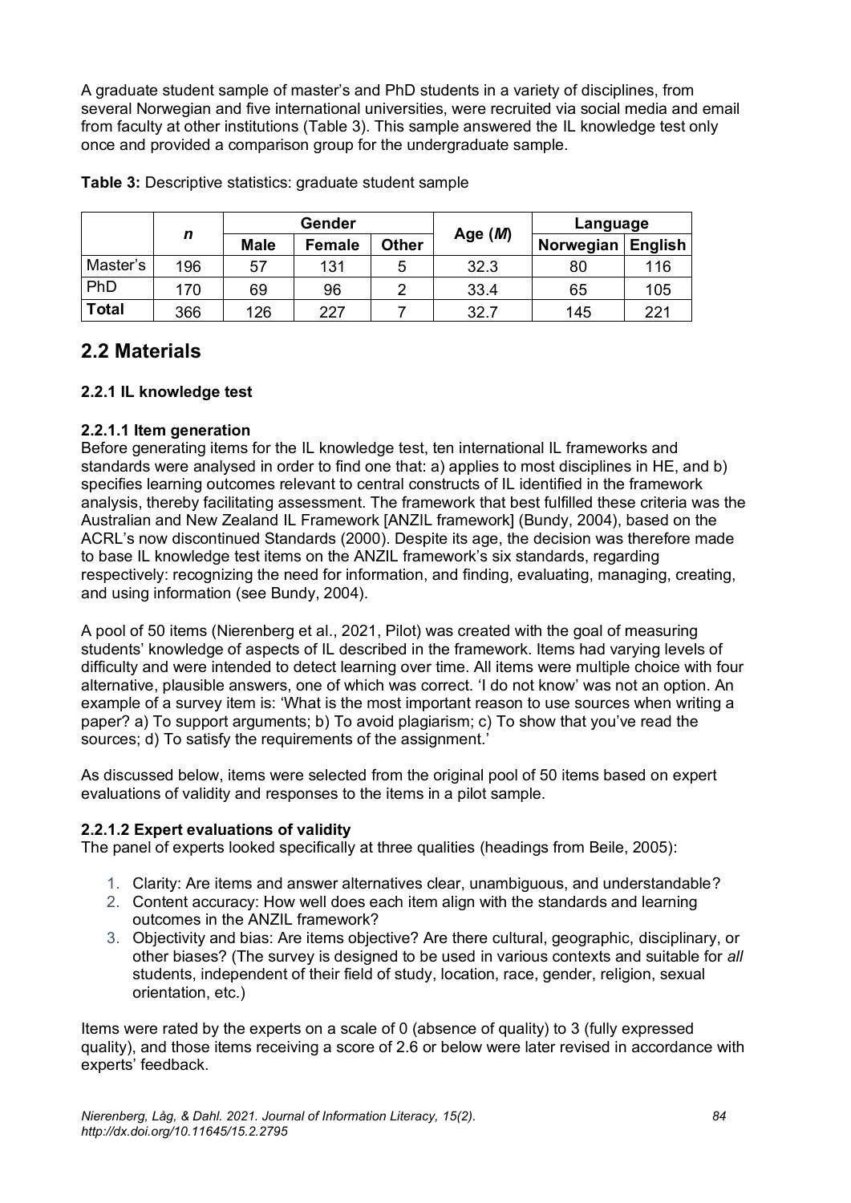A graduate student sample of master's and PhD students in a variety of disciplines, from several Norwegian and five international universities, were recruited via social media and email from faculty at other institutions (Table 3). This sample answered the IL knowledge test only once and provided a comparison group for the undergraduate sample.

**Table 3:** Descriptive statistics: graduate student sample

| | *n* | Gender | | | Age (*M*) | Language | |
|---|---|---|---|---|---|---|---|
| | | **Male** | **Female** | **Other** | | **Norwegian** | **English** |
| Master's | 196 | 57 | 131 | 5 | 32.3 | 80 | 116 |
| PhD | 170 | 69 | 96 | 2 | 33.4 | 65 | 105 |
| **Total** | 366 | 126 | 227 | 7 | 32.7 | 145 | 221 |

## 2.2 Materials

### 2.2.1 IL knowledge test

#### 2.2.1.1 Item generation

Before generating items for the IL knowledge test, ten international IL frameworks and standards were analysed in order to find one that: a) applies to most disciplines in HE, and b) specifies learning outcomes relevant to central constructs of IL identified in the framework analysis, thereby facilitating assessment. The framework that best fulfilled these criteria was the Australian and New Zealand IL Framework [ANZIL framework] (Bundy, 2004), based on the ACRL's now discontinued Standards (2000). Despite its age, the decision was therefore made to base IL knowledge test items on the ANZIL framework's six standards, regarding respectively: recognizing the need for information, and finding, evaluating, managing, creating, and using information (see Bundy, 2004).

A pool of 50 items (Nierenberg et al., 2021, Pilot) was created with the goal of measuring students' knowledge of aspects of IL described in the framework. Items had varying levels of difficulty and were intended to detect learning over time. All items were multiple choice with four alternative, plausible answers, one of which was correct. 'I do not know' was not an option. An example of a survey item is: 'What is the most important reason to use sources when writing a paper? a) To support arguments; b) To avoid plagiarism; c) To show that you've read the sources; d) To satisfy the requirements of the assignment.'

As discussed below, items were selected from the original pool of 50 items based on expert evaluations of validity and responses to the items in a pilot sample.

#### 2.2.1.2 Expert evaluations of validity

The panel of experts looked specifically at three qualities (headings from Beile, 2005):

1. Clarity: Are items and answer alternatives clear, unambiguous, and understandable?
2. Content accuracy: How well does each item align with the standards and learning outcomes in the ANZIL framework?
3. Objectivity and bias: Are items objective? Are there cultural, geographic, disciplinary, or other biases? (The survey is designed to be used in various contexts and suitable for *all* students, independent of their field of study, location, race, gender, religion, sexual orientation, etc.)

Items were rated by the experts on a scale of 0 (absence of quality) to 3 (fully expressed quality), and those items receiving a score of 2.6 or below were later revised in accordance with experts' feedback.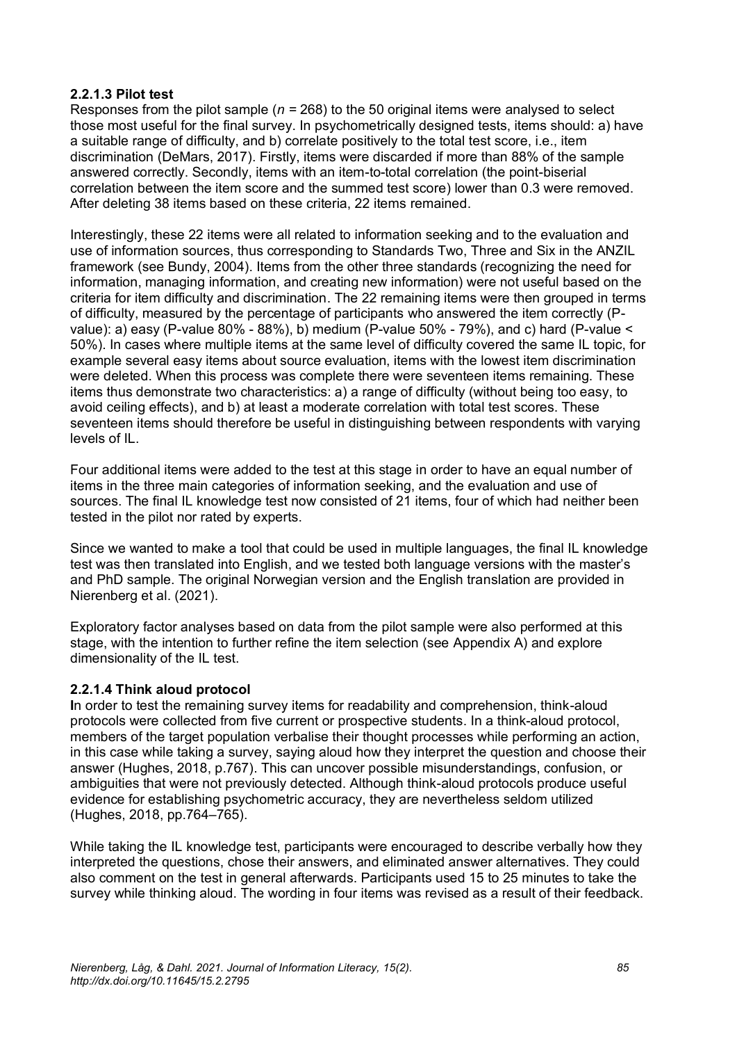#### 2.2.1.3 Pilot test

Responses from the pilot sample (*n* = 268) to the 50 original items were analysed to select those most useful for the final survey. In psychometrically designed tests, items should: a) have a suitable range of difficulty, and b) correlate positively to the total test score, i.e., item discrimination (DeMars, 2017). Firstly, items were discarded if more than 88% of the sample answered correctly. Secondly, items with an item-to-total correlation (the point-biserial correlation between the item score and the summed test score) lower than 0.3 were removed. After deleting 38 items based on these criteria, 22 items remained.

Interestingly, these 22 items were all related to information seeking and to the evaluation and use of information sources, thus corresponding to Standards Two, Three and Six in the ANZIL framework (see Bundy, 2004). Items from the other three standards (recognizing the need for information, managing information, and creating new information) were not useful based on the criteria for item difficulty and discrimination. The 22 remaining items were then grouped in terms of difficulty, measured by the percentage of participants who answered the item correctly (P-value): a) easy (P-value 80% - 88%), b) medium (P-value 50% - 79%), and c) hard (P-value < 50%). In cases where multiple items at the same level of difficulty covered the same IL topic, for example several easy items about source evaluation, items with the lowest item discrimination were deleted. When this process was complete there were seventeen items remaining. These items thus demonstrate two characteristics: a) a range of difficulty (without being too easy, to avoid ceiling effects), and b) at least a moderate correlation with total test scores. These seventeen items should therefore be useful in distinguishing between respondents with varying levels of IL.

Four additional items were added to the test at this stage in order to have an equal number of items in the three main categories of information seeking, and the evaluation and use of sources. The final IL knowledge test now consisted of 21 items, four of which had neither been tested in the pilot nor rated by experts.

Since we wanted to make a tool that could be used in multiple languages, the final IL knowledge test was then translated into English, and we tested both language versions with the master's and PhD sample. The original Norwegian version and the English translation are provided in Nierenberg et al. (2021).

Exploratory factor analyses based on data from the pilot sample were also performed at this stage, with the intention to further refine the item selection (see Appendix A) and explore dimensionality of the IL test.

#### 2.2.1.4 Think aloud protocol

In order to test the remaining survey items for readability and comprehension, think-aloud protocols were collected from five current or prospective students. In a think-aloud protocol, members of the target population verbalise their thought processes while performing an action, in this case while taking a survey, saying aloud how they interpret the question and choose their answer (Hughes, 2018, p.767). This can uncover possible misunderstandings, confusion, or ambiguities that were not previously detected. Although think-aloud protocols produce useful evidence for establishing psychometric accuracy, they are nevertheless seldom utilized (Hughes, 2018, pp.764–765).

While taking the IL knowledge test, participants were encouraged to describe verbally how they interpreted the questions, chose their answers, and eliminated answer alternatives. They could also comment on the test in general afterwards. Participants used 15 to 25 minutes to take the survey while thinking aloud. The wording in four items was revised as a result of their feedback.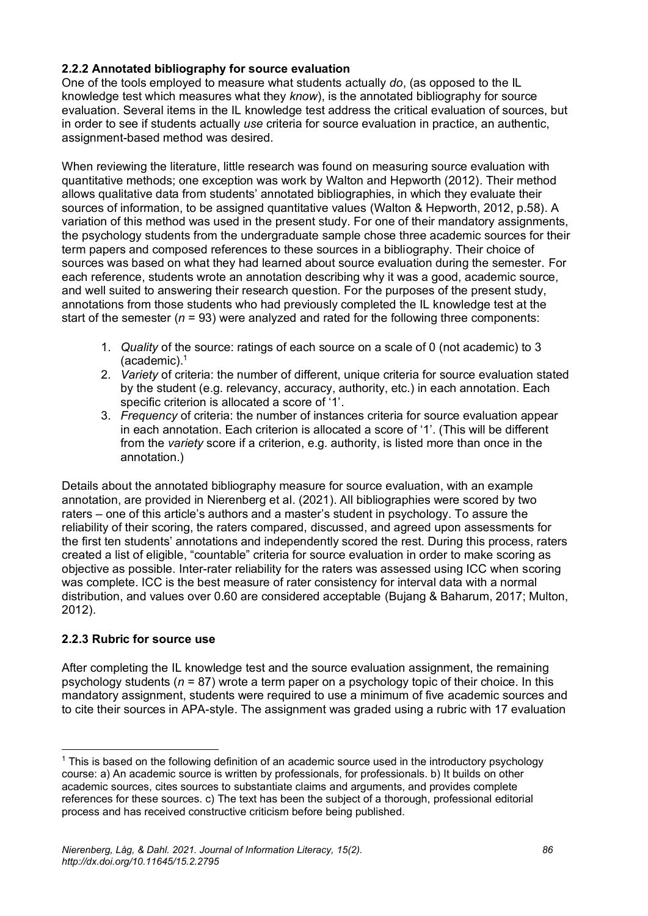### 2.2.2 Annotated bibliography for source evaluation

One of the tools employed to measure what students actually *do*, (as opposed to the IL knowledge test which measures what they *know*), is the annotated bibliography for source evaluation. Several items in the IL knowledge test address the critical evaluation of sources, but in order to see if students actually *use* criteria for source evaluation in practice, an authentic, assignment-based method was desired.

When reviewing the literature, little research was found on measuring source evaluation with quantitative methods; one exception was work by Walton and Hepworth (2012). Their method allows qualitative data from students' annotated bibliographies, in which they evaluate their sources of information, to be assigned quantitative values (Walton & Hepworth, 2012, p.58). A variation of this method was used in the present study. For one of their mandatory assignments, the psychology students from the undergraduate sample chose three academic sources for their term papers and composed references to these sources in a bibliography. Their choice of sources was based on what they had learned about source evaluation during the semester. For each reference, students wrote an annotation describing why it was a good, academic source, and well suited to answering their research question. For the purposes of the present study, annotations from those students who had previously completed the IL knowledge test at the start of the semester ($n$ = 93) were analyzed and rated for the following three components:

1. *Quality* of the source: ratings of each source on a scale of 0 (not academic) to 3 (academic).[1]
2. *Variety* of criteria: the number of different, unique criteria for source evaluation stated by the student (e.g. relevancy, accuracy, authority, etc.) in each annotation. Each specific criterion is allocated a score of '1'.
3. *Frequency* of criteria: the number of instances criteria for source evaluation appear in each annotation. Each criterion is allocated a score of '1'. (This will be different from the *variety* score if a criterion, e.g. authority, is listed more than once in the annotation.)

Details about the annotated bibliography measure for source evaluation, with an example annotation, are provided in Nierenberg et al. (2021). All bibliographies were scored by two raters – one of this article's authors and a master's student in psychology. To assure the reliability of their scoring, the raters compared, discussed, and agreed upon assessments for the first ten students' annotations and independently scored the rest. During this process, raters created a list of eligible, "countable" criteria for source evaluation in order to make scoring as objective as possible. Inter-rater reliability for the raters was assessed using ICC when scoring was complete. ICC is the best measure of rater consistency for interval data with a normal distribution, and values over 0.60 are considered acceptable (Bujang & Baharum, 2017; Multon, 2012).

### 2.2.3 Rubric for source use

After completing the IL knowledge test and the source evaluation assignment, the remaining psychology students ($n$ = 87) wrote a term paper on a psychology topic of their choice. In this mandatory assignment, students were required to use a minimum of five academic sources and to cite their sources in APA-style. The assignment was graded using a rubric with 17 evaluation

[1] This is based on the following definition of an academic source used in the introductory psychology course: a) An academic source is written by professionals, for professionals. b) It builds on other academic sources, cites sources to substantiate claims and arguments, and provides complete references for these sources. c) The text has been the subject of a thorough, professional editorial process and has received constructive criticism before being published.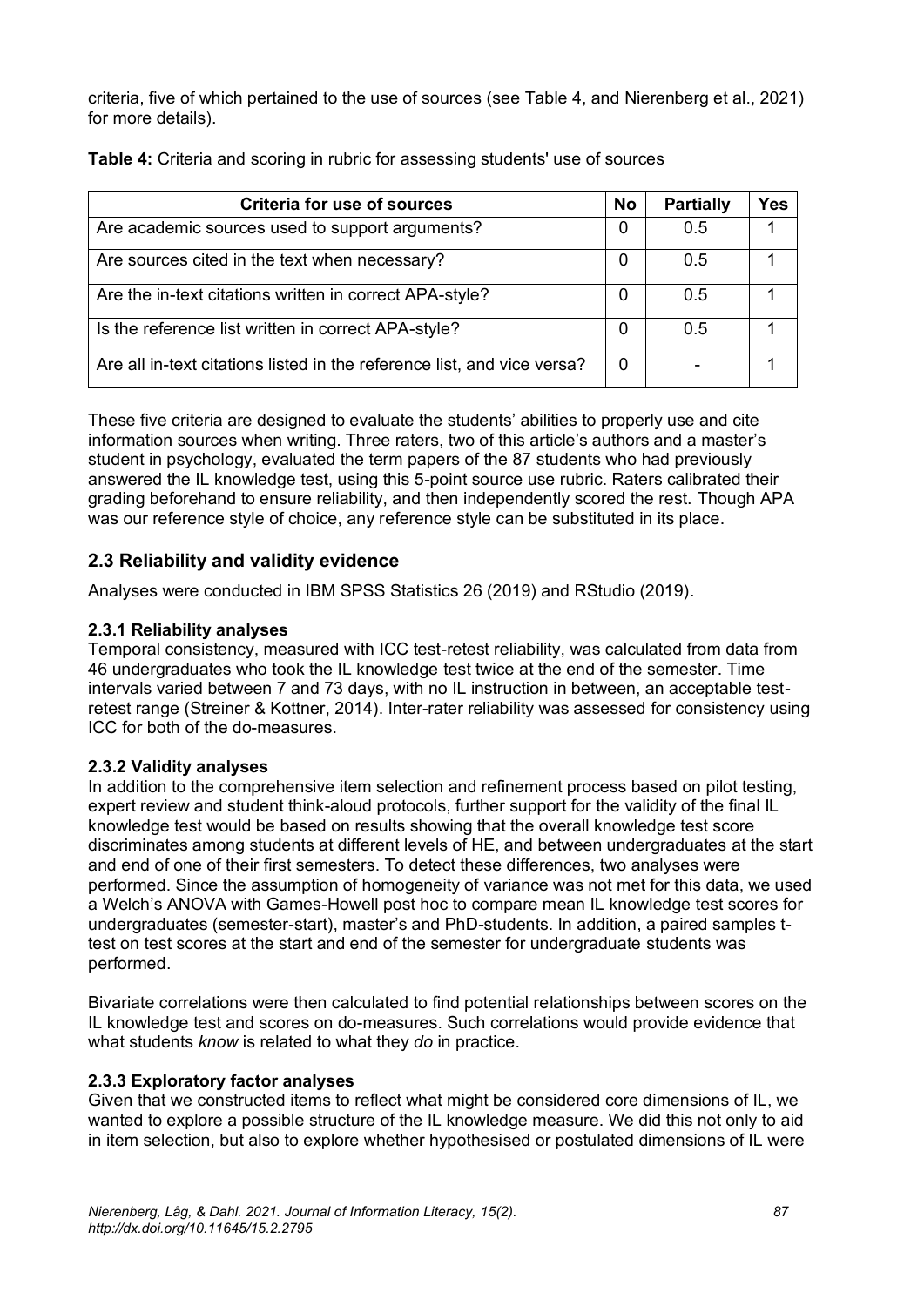criteria, five of which pertained to the use of sources (see Table 4, and Nierenberg et al., 2021) for more details).

**Table 4:** Criteria and scoring in rubric for assessing students' use of sources

| Criteria for use of sources | No | Partially | Yes |
|---|---|---|---|
| Are academic sources used to support arguments? | 0 | 0.5 | 1 |
| Are sources cited in the text when necessary? | 0 | 0.5 | 1 |
| Are the in-text citations written in correct APA-style? | 0 | 0.5 | 1 |
| Is the reference list written in correct APA-style? | 0 | 0.5 | 1 |
| Are all in-text citations listed in the reference list, and vice versa? | 0 | - | 1 |

These five criteria are designed to evaluate the students' abilities to properly use and cite information sources when writing. Three raters, two of this article's authors and a master's student in psychology, evaluated the term papers of the 87 students who had previously answered the IL knowledge test, using this 5-point source use rubric. Raters calibrated their grading beforehand to ensure reliability, and then independently scored the rest. Though APA was our reference style of choice, any reference style can be substituted in its place.

## 2.3 Reliability and validity evidence

Analyses were conducted in IBM SPSS Statistics 26 (2019) and RStudio (2019).

### 2.3.1 Reliability analyses

Temporal consistency, measured with ICC test-retest reliability, was calculated from data from 46 undergraduates who took the IL knowledge test twice at the end of the semester. Time intervals varied between 7 and 73 days, with no IL instruction in between, an acceptable test-retest range (Streiner & Kottner, 2014). Inter-rater reliability was assessed for consistency using ICC for both of the do-measures.

### 2.3.2 Validity analyses

In addition to the comprehensive item selection and refinement process based on pilot testing, expert review and student think-aloud protocols, further support for the validity of the final IL knowledge test would be based on results showing that the overall knowledge test score discriminates among students at different levels of HE, and between undergraduates at the start and end of one of their first semesters. To detect these differences, two analyses were performed. Since the assumption of homogeneity of variance was not met for this data, we used a Welch's ANOVA with Games-Howell post hoc to compare mean IL knowledge test scores for undergraduates (semester-start), master's and PhD-students. In addition, a paired samples t-test on test scores at the start and end of the semester for undergraduate students was performed.

Bivariate correlations were then calculated to find potential relationships between scores on the IL knowledge test and scores on do-measures. Such correlations would provide evidence that what students *know* is related to what they *do* in practice.

### 2.3.3 Exploratory factor analyses

Given that we constructed items to reflect what might be considered core dimensions of IL, we wanted to explore a possible structure of the IL knowledge measure. We did this not only to aid in item selection, but also to explore whether hypothesised or postulated dimensions of IL were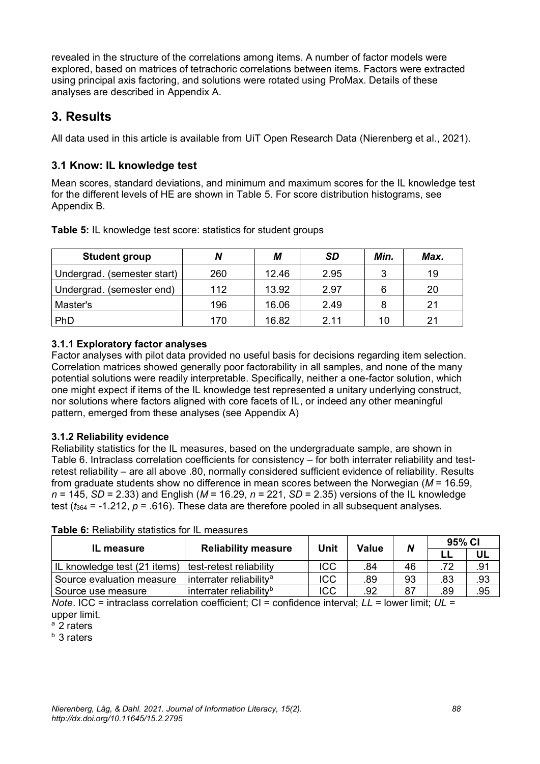revealed in the structure of the correlations among items. A number of factor models were explored, based on matrices of tetrachoric correlations between items. Factors were extracted using principal axis factoring, and solutions were rotated using ProMax. Details of these analyses are described in Appendix A.

# 3. Results

All data used in this article is available from UiT Open Research Data (Nierenberg et al., 2021).

## 3.1 Know: IL knowledge test

Mean scores, standard deviations, and minimum and maximum scores for the IL knowledge test for the different levels of HE are shown in Table 5. For score distribution histograms, see Appendix B.

**Table 5:** IL knowledge test score: statistics for student groups

| Student group | *N* | *M* | *SD* | *Min.* | *Max.* |
|---|---|---|---|---|---|
| Undergrad. (semester start) | 260 | 12.46 | 2.95 | 3 | 19 |
| Undergrad. (semester end) | 112 | 13.92 | 2.97 | 6 | 20 |
| Master's | 196 | 16.06 | 2.49 | 8 | 21 |
| PhD | 170 | 16.82 | 2.11 | 10 | 21 |

### 3.1.1 Exploratory factor analyses

Factor analyses with pilot data provided no useful basis for decisions regarding item selection. Correlation matrices showed generally poor factorability in all samples, and none of the many potential solutions were readily interpretable. Specifically, neither a one-factor solution, which one might expect if items of the IL knowledge test represented a unitary underlying construct, nor solutions where factors aligned with core facets of IL, or indeed any other meaningful pattern, emerged from these analyses (see Appendix A)

### 3.1.2 Reliability evidence

Reliability statistics for the IL measures, based on the undergraduate sample, are shown in Table 6. Intraclass correlation coefficients for consistency – for both interrater reliability and test-retest reliability – are all above .80, normally considered sufficient evidence of reliability. Results from graduate students show no difference in mean scores between the Norwegian ($M$ = 16.59, $n$ = 145, $SD$ = 2.33) and English ($M$ = 16.29, $n$ = 221, $SD$ = 2.35) versions of the IL knowledge test ($t_{364}$ = -1.212, $p$ = .616). These data are therefore pooled in all subsequent analyses.

**Table 6:** Reliability statistics for IL measures

| IL measure | Reliability measure | Unit | Value | *N* | 95% CI | |
|---|---|---|---|---|---|---|
| | | | | | *LL* | *UL* |
| IL knowledge test (21 items) | test-retest reliability | ICC | .84 | 46 | .72 | .91 |
| Source evaluation measure | interrater reliability[a] | ICC | .89 | 93 | .83 | .93 |
| Source use measure | interrater reliability[b] | ICC | .92 | 87 | .89 | .95 |

*Note*. ICC = intraclass correlation coefficient; CI = confidence interval; *LL* = lower limit; *UL* = upper limit.

[a] 2 raters

[b] 3 raters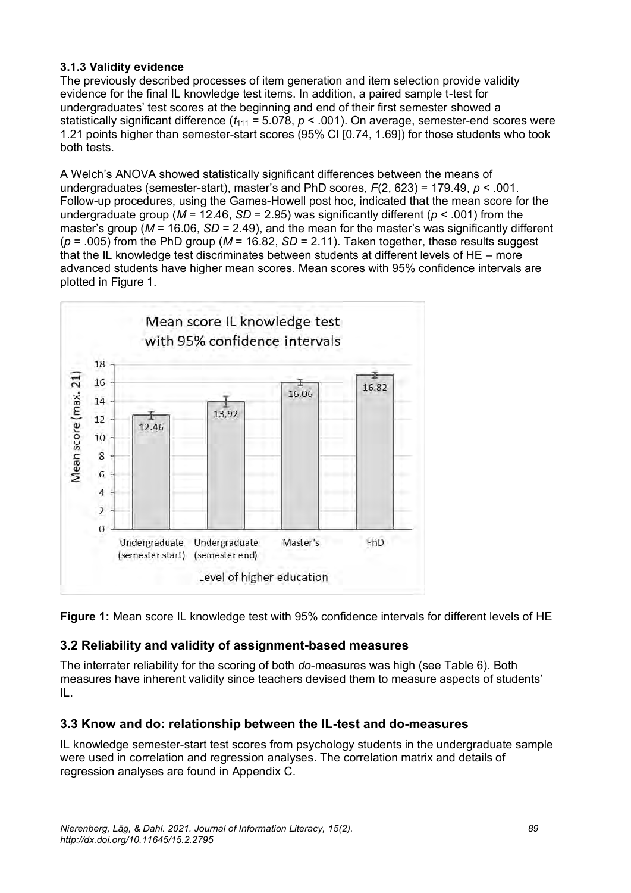### 3.1.3 Validity evidence

The previously described processes of item generation and item selection provide validity evidence for the final IL knowledge test items. In addition, a paired sample t-test for undergraduates' test scores at the beginning and end of their first semester showed a statistically significant difference ($t_{111} = 5.078$, $p < .001$). On average, semester-end scores were 1.21 points higher than semester-start scores (95% CI [0.74, 1.69]) for those students who took both tests.

A Welch's ANOVA showed statistically significant differences between the means of undergraduates (semester-start), master's and PhD scores, $F(2, 623) = 179.49$, $p < .001$. Follow-up procedures, using the Games-Howell post hoc, indicated that the mean score for the undergraduate group ($M = 12.46$, $SD = 2.95$) was significantly different ($p < .001$) from the master's group ($M = 16.06$, $SD = 2.49$), and the mean for the master's was significantly different ($p = .005$) from the PhD group ($M = 16.82$, $SD = 2.11$). Taken together, these results suggest that the IL knowledge test discriminates between students at different levels of HE – more advanced students have higher mean scores. Mean scores with 95% confidence intervals are plotted in Figure 1.

**Figure 1:** Mean score IL knowledge test with 95% confidence intervals for different levels of HE

## 3.2 Reliability and validity of assignment-based measures

The interrater reliability for the scoring of both *do*-measures was high (see Table 6). Both measures have inherent validity since teachers devised them to measure aspects of students' IL.

## 3.3 Know and do: relationship between the IL-test and do-measures

IL knowledge semester-start test scores from psychology students in the undergraduate sample were used in correlation and regression analyses. The correlation matrix and details of regression analyses are found in Appendix C.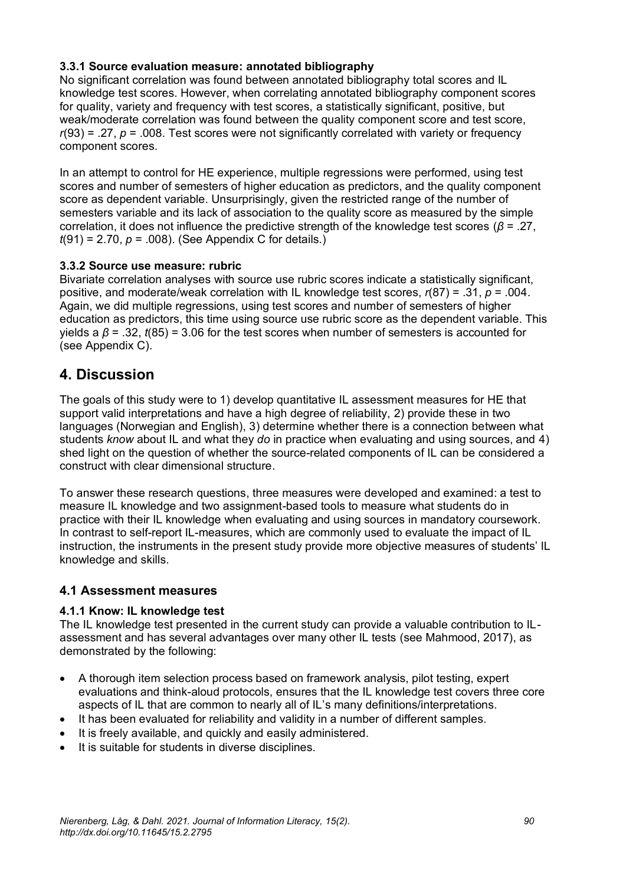#### 3.3.1 Source evaluation measure: annotated bibliography

No significant correlation was found between annotated bibliography total scores and IL knowledge test scores. However, when correlating annotated bibliography component scores for quality, variety and frequency with test scores, a statistically significant, positive, but weak/moderate correlation was found between the quality component score and test score, $r(93) = .27$, $p = .008$. Test scores were not significantly correlated with variety or frequency component scores.

In an attempt to control for HE experience, multiple regressions were performed, using test scores and number of semesters of higher education as predictors, and the quality component score as dependent variable. Unsurprisingly, given the restricted range of the number of semesters variable and its lack of association to the quality score as measured by the simple correlation, it does not influence the predictive strength of the knowledge test scores ($\beta = .27$, $t(91) = 2.70$, $p = .008$). (See Appendix C for details.)

#### 3.3.2 Source use measure: rubric

Bivariate correlation analyses with source use rubric scores indicate a statistically significant, positive, and moderate/weak correlation with IL knowledge test scores, $r(87) = .31$, $p = .004$. Again, we did multiple regressions, using test scores and number of semesters of higher education as predictors, this time using source use rubric score as the dependent variable. This yields a $\beta = .32$, $t(85) = 3.06$ for the test scores when number of semesters is accounted for (see Appendix C).

# 4. Discussion

The goals of this study were to 1) develop quantitative IL assessment measures for HE that support valid interpretations and have a high degree of reliability, 2) provide these in two languages (Norwegian and English), 3) determine whether there is a connection between what students *know* about IL and what they *do* in practice when evaluating and using sources, and 4) shed light on the question of whether the source-related components of IL can be considered a construct with clear dimensional structure.

To answer these research questions, three measures were developed and examined: a test to measure IL knowledge and two assignment-based tools to measure what students do in practice with their IL knowledge when evaluating and using sources in mandatory coursework. In contrast to self-report IL-measures, which are commonly used to evaluate the impact of IL instruction, the instruments in the present study provide more objective measures of students' IL knowledge and skills.

## 4.1 Assessment measures

#### 4.1.1 Know: IL knowledge test

The IL knowledge test presented in the current study can provide a valuable contribution to IL-assessment and has several advantages over many other IL tests (see Mahmood, 2017), as demonstrated by the following:

- A thorough item selection process based on framework analysis, pilot testing, expert evaluations and think-aloud protocols, ensures that the IL knowledge test covers three core aspects of IL that are common to nearly all of IL's many definitions/interpretations.
- It has been evaluated for reliability and validity in a number of different samples.
- It is freely available, and quickly and easily administered.
- It is suitable for students in diverse disciplines.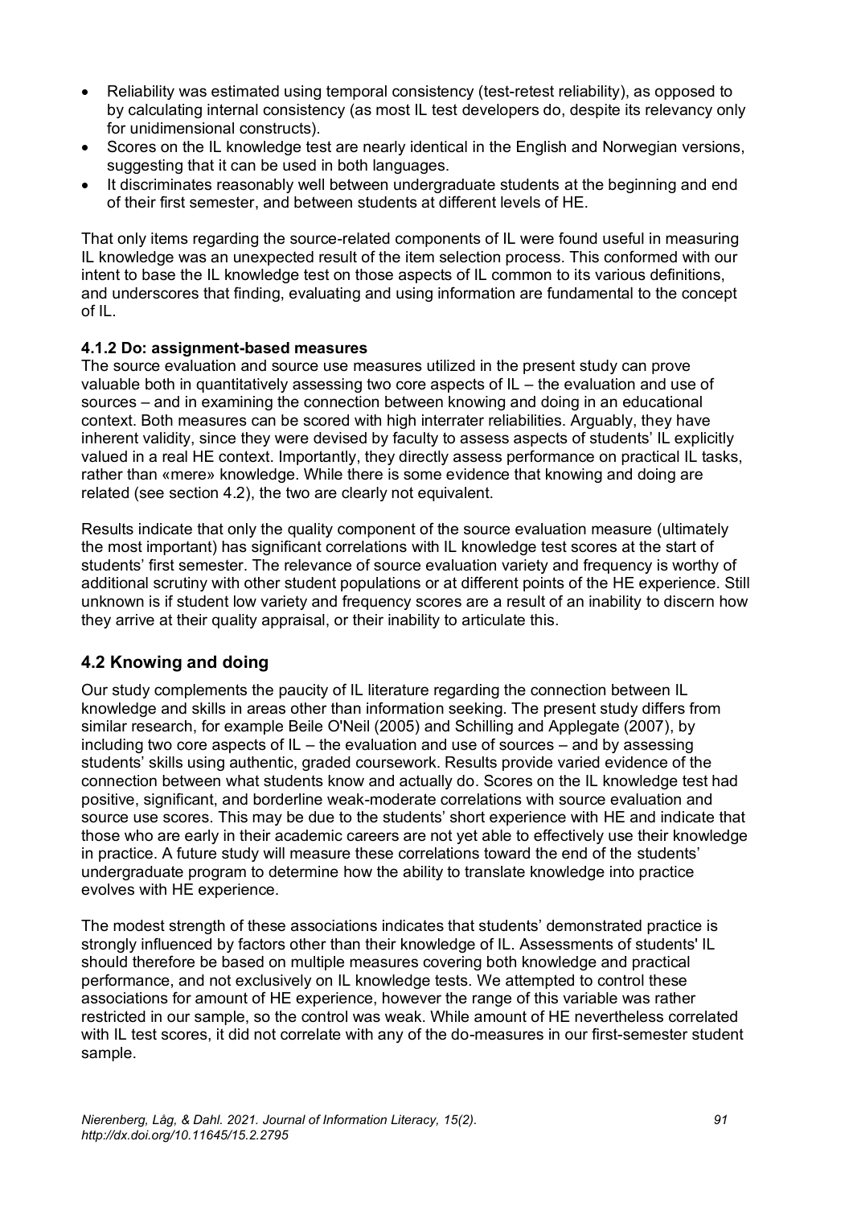- Reliability was estimated using temporal consistency (test-retest reliability), as opposed to by calculating internal consistency (as most IL test developers do, despite its relevancy only for unidimensional constructs).
- Scores on the IL knowledge test are nearly identical in the English and Norwegian versions, suggesting that it can be used in both languages.
- It discriminates reasonably well between undergraduate students at the beginning and end of their first semester, and between students at different levels of HE.

That only items regarding the source-related components of IL were found useful in measuring IL knowledge was an unexpected result of the item selection process. This conformed with our intent to base the IL knowledge test on those aspects of IL common to its various definitions, and underscores that finding, evaluating and using information are fundamental to the concept of IL.

#### 4.1.2 Do: assignment-based measures

The source evaluation and source use measures utilized in the present study can prove valuable both in quantitatively assessing two core aspects of IL – the evaluation and use of sources – and in examining the connection between knowing and doing in an educational context. Both measures can be scored with high interrater reliabilities. Arguably, they have inherent validity, since they were devised by faculty to assess aspects of students' IL explicitly valued in a real HE context. Importantly, they directly assess performance on practical IL tasks, rather than «mere» knowledge. While there is some evidence that knowing and doing are related (see section 4.2), the two are clearly not equivalent.

Results indicate that only the quality component of the source evaluation measure (ultimately the most important) has significant correlations with IL knowledge test scores at the start of students' first semester. The relevance of source evaluation variety and frequency is worthy of additional scrutiny with other student populations or at different points of the HE experience. Still unknown is if student low variety and frequency scores are a result of an inability to discern how they arrive at their quality appraisal, or their inability to articulate this.

### 4.2 Knowing and doing

Our study complements the paucity of IL literature regarding the connection between IL knowledge and skills in areas other than information seeking. The present study differs from similar research, for example Beile O'Neil (2005) and Schilling and Applegate (2007), by including two core aspects of IL – the evaluation and use of sources – and by assessing students' skills using authentic, graded coursework. Results provide varied evidence of the connection between what students know and actually do. Scores on the IL knowledge test had positive, significant, and borderline weak-moderate correlations with source evaluation and source use scores. This may be due to the students' short experience with HE and indicate that those who are early in their academic careers are not yet able to effectively use their knowledge in practice. A future study will measure these correlations toward the end of the students' undergraduate program to determine how the ability to translate knowledge into practice evolves with HE experience.

The modest strength of these associations indicates that students' demonstrated practice is strongly influenced by factors other than their knowledge of IL. Assessments of students' IL should therefore be based on multiple measures covering both knowledge and practical performance, and not exclusively on IL knowledge tests. We attempted to control these associations for amount of HE experience, however the range of this variable was rather restricted in our sample, so the control was weak. While amount of HE nevertheless correlated with IL test scores, it did not correlate with any of the do-measures in our first-semester student sample.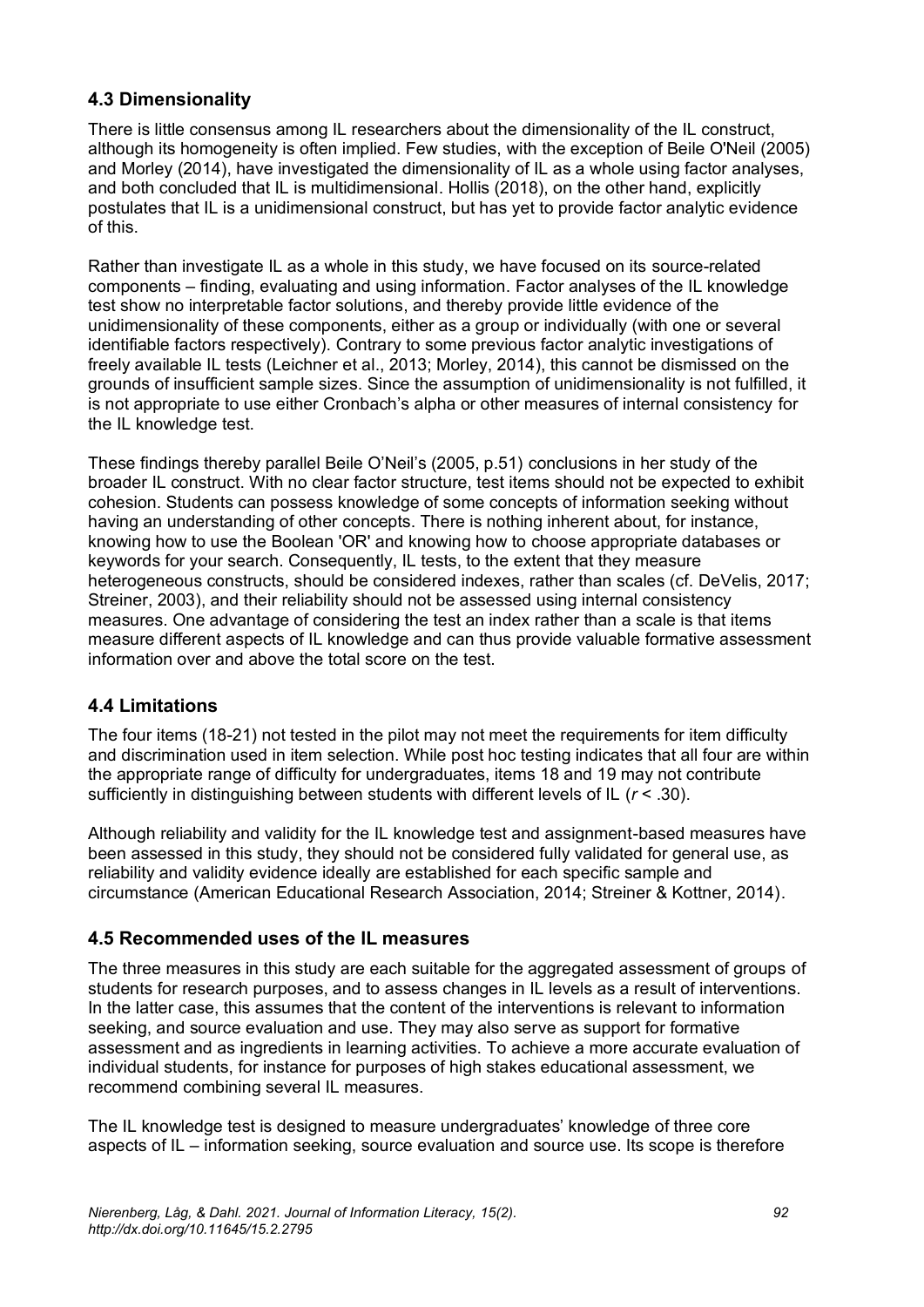### 4.3 Dimensionality

There is little consensus among IL researchers about the dimensionality of the IL construct, although its homogeneity is often implied. Few studies, with the exception of Beile O'Neil (2005) and Morley (2014), have investigated the dimensionality of IL as a whole using factor analyses, and both concluded that IL is multidimensional. Hollis (2018), on the other hand, explicitly postulates that IL is a unidimensional construct, but has yet to provide factor analytic evidence of this.

Rather than investigate IL as a whole in this study, we have focused on its source-related components – finding, evaluating and using information. Factor analyses of the IL knowledge test show no interpretable factor solutions, and thereby provide little evidence of the unidimensionality of these components, either as a group or individually (with one or several identifiable factors respectively). Contrary to some previous factor analytic investigations of freely available IL tests (Leichner et al., 2013; Morley, 2014), this cannot be dismissed on the grounds of insufficient sample sizes. Since the assumption of unidimensionality is not fulfilled, it is not appropriate to use either Cronbach's alpha or other measures of internal consistency for the IL knowledge test.

These findings thereby parallel Beile O'Neil's (2005, p.51) conclusions in her study of the broader IL construct. With no clear factor structure, test items should not be expected to exhibit cohesion. Students can possess knowledge of some concepts of information seeking without having an understanding of other concepts. There is nothing inherent about, for instance, knowing how to use the Boolean 'OR' and knowing how to choose appropriate databases or keywords for your search. Consequently, IL tests, to the extent that they measure heterogeneous constructs, should be considered indexes, rather than scales (cf. DeVelis, 2017; Streiner, 2003), and their reliability should not be assessed using internal consistency measures. One advantage of considering the test an index rather than a scale is that items measure different aspects of IL knowledge and can thus provide valuable formative assessment information over and above the total score on the test.

### 4.4 Limitations

The four items (18-21) not tested in the pilot may not meet the requirements for item difficulty and discrimination used in item selection. While post hoc testing indicates that all four are within the appropriate range of difficulty for undergraduates, items 18 and 19 may not contribute sufficiently in distinguishing between students with different levels of IL ($r < .30$).

Although reliability and validity for the IL knowledge test and assignment-based measures have been assessed in this study, they should not be considered fully validated for general use, as reliability and validity evidence ideally are established for each specific sample and circumstance (American Educational Research Association, 2014; Streiner & Kottner, 2014).

### 4.5 Recommended uses of the IL measures

The three measures in this study are each suitable for the aggregated assessment of groups of students for research purposes, and to assess changes in IL levels as a result of interventions. In the latter case, this assumes that the content of the interventions is relevant to information seeking, and source evaluation and use. They may also serve as support for formative assessment and as ingredients in learning activities. To achieve a more accurate evaluation of individual students, for instance for purposes of high stakes educational assessment, we recommend combining several IL measures.

The IL knowledge test is designed to measure undergraduates' knowledge of three core aspects of IL – information seeking, source evaluation and source use. Its scope is therefore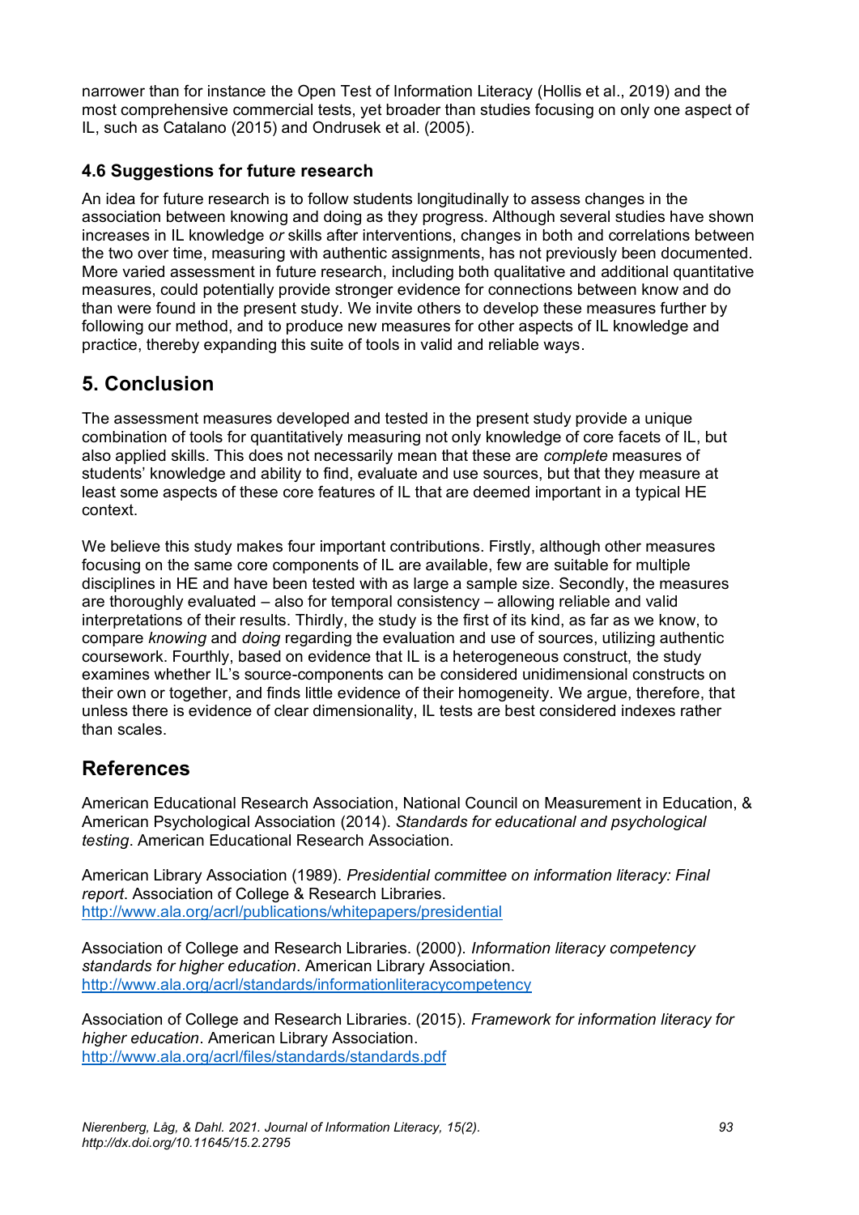narrower than for instance the Open Test of Information Literacy (Hollis et al., 2019) and the most comprehensive commercial tests, yet broader than studies focusing on only one aspect of IL, such as Catalano (2015) and Ondrusek et al. (2005).

### 4.6 Suggestions for future research

An idea for future research is to follow students longitudinally to assess changes in the association between knowing and doing as they progress. Although several studies have shown increases in IL knowledge *or* skills after interventions, changes in both and correlations between the two over time, measuring with authentic assignments, has not previously been documented. More varied assessment in future research, including both qualitative and additional quantitative measures, could potentially provide stronger evidence for connections between know and do than were found in the present study. We invite others to develop these measures further by following our method, and to produce new measures for other aspects of IL knowledge and practice, thereby expanding this suite of tools in valid and reliable ways.

## 5. Conclusion

The assessment measures developed and tested in the present study provide a unique combination of tools for quantitatively measuring not only knowledge of core facets of IL, but also applied skills. This does not necessarily mean that these are *complete* measures of students' knowledge and ability to find, evaluate and use sources, but that they measure at least some aspects of these core features of IL that are deemed important in a typical HE context.

We believe this study makes four important contributions. Firstly, although other measures focusing on the same core components of IL are available, few are suitable for multiple disciplines in HE and have been tested with as large a sample size. Secondly, the measures are thoroughly evaluated – also for temporal consistency – allowing reliable and valid interpretations of their results. Thirdly, the study is the first of its kind, as far as we know, to compare *knowing* and *doing* regarding the evaluation and use of sources, utilizing authentic coursework. Fourthly, based on evidence that IL is a heterogeneous construct, the study examines whether IL's source-components can be considered unidimensional constructs on their own or together, and finds little evidence of their homogeneity. We argue, therefore, that unless there is evidence of clear dimensionality, IL tests are best considered indexes rather than scales.

## References

American Educational Research Association, National Council on Measurement in Education, & American Psychological Association (2014). *Standards for educational and psychological testing*. American Educational Research Association.

American Library Association (1989). *Presidential committee on information literacy: Final report*. Association of College & Research Libraries. http://www.ala.org/acrl/publications/whitepapers/presidential

Association of College and Research Libraries. (2000). *Information literacy competency standards for higher education*. American Library Association. http://www.ala.org/acrl/standards/informationliteracycompetency

Association of College and Research Libraries. (2015). *Framework for information literacy for higher education*. American Library Association. http://www.ala.org/acrl/files/standards/standards.pdf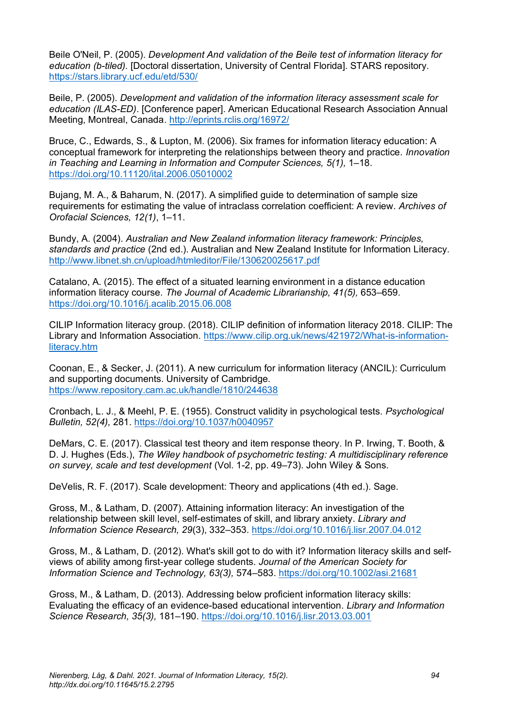Beile O'Neil, P. (2005). *Development And validation of the Beile test of information literacy for education (b-tiled).* [Doctoral dissertation, University of Central Florida]. STARS repository. https://stars.library.ucf.edu/etd/530/

Beile, P. (2005). *Development and validation of the information literacy assessment scale for education (ILAS-ED)*. [Conference paper]. American Educational Research Association Annual Meeting, Montreal, Canada. http://eprints.rclis.org/16972/

Bruce, C., Edwards, S., & Lupton, M. (2006). Six frames for information literacy education: A conceptual framework for interpreting the relationships between theory and practice. *Innovation in Teaching and Learning in Information and Computer Sciences, 5(1),* 1–18. https://doi.org/10.11120/ital.2006.05010002

Bujang, M. A., & Baharum, N. (2017). A simplified guide to determination of sample size requirements for estimating the value of intraclass correlation coefficient: A review. *Archives of Orofacial Sciences, 12(1)*, 1–11.

Bundy, A. (2004). *Australian and New Zealand information literacy framework: Principles, standards and practice* (2nd ed.). Australian and New Zealand Institute for Information Literacy. http://www.libnet.sh.cn/upload/htmleditor/File/130620025617.pdf

Catalano, A. (2015). The effect of a situated learning environment in a distance education information literacy course. *The Journal of Academic Librarianship, 41(5),* 653–659. https://doi.org/10.1016/j.acalib.2015.06.008

CILIP Information literacy group. (2018). CILIP definition of information literacy 2018. CILIP: The Library and Information Association. https://www.cilip.org.uk/news/421972/What-is-information-literacy.htm

Coonan, E., & Secker, J. (2011). A new curriculum for information literacy (ANCIL): Curriculum and supporting documents. University of Cambridge. https://www.repository.cam.ac.uk/handle/1810/244638

Cronbach, L. J., & Meehl, P. E. (1955). Construct validity in psychological tests. *Psychological Bulletin, 52(4),* 281. https://doi.org/10.1037/h0040957

DeMars, C. E. (2017). Classical test theory and item response theory. In P. Irwing, T. Booth, & D. J. Hughes (Eds.), *The Wiley handbook of psychometric testing: A multidisciplinary reference on survey, scale and test development* (Vol. 1-2, pp. 49–73). John Wiley & Sons.

DeVelis, R. F. (2017). Scale development: Theory and applications (4th ed.). Sage.

Gross, M., & Latham, D. (2007). Attaining information literacy: An investigation of the relationship between skill level, self-estimates of skill, and library anxiety. *Library and Information Science Research, 29*(3), 332–353. https://doi.org/10.1016/j.lisr.2007.04.012

Gross, M., & Latham, D. (2012). What's skill got to do with it? Information literacy skills and self-views of ability among first-year college students. *Journal of the American Society for Information Science and Technology, 63(3),* 574–583. https://doi.org/10.1002/asi.21681

Gross, M., & Latham, D. (2013). Addressing below proficient information literacy skills: Evaluating the efficacy of an evidence-based educational intervention. *Library and Information Science Research, 35(3),* 181–190. https://doi.org/10.1016/j.lisr.2013.03.001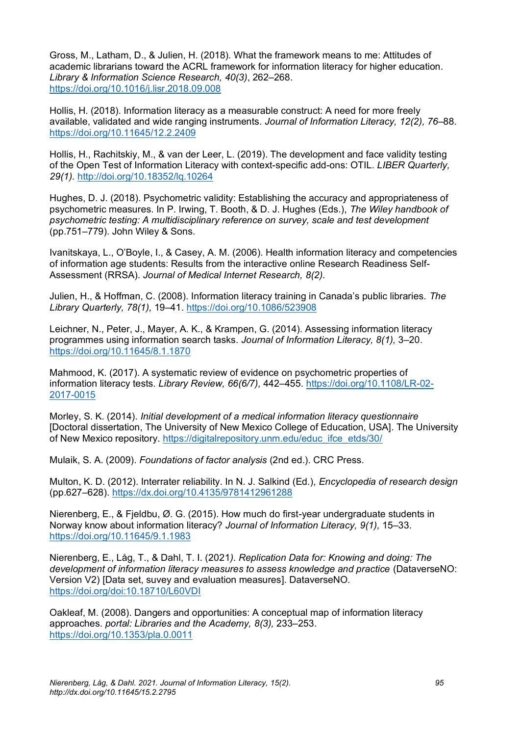Gross, M., Latham, D., & Julien, H. (2018). What the framework means to me: Attitudes of academic librarians toward the ACRL framework for information literacy for higher education. *Library & Information Science Research, 40(3)*, 262–268. https://doi.org/10.1016/j.lisr.2018.09.008

Hollis, H. (2018). Information literacy as a measurable construct: A need for more freely available, validated and wide ranging instruments. *Journal of Information Literacy, 12(2), 76*–88. https://doi.org/10.11645/12.2.2409

Hollis, H., Rachitskiy, M., & van der Leer, L. (2019). The development and face validity testing of the Open Test of Information Literacy with context-specific add-ons: OTIL. *LIBER Quarterly, 29(1).* http://doi.org/10.18352/lq.10264

Hughes, D. J. (2018). Psychometric validity: Establishing the accuracy and appropriateness of psychometric measures. In P. Irwing, T. Booth, & D. J. Hughes (Eds.), *The Wiley handbook of psychometric testing: A multidisciplinary reference on survey, scale and test development* (pp.751–779). John Wiley & Sons.

Ivanitskaya, L., O'Boyle, I., & Casey, A. M. (2006). Health information literacy and competencies of information age students: Results from the interactive online Research Readiness Self-Assessment (RRSA). *Journal of Medical Internet Research, 8(2).*

Julien, H., & Hoffman, C. (2008). Information literacy training in Canada's public libraries. *The Library Quarterly, 78(1),* 19–41. https://doi.org/10.1086/523908

Leichner, N., Peter, J., Mayer, A. K., & Krampen, G. (2014). Assessing information literacy programmes using information search tasks. *Journal of Information Literacy, 8(1),* 3–20. https://doi.org/10.11645/8.1.1870

Mahmood, K. (2017). A systematic review of evidence on psychometric properties of information literacy tests. *Library Review, 66(6/7),* 442–455. https://doi.org/10.1108/LR-02-2017-0015

Morley, S. K. (2014). *Initial development of a medical information literacy questionnaire* [Doctoral dissertation, The University of New Mexico College of Education, USA]. The University of New Mexico repository. https://digitalrepository.unm.edu/educ_ifce_etds/30/

Mulaik, S. A. (2009). *Foundations of factor analysis* (2nd ed.). CRC Press.

Multon, K. D. (2012). Interrater reliability. In N. J. Salkind (Ed.), *Encyclopedia of research design* (pp.627–628). https://dx.doi.org/10.4135/9781412961288

Nierenberg, E., & Fjeldbu, Ø. G. (2015). How much do first-year undergraduate students in Norway know about information literacy? *Journal of Information Literacy, 9(1),* 15–33. https://doi.org/10.11645/9.1.1983

Nierenberg, E., Låg, T., & Dahl, T. I. (2021*). Replication Data for: Knowing and doing: The development of information literacy measures to assess knowledge and practice* (DataverseNO: Version V2) [Data set, suvey and evaluation measures]. DataverseNO. https://doi.org/doi:10.18710/L60VDI

Oakleaf, M. (2008). Dangers and opportunities: A conceptual map of information literacy approaches. *portal: Libraries and the Academy, 8(3),* 233–253. https://doi.org/10.1353/pla.0.0011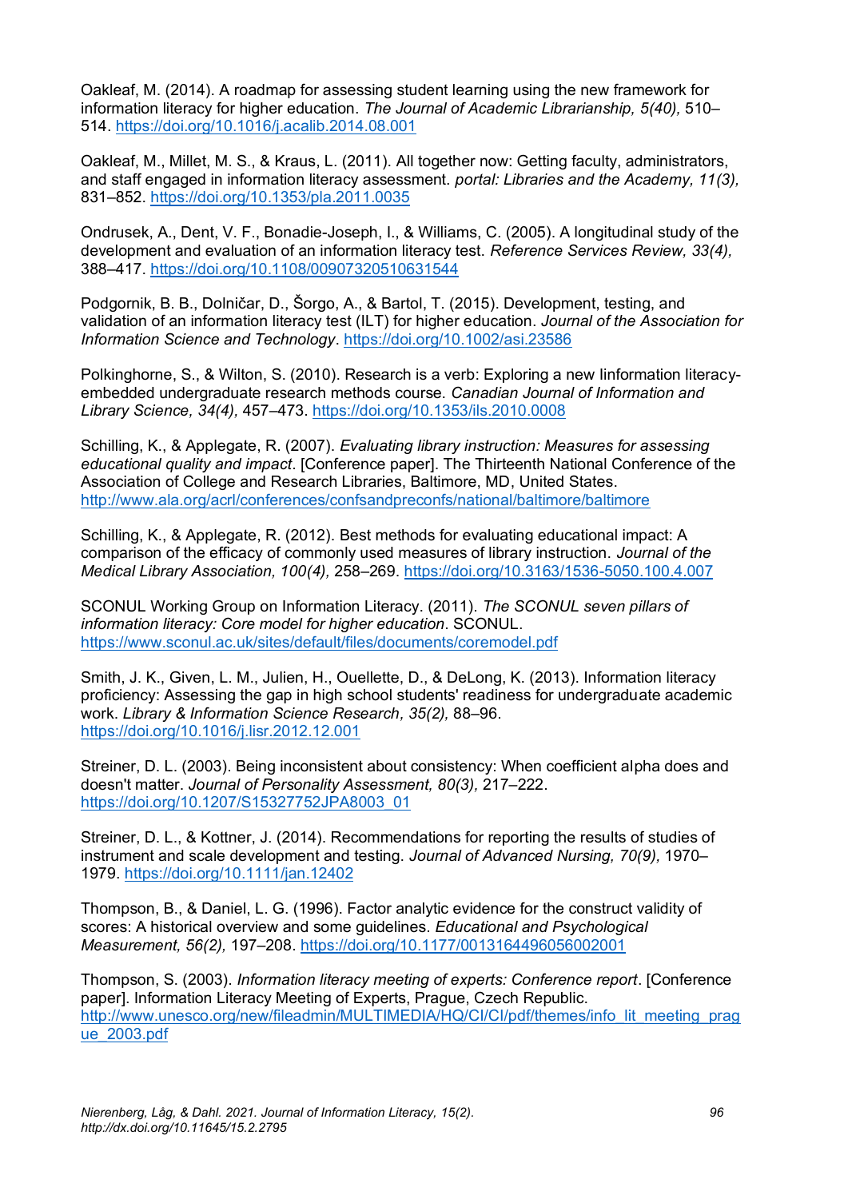Oakleaf, M. (2014). A roadmap for assessing student learning using the new framework for information literacy for higher education. *The Journal of Academic Librarianship, 5(40),* 510–514. https://doi.org/10.1016/j.acalib.2014.08.001

Oakleaf, M., Millet, M. S., & Kraus, L. (2011). All together now: Getting faculty, administrators, and staff engaged in information literacy assessment. *portal: Libraries and the Academy, 11(3),* 831–852. https://doi.org/10.1353/pla.2011.0035

Ondrusek, A., Dent, V. F., Bonadie-Joseph, I., & Williams, C. (2005). A longitudinal study of the development and evaluation of an information literacy test. *Reference Services Review, 33(4),* 388–417. https://doi.org/10.1108/00907320510631544

Podgornik, B. B., Dolničar, D., Šorgo, A., & Bartol, T. (2015). Development, testing, and validation of an information literacy test (ILT) for higher education. *Journal of the Association for Information Science and Technology*. https://doi.org/10.1002/asi.23586

Polkinghorne, S., & Wilton, S. (2010). Research is a verb: Exploring a new Iinformation literacy-embedded undergraduate research methods course. *Canadian Journal of Information and Library Science, 34(4),* 457–473. https://doi.org/10.1353/ils.2010.0008

Schilling, K., & Applegate, R. (2007). *Evaluating library instruction: Measures for assessing educational quality and impact*. [Conference paper]. The Thirteenth National Conference of the Association of College and Research Libraries, Baltimore, MD, United States. http://www.ala.org/acrl/conferences/confsandpreconfs/national/baltimore/baltimore

Schilling, K., & Applegate, R. (2012). Best methods for evaluating educational impact: A comparison of the efficacy of commonly used measures of library instruction. *Journal of the Medical Library Association, 100(4),* 258–269. https://doi.org/10.3163/1536-5050.100.4.007

SCONUL Working Group on Information Literacy. (2011). *The SCONUL seven pillars of information literacy: Core model for higher education*. SCONUL. https://www.sconul.ac.uk/sites/default/files/documents/coremodel.pdf

Smith, J. K., Given, L. M., Julien, H., Ouellette, D., & DeLong, K. (2013). Information literacy proficiency: Assessing the gap in high school students' readiness for undergraduate academic work. *Library & Information Science Research, 35(2),* 88–96. https://doi.org/10.1016/j.lisr.2012.12.001

Streiner, D. L. (2003). Being inconsistent about consistency: When coefficient alpha does and doesn't matter. *Journal of Personality Assessment, 80(3),* 217–222. https://doi.org/10.1207/S15327752JPA8003_01

Streiner, D. L., & Kottner, J. (2014). Recommendations for reporting the results of studies of instrument and scale development and testing. *Journal of Advanced Nursing, 70(9),* 1970–1979. https://doi.org/10.1111/jan.12402

Thompson, B., & Daniel, L. G. (1996). Factor analytic evidence for the construct validity of scores: A historical overview and some guidelines. *Educational and Psychological Measurement, 56(2),* 197–208. https://doi.org/10.1177/0013164496056002001

Thompson, S. (2003). *Information literacy meeting of experts: Conference report*. [Conference paper]. Information Literacy Meeting of Experts, Prague, Czech Republic. http://www.unesco.org/new/fileadmin/MULTIMEDIA/HQ/CI/CI/pdf/themes/info_lit_meeting_prague_2003.pdf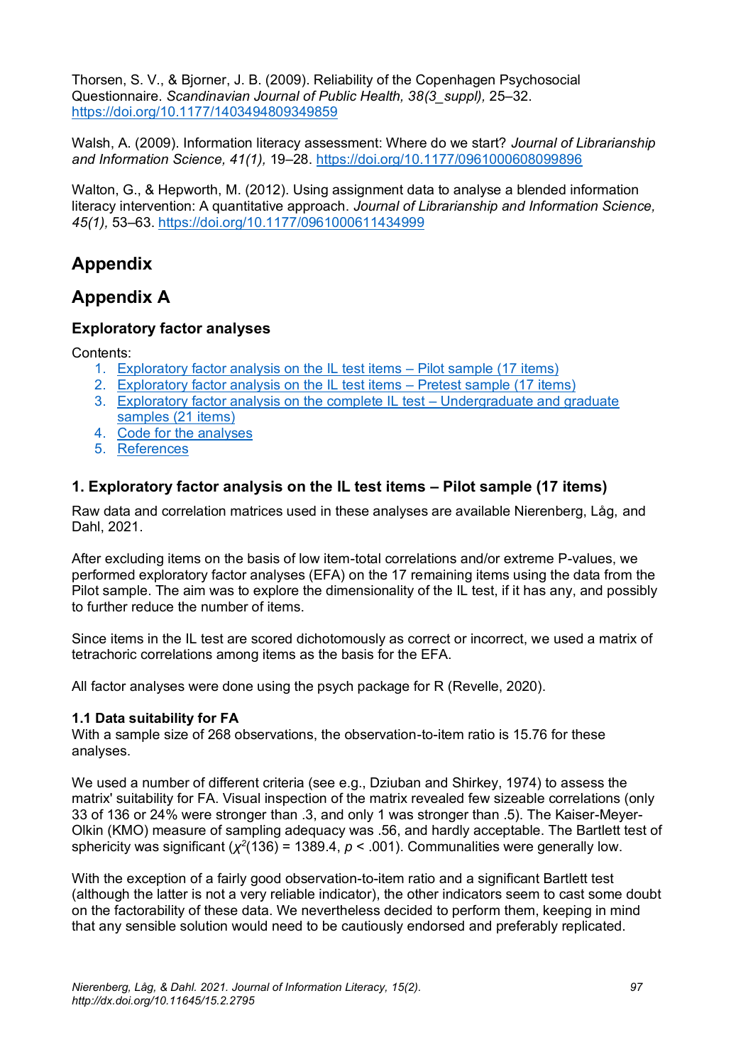Thorsen, S. V., & Bjorner, J. B. (2009). Reliability of the Copenhagen Psychosocial Questionnaire. *Scandinavian Journal of Public Health, 38(3_suppl),* 25–32. https://doi.org/10.1177/1403494809349859

Walsh, A. (2009). Information literacy assessment: Where do we start? *Journal of Librarianship and Information Science, 41(1),* 19–28. https://doi.org/10.1177/0961000608099896

Walton, G., & Hepworth, M. (2012). Using assignment data to analyse a blended information literacy intervention: A quantitative approach. *Journal of Librarianship and Information Science, 45(1),* 53–63. https://doi.org/10.1177/0961000611434999

# Appendix

# Appendix A

## Exploratory factor analyses

Contents:

1. Exploratory factor analysis on the IL test items – Pilot sample (17 items)
2. Exploratory factor analysis on the IL test items – Pretest sample (17 items)
3. Exploratory factor analysis on the complete IL test – Undergraduate and graduate samples (21 items)
4. Code for the analyses
5. References

### 1. Exploratory factor analysis on the IL test items – Pilot sample (17 items)

Raw data and correlation matrices used in these analyses are available Nierenberg, Låg, and Dahl, 2021.

After excluding items on the basis of low item-total correlations and/or extreme P-values, we performed exploratory factor analyses (EFA) on the 17 remaining items using the data from the Pilot sample. The aim was to explore the dimensionality of the IL test, if it has any, and possibly to further reduce the number of items.

Since items in the IL test are scored dichotomously as correct or incorrect, we used a matrix of tetrachoric correlations among items as the basis for the EFA.

All factor analyses were done using the psych package for R (Revelle, 2020).

**1.1 Data suitability for FA**

With a sample size of 268 observations, the observation-to-item ratio is 15.76 for these analyses.

We used a number of different criteria (see e.g., Dziuban and Shirkey, 1974) to assess the matrix' suitability for FA. Visual inspection of the matrix revealed few sizeable correlations (only 33 of 136 or 24% were stronger than .3, and only 1 was stronger than .5). The Kaiser-Meyer-Olkin (KMO) measure of sampling adequacy was .56, and hardly acceptable. The Bartlett test of sphericity was significant ($\chi^2(136) = 1389.4$, $p < .001$). Communalities were generally low.

With the exception of a fairly good observation-to-item ratio and a significant Bartlett test (although the latter is not a very reliable indicator), the other indicators seem to cast some doubt on the factorability of these data. We nevertheless decided to perform them, keeping in mind that any sensible solution would need to be cautiously endorsed and preferably replicated.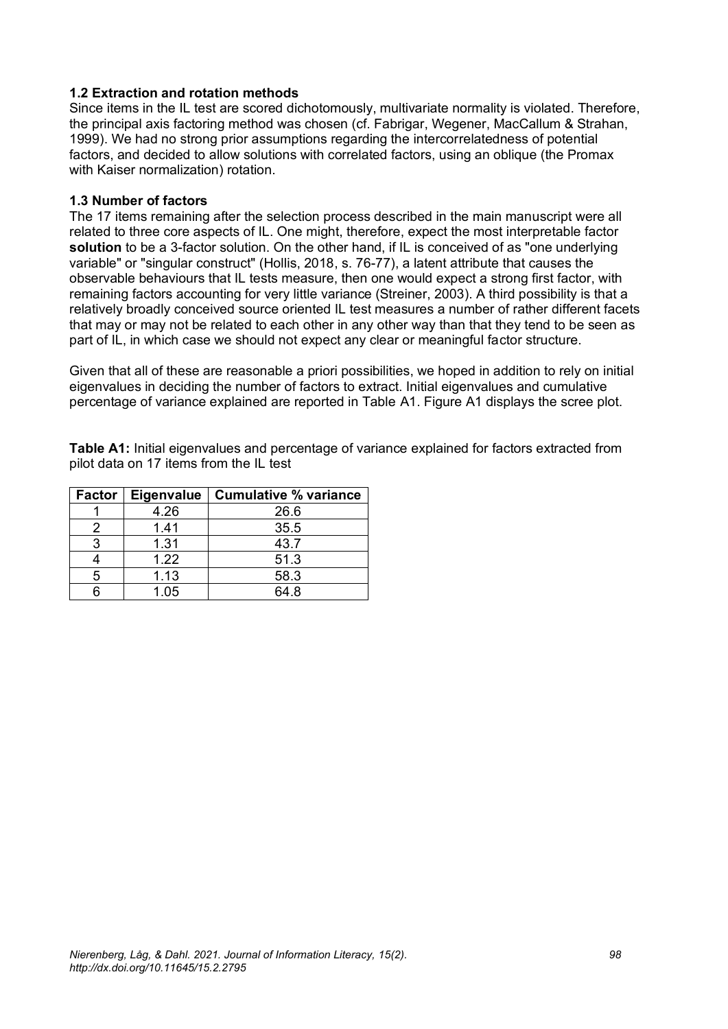### 1.2 Extraction and rotation methods

Since items in the IL test are scored dichotomously, multivariate normality is violated. Therefore, the principal axis factoring method was chosen (cf. Fabrigar, Wegener, MacCallum & Strahan, 1999). We had no strong prior assumptions regarding the intercorrelatedness of potential factors, and decided to allow solutions with correlated factors, using an oblique (the Promax with Kaiser normalization) rotation.

### 1.3 Number of factors

The 17 items remaining after the selection process described in the main manuscript were all related to three core aspects of IL. One might, therefore, expect the most interpretable factor **solution** to be a 3-factor solution. On the other hand, if IL is conceived of as "one underlying variable" or "singular construct" (Hollis, 2018, s. 76-77), a latent attribute that causes the observable behaviours that IL tests measure, then one would expect a strong first factor, with remaining factors accounting for very little variance (Streiner, 2003). A third possibility is that a relatively broadly conceived source oriented IL test measures a number of rather different facets that may or may not be related to each other in any other way than that they tend to be seen as part of IL, in which case we should not expect any clear or meaningful factor structure.

Given that all of these are reasonable a priori possibilities, we hoped in addition to rely on initial eigenvalues in deciding the number of factors to extract. Initial eigenvalues and cumulative percentage of variance explained are reported in Table A1. Figure A1 displays the scree plot.

**Table A1:** Initial eigenvalues and percentage of variance explained for factors extracted from pilot data on 17 items from the IL test

| Factor | Eigenvalue | Cumulative % variance |
|---|---|---|
| 1 | 4.26 | 26.6 |
| 2 | 1.41 | 35.5 |
| 3 | 1.31 | 43.7 |
| 4 | 1.22 | 51.3 |
| 5 | 1.13 | 58.3 |
| 6 | 1.05 | 64.8 |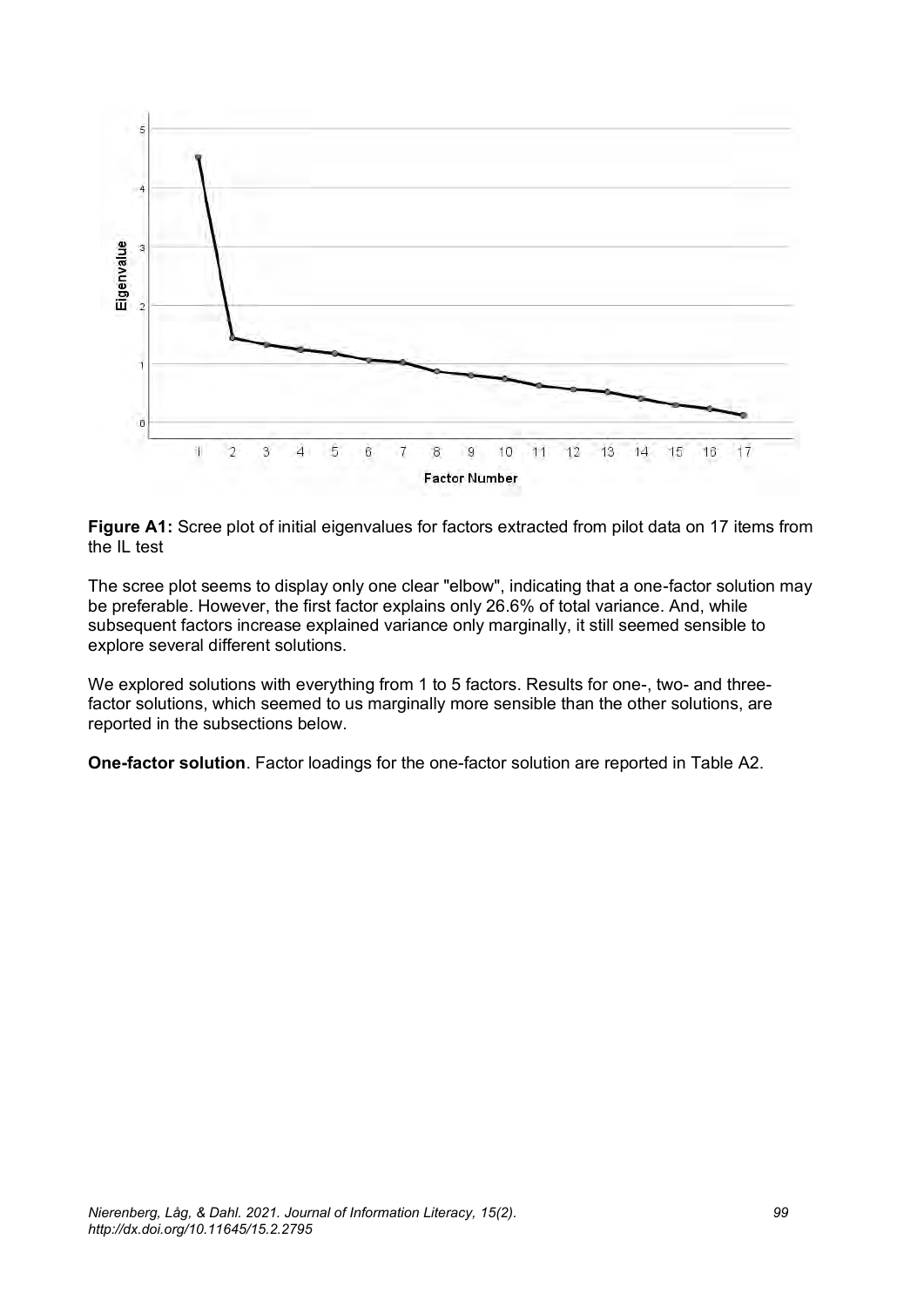**Figure A1:** Scree plot of initial eigenvalues for factors extracted from pilot data on 17 items from the IL test

The scree plot seems to display only one clear "elbow", indicating that a one-factor solution may be preferable. However, the first factor explains only 26.6% of total variance. And, while subsequent factors increase explained variance only marginally, it still seemed sensible to explore several different solutions.

We explored solutions with everything from 1 to 5 factors. Results for one-, two- and three-factor solutions, which seemed to us marginally more sensible than the other solutions, are reported in the subsections below.

**One-factor solution**. Factor loadings for the one-factor solution are reported in Table A2.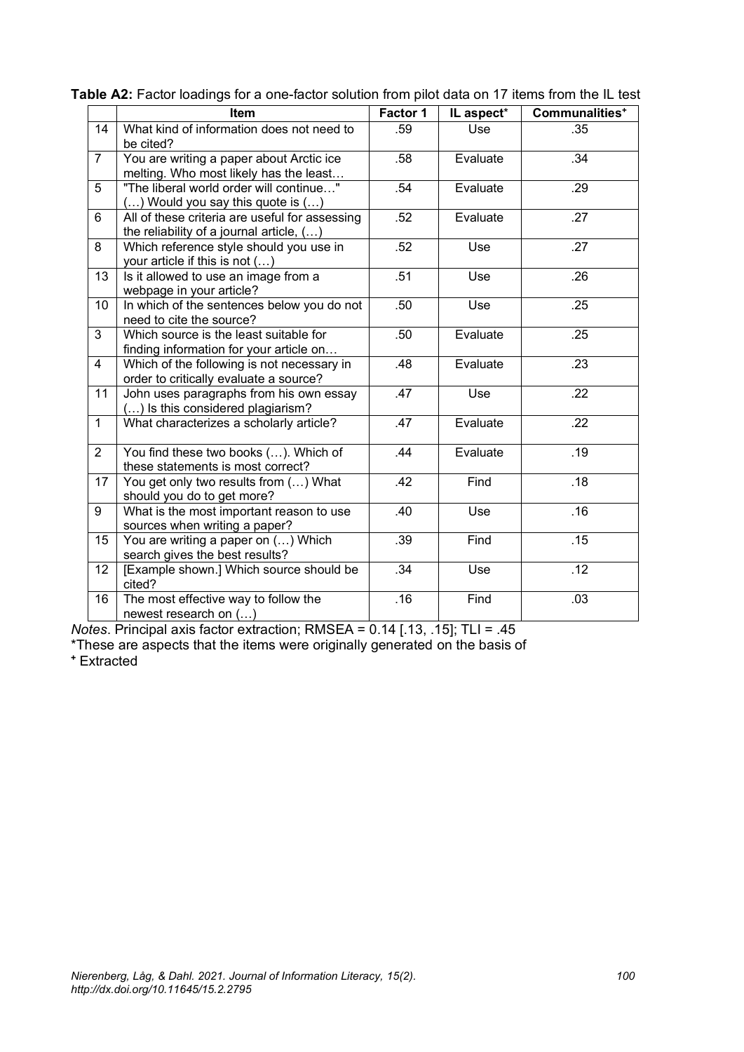**Table A2:** Factor loadings for a one-factor solution from pilot data on 17 items from the IL test

| | Item | Factor 1 | IL aspect* | Communalities⁺ |
|---|---|---|---|---|
| 14 | What kind of information does not need to be cited? | .59 | Use | .35 |
| 7 | You are writing a paper about Arctic ice melting. Who most likely has the least… | .58 | Evaluate | .34 |
| 5 | "The liberal world order will continue…" (…) Would you say this quote is (…) | .54 | Evaluate | .29 |
| 6 | All of these criteria are useful for assessing the reliability of a journal article, (…) | .52 | Evaluate | .27 |
| 8 | Which reference style should you use in your article if this is not (…) | .52 | Use | .27 |
| 13 | Is it allowed to use an image from a webpage in your article? | .51 | Use | .26 |
| 10 | In which of the sentences below you do not need to cite the source? | .50 | Use | .25 |
| 3 | Which source is the least suitable for finding information for your article on… | .50 | Evaluate | .25 |
| 4 | Which of the following is not necessary in order to critically evaluate a source? | .48 | Evaluate | .23 |
| 11 | John uses paragraphs from his own essay (…) Is this considered plagiarism? | .47 | Use | .22 |
| 1 | What characterizes a scholarly article? | .47 | Evaluate | .22 |
| 2 | You find these two books (…). Which of these statements is most correct? | .44 | Evaluate | .19 |
| 17 | You get only two results from (…) What should you do to get more? | .42 | Find | .18 |
| 9 | What is the most important reason to use sources when writing a paper? | .40 | Use | .16 |
| 15 | You are writing a paper on (…) Which search gives the best results? | .39 | Find | .15 |
| 12 | [Example shown.] Which source should be cited? | .34 | Use | .12 |
| 16 | The most effective way to follow the newest research on (…) | .16 | Find | .03 |

*Notes*. Principal axis factor extraction; RMSEA = 0.14 [.13, .15]; TLI = .45

*These are aspects that the items were originally generated on the basis of

⁺ Extracted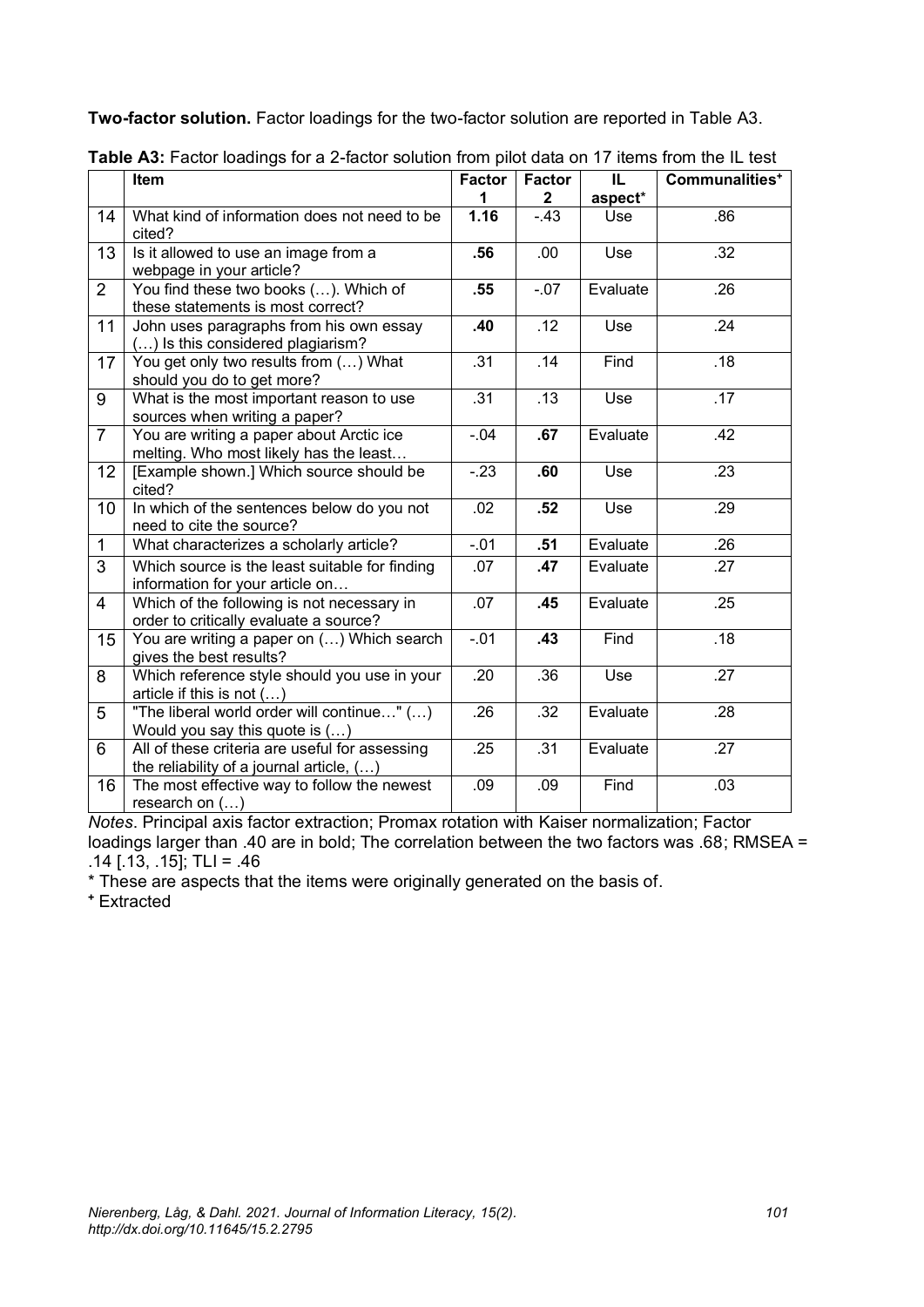**Two-factor solution.** Factor loadings for the two-factor solution are reported in Table A3.

**Table A3:** Factor loadings for a 2-factor solution from pilot data on 17 items from the IL test

| | Item | Factor 1 | Factor 2 | IL aspect* | Communalities⁺ |
|---|---|---|---|---|---|
| 14 | What kind of information does not need to be cited? | **1.16** | -.43 | Use | .86 |
| 13 | Is it allowed to use an image from a webpage in your article? | **.56** | .00 | Use | .32 |
| 2 | You find these two books (…). Which of these statements is most correct? | **.55** | -.07 | Evaluate | .26 |
| 11 | John uses paragraphs from his own essay (…) Is this considered plagiarism? | **.40** | .12 | Use | .24 |
| 17 | You get only two results from (…) What should you do to get more? | .31 | .14 | Find | .18 |
| 9 | What is the most important reason to use sources when writing a paper? | .31 | .13 | Use | .17 |
| 7 | You are writing a paper about Arctic ice melting. Who most likely has the least… | -.04 | **.67** | Evaluate | .42 |
| 12 | [Example shown.] Which source should be cited? | -.23 | **.60** | Use | .23 |
| 10 | In which of the sentences below do you not need to cite the source? | .02 | **.52** | Use | .29 |
| 1 | What characterizes a scholarly article? | -.01 | **.51** | Evaluate | .26 |
| 3 | Which source is the least suitable for finding information for your article on… | .07 | **.47** | Evaluate | .27 |
| 4 | Which of the following is not necessary in order to critically evaluate a source? | .07 | **.45** | Evaluate | .25 |
| 15 | You are writing a paper on (…) Which search gives the best results? | -.01 | **.43** | Find | .18 |
| 8 | Which reference style should you use in your article if this is not (…) | .20 | .36 | Use | .27 |
| 5 | "The liberal world order will continue…" (…) Would you say this quote is (…) | .26 | .32 | Evaluate | .28 |
| 6 | All of these criteria are useful for assessing the reliability of a journal article, (…) | .25 | .31 | Evaluate | .27 |
| 16 | The most effective way to follow the newest research on (…) | .09 | .09 | Find | .03 |

*Notes*. Principal axis factor extraction; Promax rotation with Kaiser normalization; Factor loadings larger than .40 are in bold; The correlation between the two factors was .68; RMSEA = .14 [.13, .15]; TLI = .46

* These are aspects that the items were originally generated on the basis of.

⁺ Extracted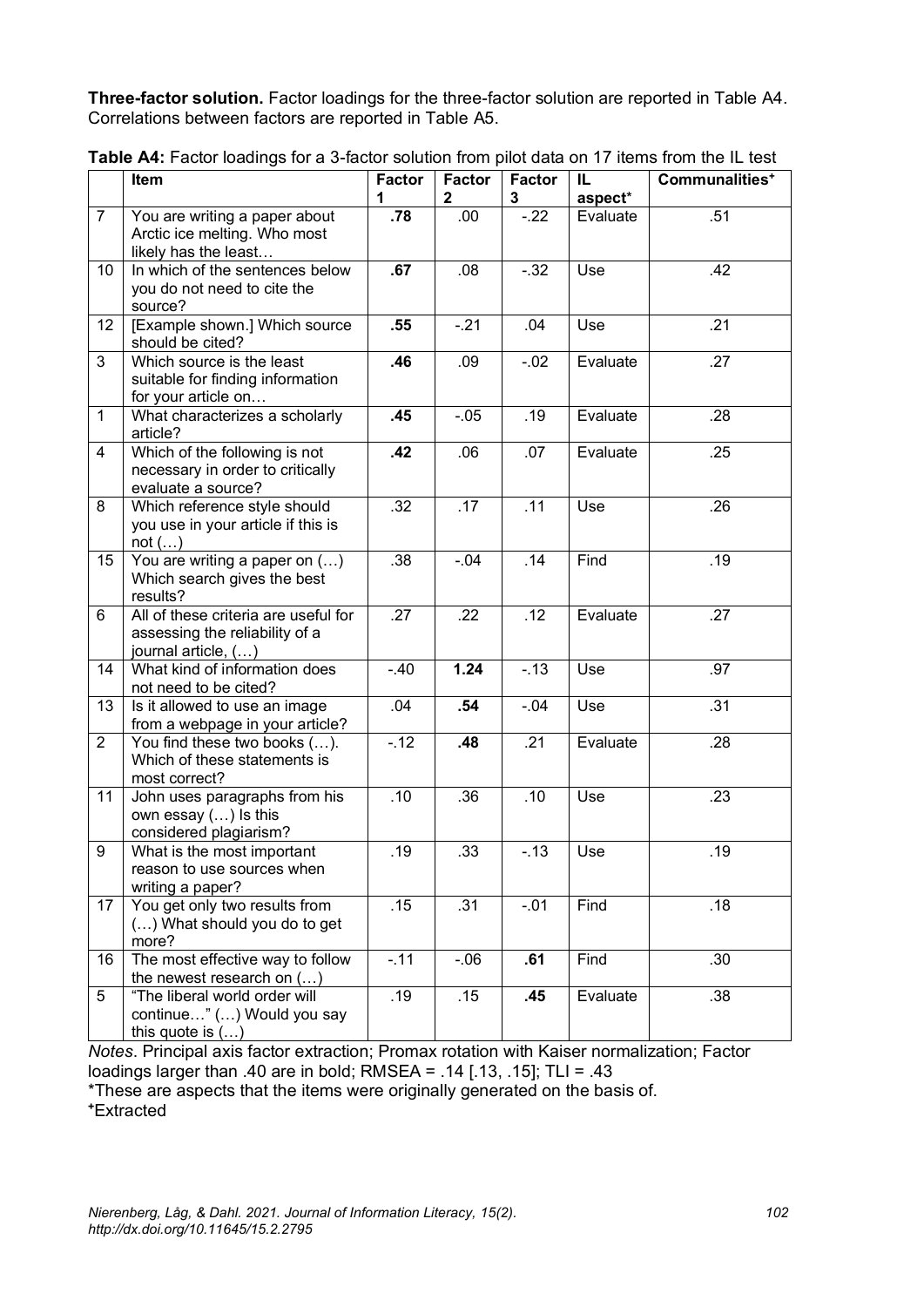**Three-factor solution.** Factor loadings for the three-factor solution are reported in Table A4. Correlations between factors are reported in Table A5.

**Table A4:** Factor loadings for a 3-factor solution from pilot data on 17 items from the IL test

| | Item | Factor 1 | Factor 2 | Factor 3 | IL aspect* | Communalities⁺ |
|---|---|---|---|---|---|---|
| 7 | You are writing a paper about Arctic ice melting. Who most likely has the least… | **.78** | .00 | -.22 | Evaluate | .51 |
| 10 | In which of the sentences below you do not need to cite the source? | **.67** | .08 | -.32 | Use | .42 |
| 12 | [Example shown.] Which source should be cited? | **.55** | -.21 | .04 | Use | .21 |
| 3 | Which source is the least suitable for finding information for your article on… | **.46** | .09 | -.02 | Evaluate | .27 |
| 1 | What characterizes a scholarly article? | **.45** | -.05 | .19 | Evaluate | .28 |
| 4 | Which of the following is not necessary in order to critically evaluate a source? | **.42** | .06 | .07 | Evaluate | .25 |
| 8 | Which reference style should you use in your article if this is not (…) | .32 | .17 | .11 | Use | .26 |
| 15 | You are writing a paper on (…) Which search gives the best results? | .38 | -.04 | .14 | Find | .19 |
| 6 | All of these criteria are useful for assessing the reliability of a journal article, (…) | .27 | .22 | .12 | Evaluate | .27 |
| 14 | What kind of information does not need to be cited? | -.40 | **1.24** | -.13 | Use | .97 |
| 13 | Is it allowed to use an image from a webpage in your article? | .04 | **.54** | -.04 | Use | .31 |
| 2 | You find these two books (…). Which of these statements is most correct? | -.12 | **.48** | .21 | Evaluate | .28 |
| 11 | John uses paragraphs from his own essay (…) Is this considered plagiarism? | .10 | .36 | .10 | Use | .23 |
| 9 | What is the most important reason to use sources when writing a paper? | .19 | .33 | -.13 | Use | .19 |
| 17 | You get only two results from (…) What should you do to get more? | .15 | .31 | -.01 | Find | .18 |
| 16 | The most effective way to follow the newest research on (…) | -.11 | -.06 | **.61** | Find | .30 |
| 5 | "The liberal world order will continue…" (…) Would you say this quote is (…) | .19 | .15 | **.45** | Evaluate | .38 |

*Notes*. Principal axis factor extraction; Promax rotation with Kaiser normalization; Factor loadings larger than .40 are in bold; RMSEA = .14 [.13, .15]; TLI = .43

*These are aspects that the items were originally generated on the basis of.

⁺Extracted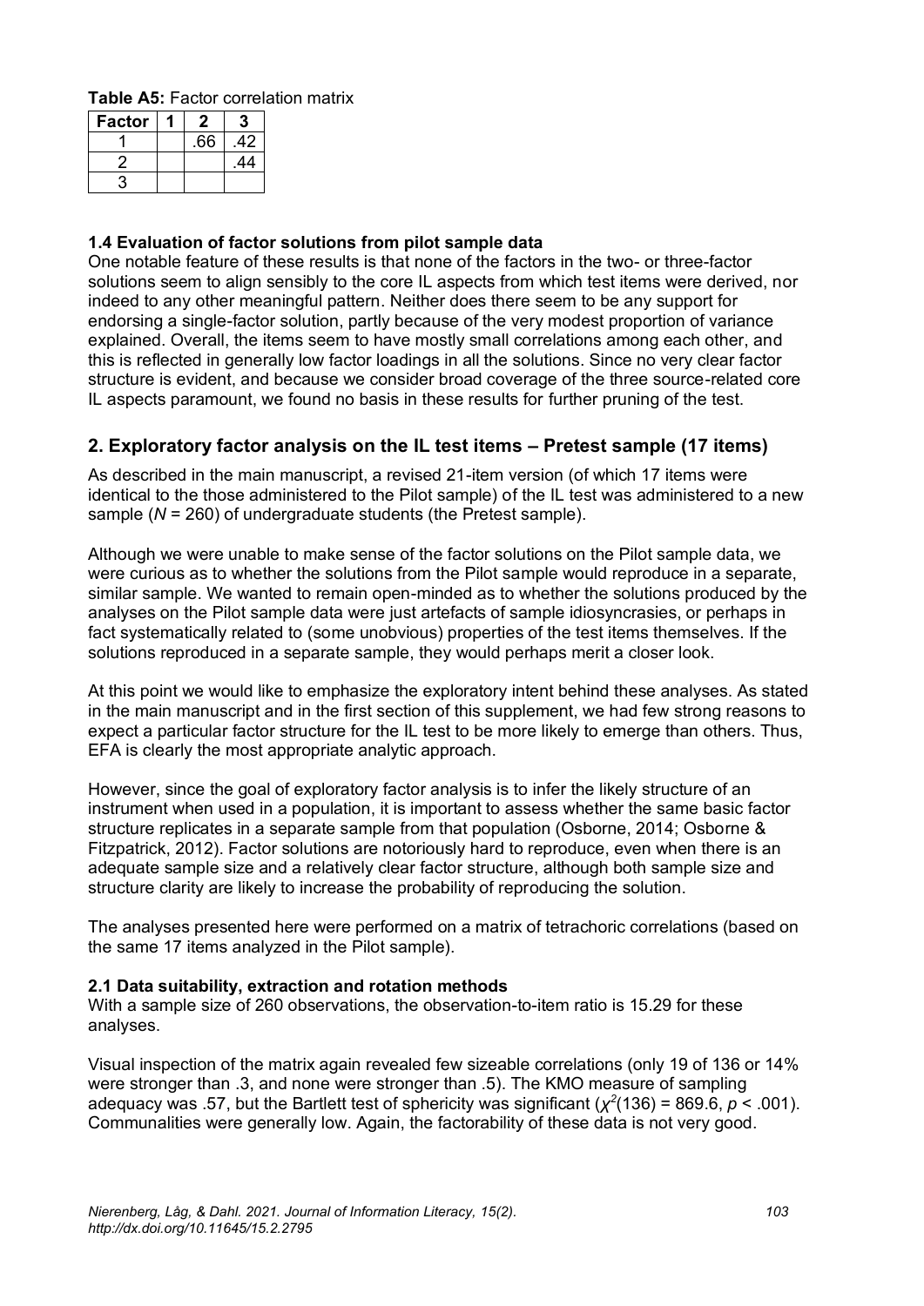**Table A5:** Factor correlation matrix

| Factor | 1 | 2 | 3 |
|---|---|---|---|
| 1 | | .66 | .42 |
| 2 | | | .44 |
| 3 | | | |

**1.4 Evaluation of factor solutions from pilot sample data**

One notable feature of these results is that none of the factors in the two- or three-factor solutions seem to align sensibly to the core IL aspects from which test items were derived, nor indeed to any other meaningful pattern. Neither does there seem to be any support for endorsing a single-factor solution, partly because of the very modest proportion of variance explained. Overall, the items seem to have mostly small correlations among each other, and this is reflected in generally low factor loadings in all the solutions. Since no very clear factor structure is evident, and because we consider broad coverage of the three source-related core IL aspects paramount, we found no basis in these results for further pruning of the test.

## 2. Exploratory factor analysis on the IL test items – Pretest sample (17 items)

As described in the main manuscript, a revised 21-item version (of which 17 items were identical to the those administered to the Pilot sample) of the IL test was administered to a new sample (*N* = 260) of undergraduate students (the Pretest sample).

Although we were unable to make sense of the factor solutions on the Pilot sample data, we were curious as to whether the solutions from the Pilot sample would reproduce in a separate, similar sample. We wanted to remain open-minded as to whether the solutions produced by the analyses on the Pilot sample data were just artefacts of sample idiosyncrasies, or perhaps in fact systematically related to (some unobvious) properties of the test items themselves. If the solutions reproduced in a separate sample, they would perhaps merit a closer look.

At this point we would like to emphasize the exploratory intent behind these analyses. As stated in the main manuscript and in the first section of this supplement, we had few strong reasons to expect a particular factor structure for the IL test to be more likely to emerge than others. Thus, EFA is clearly the most appropriate analytic approach.

However, since the goal of exploratory factor analysis is to infer the likely structure of an instrument when used in a population, it is important to assess whether the same basic factor structure replicates in a separate sample from that population (Osborne, 2014; Osborne & Fitzpatrick, 2012). Factor solutions are notoriously hard to reproduce, even when there is an adequate sample size and a relatively clear factor structure, although both sample size and structure clarity are likely to increase the probability of reproducing the solution.

The analyses presented here were performed on a matrix of tetrachoric correlations (based on the same 17 items analyzed in the Pilot sample).

**2.1 Data suitability, extraction and rotation methods**

With a sample size of 260 observations, the observation-to-item ratio is 15.29 for these analyses.

Visual inspection of the matrix again revealed few sizeable correlations (only 19 of 136 or 14% were stronger than .3, and none were stronger than .5). The KMO measure of sampling adequacy was .57, but the Bartlett test of sphericity was significant ($\chi^2(136) = 869.6$, $p < .001$). Communalities were generally low. Again, the factorability of these data is not very good.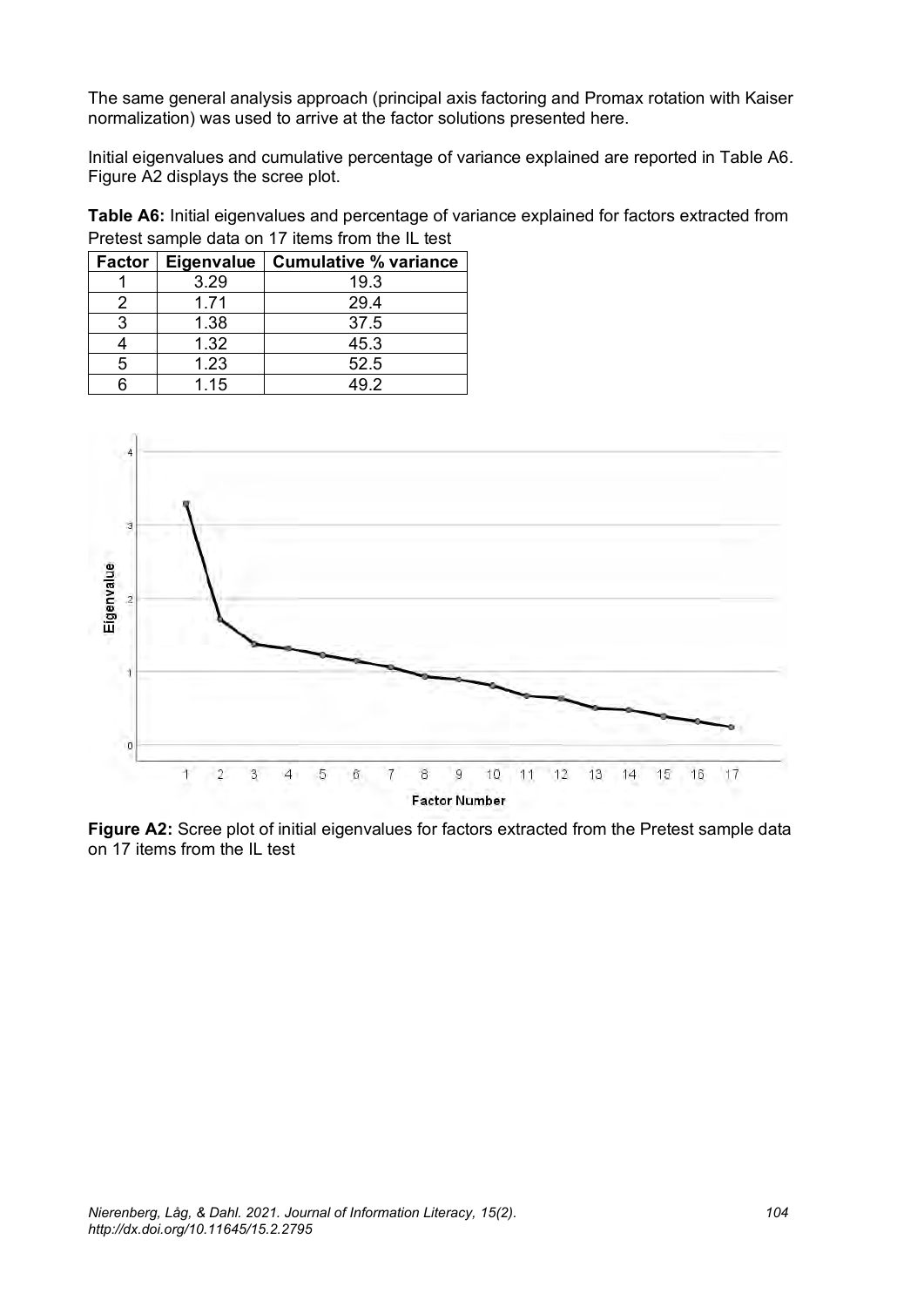The same general analysis approach (principal axis factoring and Promax rotation with Kaiser normalization) was used to arrive at the factor solutions presented here.

Initial eigenvalues and cumulative percentage of variance explained are reported in Table A6. Figure A2 displays the scree plot.

**Table A6:** Initial eigenvalues and percentage of variance explained for factors extracted from Pretest sample data on 17 items from the IL test

| Factor | Eigenvalue | Cumulative % variance |
|---|---|---|
| 1 | 3.29 | 19.3 |
| 2 | 1.71 | 29.4 |
| 3 | 1.38 | 37.5 |
| 4 | 1.32 | 45.3 |
| 5 | 1.23 | 52.5 |
| 6 | 1.15 | 49.2 |

**Figure A2:** Scree plot of initial eigenvalues for factors extracted from the Pretest sample data on 17 items from the IL test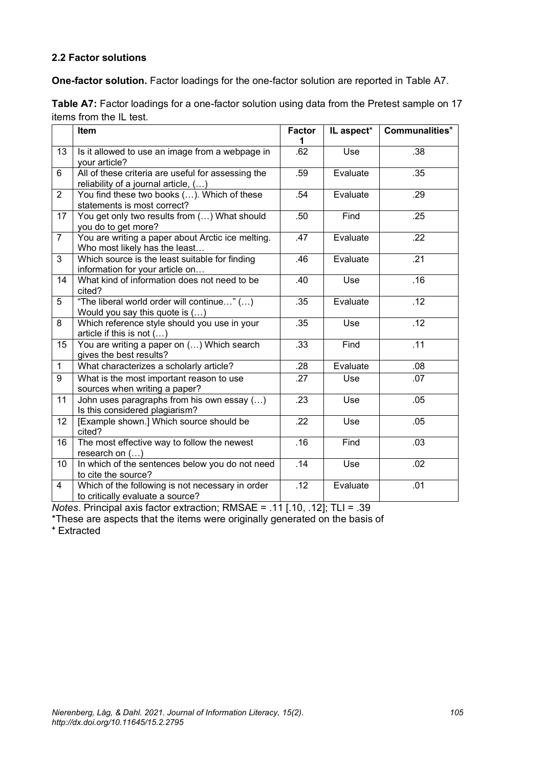### 2.2 Factor solutions

**One-factor solution.** Factor loadings for the one-factor solution are reported in Table A7.

**Table A7:** Factor loadings for a one-factor solution using data from the Pretest sample on 17 items from the IL test.

| | Item | Factor 1 | IL aspect* | Communalities⁺ |
|---|---|---|---|---|
| 13 | Is it allowed to use an image from a webpage in your article? | .62 | Use | .38 |
| 6 | All of these criteria are useful for assessing the reliability of a journal article, (…) | .59 | Evaluate | .35 |
| 2 | You find these two books (…). Which of these statements is most correct? | .54 | Evaluate | .29 |
| 17 | You get only two results from (…) What should you do to get more? | .50 | Find | .25 |
| 7 | You are writing a paper about Arctic ice melting. Who most likely has the least… | .47 | Evaluate | .22 |
| 3 | Which source is the least suitable for finding information for your article on… | .46 | Evaluate | .21 |
| 14 | What kind of information does not need to be cited? | .40 | Use | .16 |
| 5 | "The liberal world order will continue…" (…) Would you say this quote is (…) | .35 | Evaluate | .12 |
| 8 | Which reference style should you use in your article if this is not (…) | .35 | Use | .12 |
| 15 | You are writing a paper on (…) Which search gives the best results? | .33 | Find | .11 |
| 1 | What characterizes a scholarly article? | .28 | Evaluate | .08 |
| 9 | What is the most important reason to use sources when writing a paper? | .27 | Use | .07 |
| 11 | John uses paragraphs from his own essay (…) Is this considered plagiarism? | .23 | Use | .05 |
| 12 | [Example shown.] Which source should be cited? | .22 | Use | .05 |
| 16 | The most effective way to follow the newest research on (…) | .16 | Find | .03 |
| 10 | In which of the sentences below you do not need to cite the source? | .14 | Use | .02 |
| 4 | Which of the following is not necessary in order to critically evaluate a source? | .12 | Evaluate | .01 |

*Notes*. Principal axis factor extraction; RMSAE = .11 [.10, .12]; TLI = .39

*These are aspects that the items were originally generated on the basis of

⁺ Extracted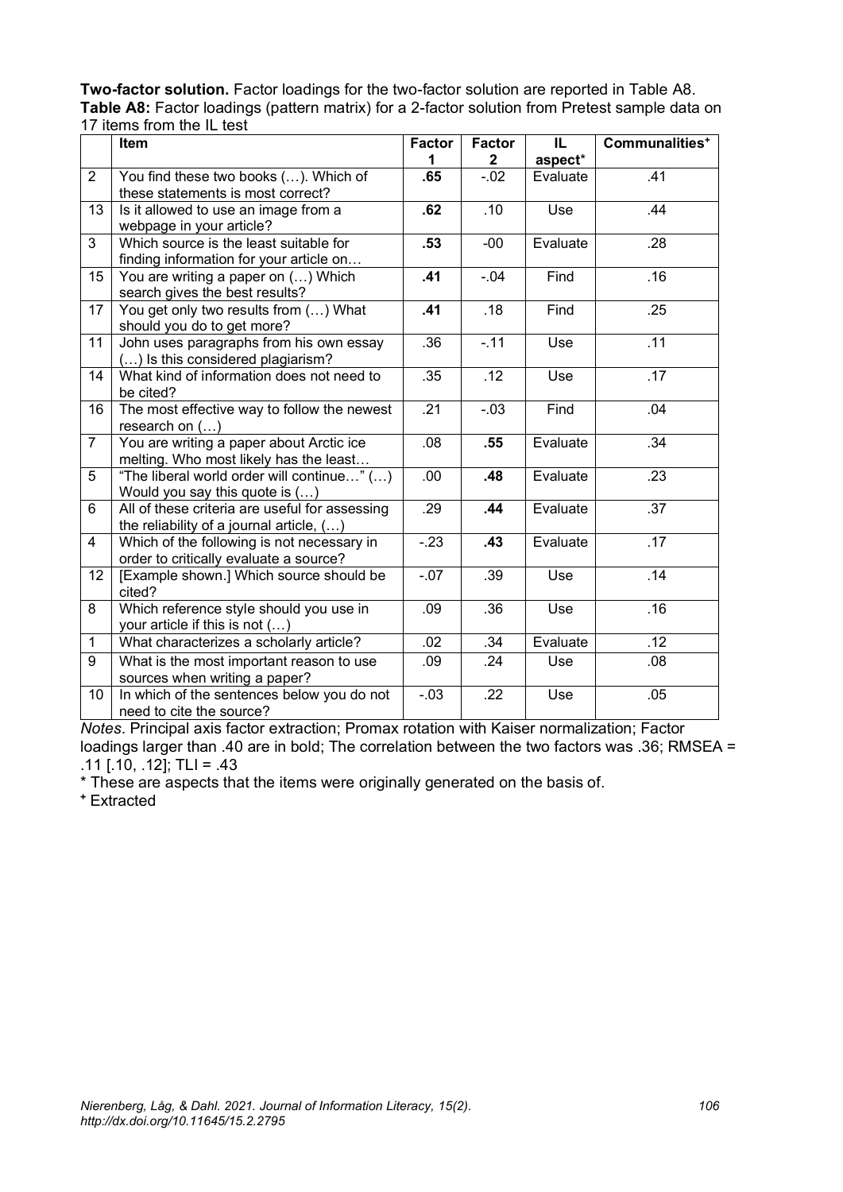**Two-factor solution.** Factor loadings for the two-factor solution are reported in Table A8.

**Table A8:** Factor loadings (pattern matrix) for a 2-factor solution from Pretest sample data on 17 items from the IL test

| | Item | Factor 1 | Factor 2 | IL aspect* | Communalities⁺ |
|---|---|---|---|---|---|
| 2 | You find these two books (…). Which of these statements is most correct? | **.65** | -.02 | Evaluate | .41 |
| 13 | Is it allowed to use an image from a webpage in your article? | **.62** | .10 | Use | .44 |
| 3 | Which source is the least suitable for finding information for your article on… | **.53** | -00 | Evaluate | .28 |
| 15 | You are writing a paper on (…) Which search gives the best results? | **.41** | -.04 | Find | .16 |
| 17 | You get only two results from (…) What should you do to get more? | **.41** | .18 | Find | .25 |
| 11 | John uses paragraphs from his own essay (…) Is this considered plagiarism? | .36 | -.11 | Use | .11 |
| 14 | What kind of information does not need to be cited? | .35 | .12 | Use | .17 |
| 16 | The most effective way to follow the newest research on (…) | .21 | -.03 | Find | .04 |
| 7 | You are writing a paper about Arctic ice melting. Who most likely has the least… | .08 | **.55** | Evaluate | .34 |
| 5 | "The liberal world order will continue…" (…) Would you say this quote is (…) | .00 | **.48** | Evaluate | .23 |
| 6 | All of these criteria are useful for assessing the reliability of a journal article, (…) | .29 | **.44** | Evaluate | .37 |
| 4 | Which of the following is not necessary in order to critically evaluate a source? | -.23 | **.43** | Evaluate | .17 |
| 12 | [Example shown.] Which source should be cited? | -.07 | .39 | Use | .14 |
| 8 | Which reference style should you use in your article if this is not (…) | .09 | .36 | Use | .16 |
| 1 | What characterizes a scholarly article? | .02 | .34 | Evaluate | .12 |
| 9 | What is the most important reason to use sources when writing a paper? | .09 | .24 | Use | .08 |
| 10 | In which of the sentences below you do not need to cite the source? | -.03 | .22 | Use | .05 |

*Notes*. Principal axis factor extraction; Promax rotation with Kaiser normalization; Factor loadings larger than .40 are in bold; The correlation between the two factors was .36; RMSEA = .11 [.10, .12]; TLI = .43

* These are aspects that the items were originally generated on the basis of.

⁺ Extracted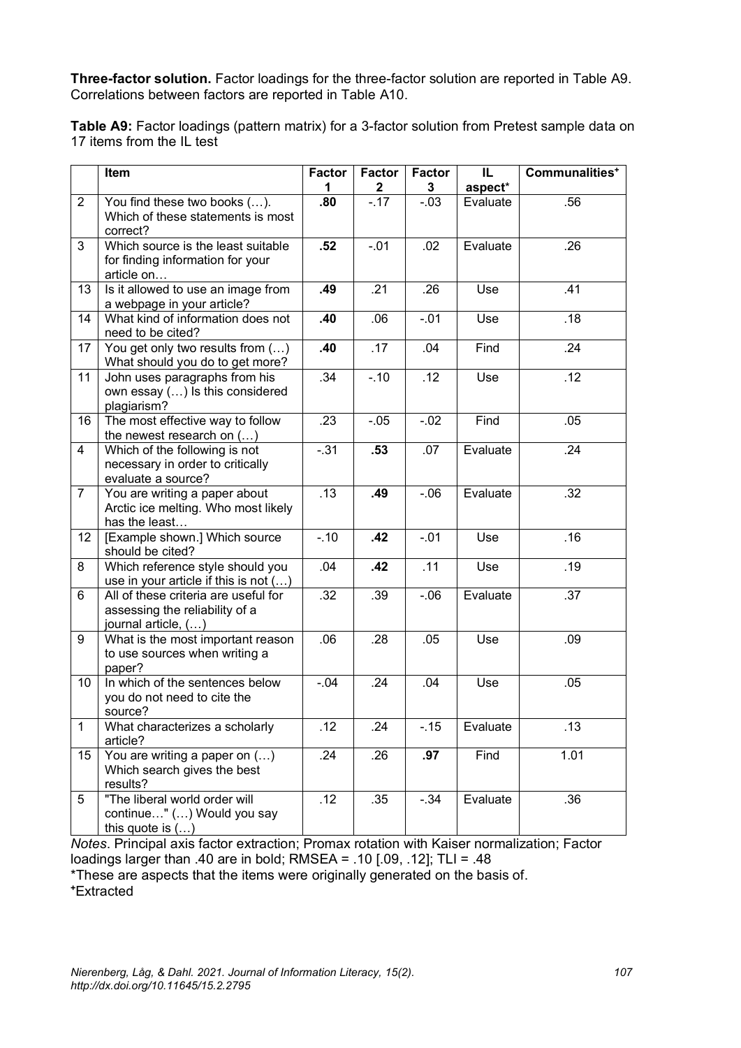**Three-factor solution.** Factor loadings for the three-factor solution are reported in Table A9. Correlations between factors are reported in Table A10.

**Table A9:** Factor loadings (pattern matrix) for a 3-factor solution from Pretest sample data on 17 items from the IL test

| | Item | Factor 1 | Factor 2 | Factor 3 | IL aspect* | Communalities⁺ |
|---|---|---|---|---|---|---|
| 2 | You find these two books (…). Which of these statements is most correct? | **.80** | -.17 | -.03 | Evaluate | .56 |
| 3 | Which source is the least suitable for finding information for your article on… | **.52** | -.01 | .02 | Evaluate | .26 |
| 13 | Is it allowed to use an image from a webpage in your article? | **.49** | .21 | .26 | Use | .41 |
| 14 | What kind of information does not need to be cited? | **.40** | .06 | -.01 | Use | .18 |
| 17 | You get only two results from (…) What should you do to get more? | **.40** | .17 | .04 | Find | .24 |
| 11 | John uses paragraphs from his own essay (…) Is this considered plagiarism? | .34 | -.10 | .12 | Use | .12 |
| 16 | The most effective way to follow the newest research on (…) | .23 | -.05 | -.02 | Find | .05 |
| 4 | Which of the following is not necessary in order to critically evaluate a source? | -.31 | **.53** | .07 | Evaluate | .24 |
| 7 | You are writing a paper about Arctic ice melting. Who most likely has the least… | .13 | **.49** | -.06 | Evaluate | .32 |
| 12 | [Example shown.] Which source should be cited? | -.10 | **.42** | -.01 | Use | .16 |
| 8 | Which reference style should you use in your article if this is not (…) | .04 | **.42** | .11 | Use | .19 |
| 6 | All of these criteria are useful for assessing the reliability of a journal article, (…) | .32 | .39 | -.06 | Evaluate | .37 |
| 9 | What is the most important reason to use sources when writing a paper? | .06 | .28 | .05 | Use | .09 |
| 10 | In which of the sentences below you do not need to cite the source? | -.04 | .24 | .04 | Use | .05 |
| 1 | What characterizes a scholarly article? | .12 | .24 | -.15 | Evaluate | .13 |
| 15 | You are writing a paper on (…) Which search gives the best results? | .24 | .26 | **.97** | Find | 1.01 |
| 5 | "The liberal world order will continue…" (…) Would you say this quote is (…) | .12 | .35 | -.34 | Evaluate | .36 |

*Notes*. Principal axis factor extraction; Promax rotation with Kaiser normalization; Factor loadings larger than .40 are in bold; RMSEA = .10 [.09, .12]; TLI = .48

*These are aspects that the items were originally generated on the basis of.

⁺Extracted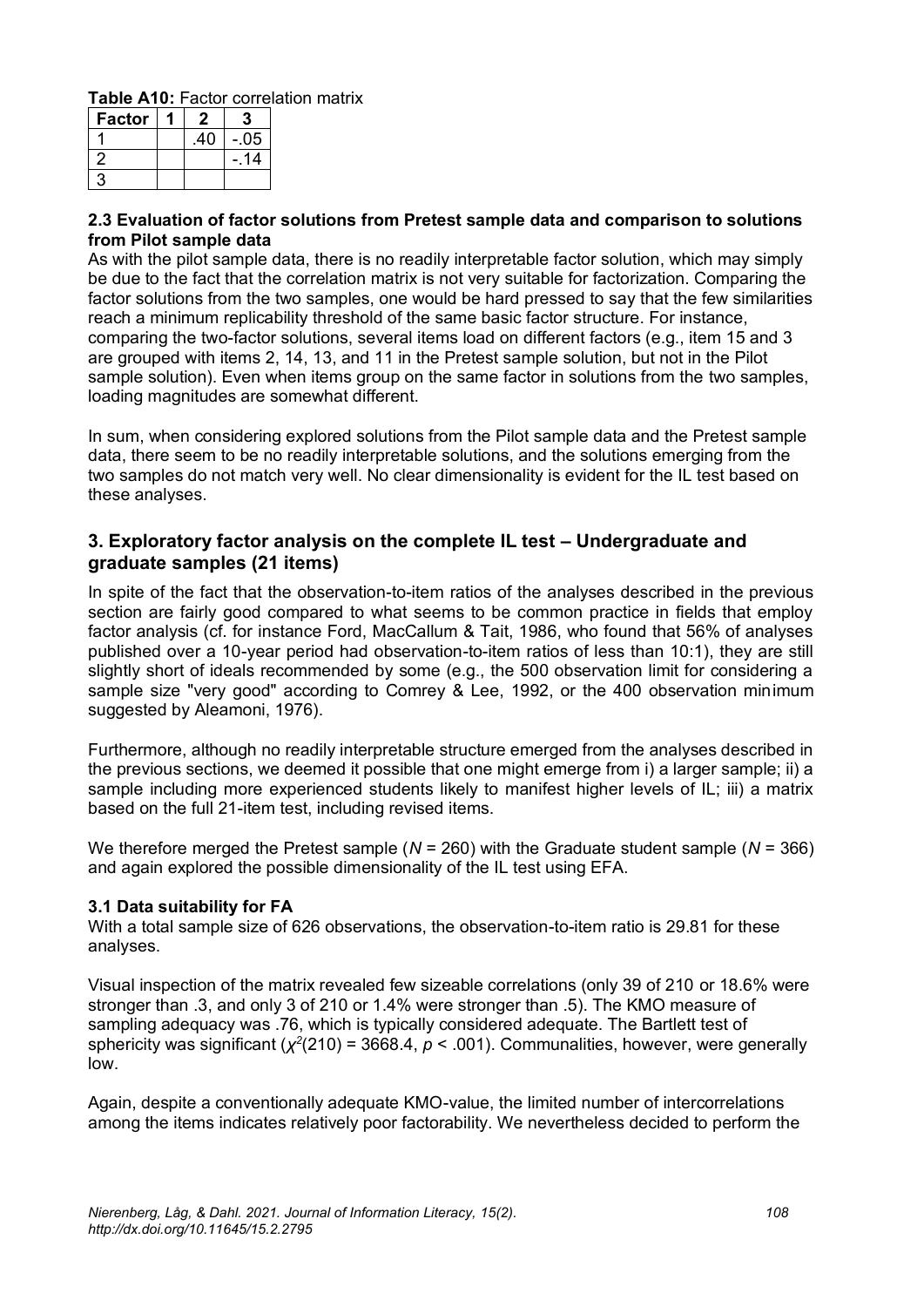**Table A10:** Factor correlation matrix

| Factor | 1 | 2 | 3 |
|---|---|---|---|
| 1 | | .40 | -.05 |
| 2 | | | -.14 |
| 3 | | | |

**2.3 Evaluation of factor solutions from Pretest sample data and comparison to solutions from Pilot sample data**

As with the pilot sample data, there is no readily interpretable factor solution, which may simply be due to the fact that the correlation matrix is not very suitable for factorization. Comparing the factor solutions from the two samples, one would be hard pressed to say that the few similarities reach a minimum replicability threshold of the same basic factor structure. For instance, comparing the two-factor solutions, several items load on different factors (e.g., item 15 and 3 are grouped with items 2, 14, 13, and 11 in the Pretest sample solution, but not in the Pilot sample solution). Even when items group on the same factor in solutions from the two samples, loading magnitudes are somewhat different.

In sum, when considering explored solutions from the Pilot sample data and the Pretest sample data, there seem to be no readily interpretable solutions, and the solutions emerging from the two samples do not match very well. No clear dimensionality is evident for the IL test based on these analyses.

## 3. Exploratory factor analysis on the complete IL test – Undergraduate and graduate samples (21 items)

In spite of the fact that the observation-to-item ratios of the analyses described in the previous section are fairly good compared to what seems to be common practice in fields that employ factor analysis (cf. for instance Ford, MacCallum & Tait, 1986, who found that 56% of analyses published over a 10-year period had observation-to-item ratios of less than 10:1), they are still slightly short of ideals recommended by some (e.g., the 500 observation limit for considering a sample size "very good" according to Comrey & Lee, 1992, or the 400 observation minimum suggested by Aleamoni, 1976).

Furthermore, although no readily interpretable structure emerged from the analyses described in the previous sections, we deemed it possible that one might emerge from i) a larger sample; ii) a sample including more experienced students likely to manifest higher levels of IL; iii) a matrix based on the full 21-item test, including revised items.

We therefore merged the Pretest sample ($N$ = 260) with the Graduate student sample ($N$ = 366) and again explored the possible dimensionality of the IL test using EFA.

**3.1 Data suitability for FA**

With a total sample size of 626 observations, the observation-to-item ratio is 29.81 for these analyses.

Visual inspection of the matrix revealed few sizeable correlations (only 39 of 210 or 18.6% were stronger than .3, and only 3 of 210 or 1.4% were stronger than .5). The KMO measure of sampling adequacy was .76, which is typically considered adequate. The Bartlett test of sphericity was significant ($\chi^2(210) = 3668.4$, $p < .001$). Communalities, however, were generally low.

Again, despite a conventionally adequate KMO-value, the limited number of intercorrelations among the items indicates relatively poor factorability. We nevertheless decided to perform the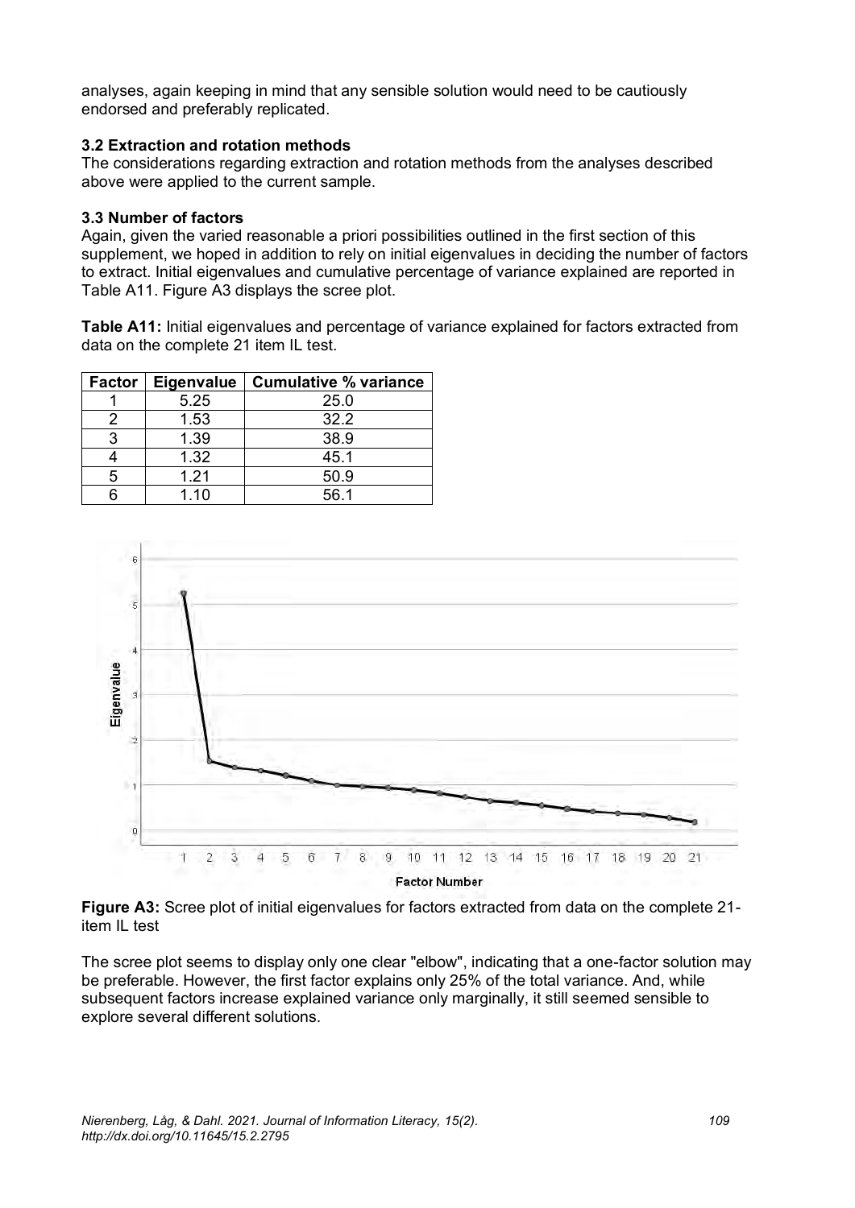analyses, again keeping in mind that any sensible solution would need to be cautiously endorsed and preferably replicated.

### 3.2 Extraction and rotation methods

The considerations regarding extraction and rotation methods from the analyses described above were applied to the current sample.

### 3.3 Number of factors

Again, given the varied reasonable a priori possibilities outlined in the first section of this supplement, we hoped in addition to rely on initial eigenvalues in deciding the number of factors to extract. Initial eigenvalues and cumulative percentage of variance explained are reported in Table A11. Figure A3 displays the scree plot.

**Table A11:** Initial eigenvalues and percentage of variance explained for factors extracted from data on the complete 21 item IL test.

| Factor | Eigenvalue | Cumulative % variance |
|---|---|---|
| 1 | 5.25 | 25.0 |
| 2 | 1.53 | 32.2 |
| 3 | 1.39 | 38.9 |
| 4 | 1.32 | 45.1 |
| 5 | 1.21 | 50.9 |
| 6 | 1.10 | 56.1 |

**Figure A3:** Scree plot of initial eigenvalues for factors extracted from data on the complete 21-item IL test

The scree plot seems to display only one clear "elbow", indicating that a one-factor solution may be preferable. However, the first factor explains only 25% of the total variance. And, while subsequent factors increase explained variance only marginally, it still seemed sensible to explore several different solutions.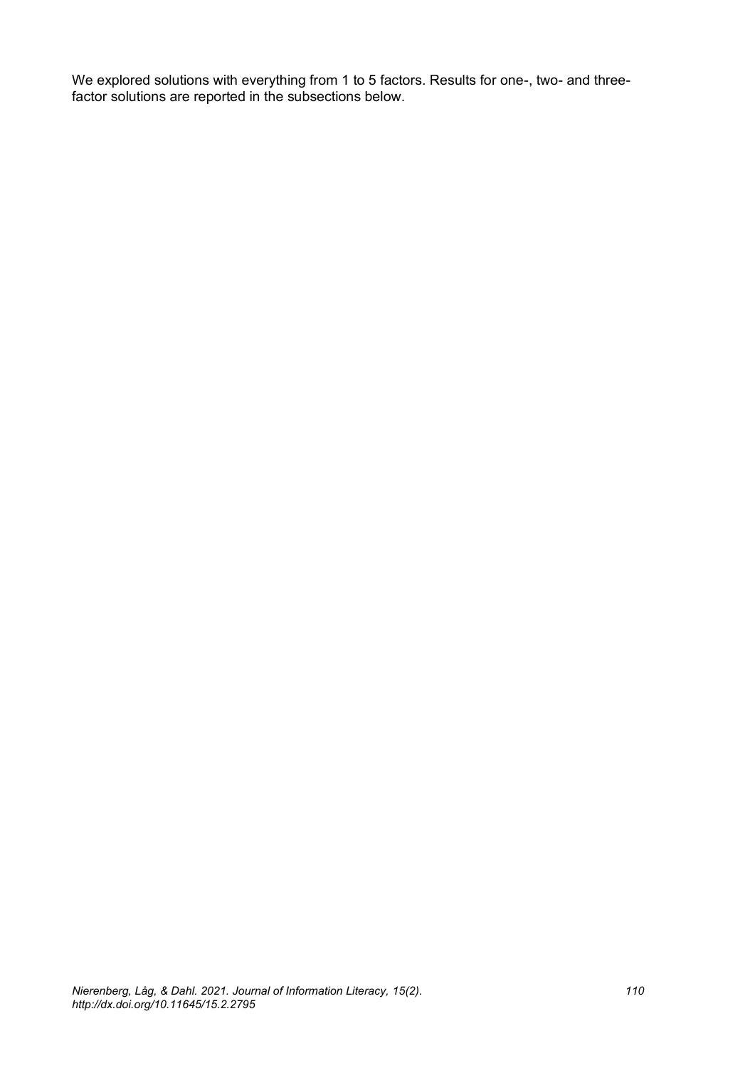We explored solutions with everything from 1 to 5 factors. Results for one-, two- and three-factor solutions are reported in the subsections below.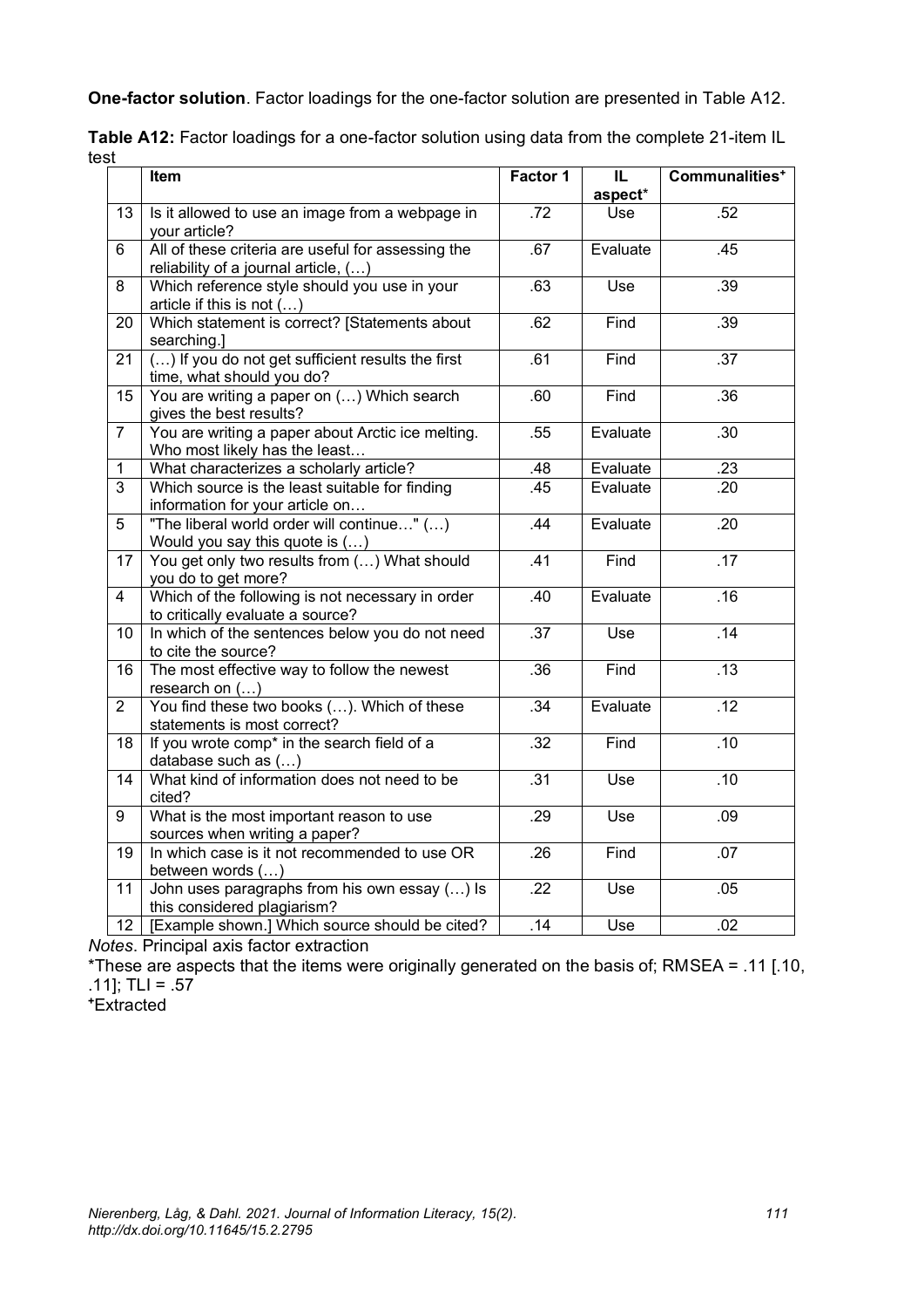**One-factor solution**. Factor loadings for the one-factor solution are presented in Table A12.

**Table A12:** Factor loadings for a one-factor solution using data from the complete 21-item IL test

| | Item | Factor 1 | IL aspect* | Communalities⁺ |
|---|---|---|---|---|
| 13 | Is it allowed to use an image from a webpage in your article? | .72 | Use | .52 |
| 6 | All of these criteria are useful for assessing the reliability of a journal article, (…) | .67 | Evaluate | .45 |
| 8 | Which reference style should you use in your article if this is not (…) | .63 | Use | .39 |
| 20 | Which statement is correct? [Statements about searching.] | .62 | Find | .39 |
| 21 | (…) If you do not get sufficient results the first time, what should you do? | .61 | Find | .37 |
| 15 | You are writing a paper on (…) Which search gives the best results? | .60 | Find | .36 |
| 7 | You are writing a paper about Arctic ice melting. Who most likely has the least… | .55 | Evaluate | .30 |
| 1 | What characterizes a scholarly article? | .48 | Evaluate | .23 |
| 3 | Which source is the least suitable for finding information for your article on… | .45 | Evaluate | .20 |
| 5 | "The liberal world order will continue…" (…) Would you say this quote is (…) | .44 | Evaluate | .20 |
| 17 | You get only two results from (…) What should you do to get more? | .41 | Find | .17 |
| 4 | Which of the following is not necessary in order to critically evaluate a source? | .40 | Evaluate | .16 |
| 10 | In which of the sentences below you do not need to cite the source? | .37 | Use | .14 |
| 16 | The most effective way to follow the newest research on (…) | .36 | Find | .13 |
| 2 | You find these two books (…). Which of these statements is most correct? | .34 | Evaluate | .12 |
| 18 | If you wrote comp* in the search field of a database such as (…) | .32 | Find | .10 |
| 14 | What kind of information does not need to be cited? | .31 | Use | .10 |
| 9 | What is the most important reason to use sources when writing a paper? | .29 | Use | .09 |
| 19 | In which case is it not recommended to use OR between words (…) | .26 | Find | .07 |
| 11 | John uses paragraphs from his own essay (…) Is this considered plagiarism? | .22 | Use | .05 |
| 12 | [Example shown.] Which source should be cited? | .14 | Use | .02 |

*Notes*. Principal axis factor extraction

*These are aspects that the items were originally generated on the basis of; RMSEA = .11 [.10, .11]; TLI = .57

⁺Extracted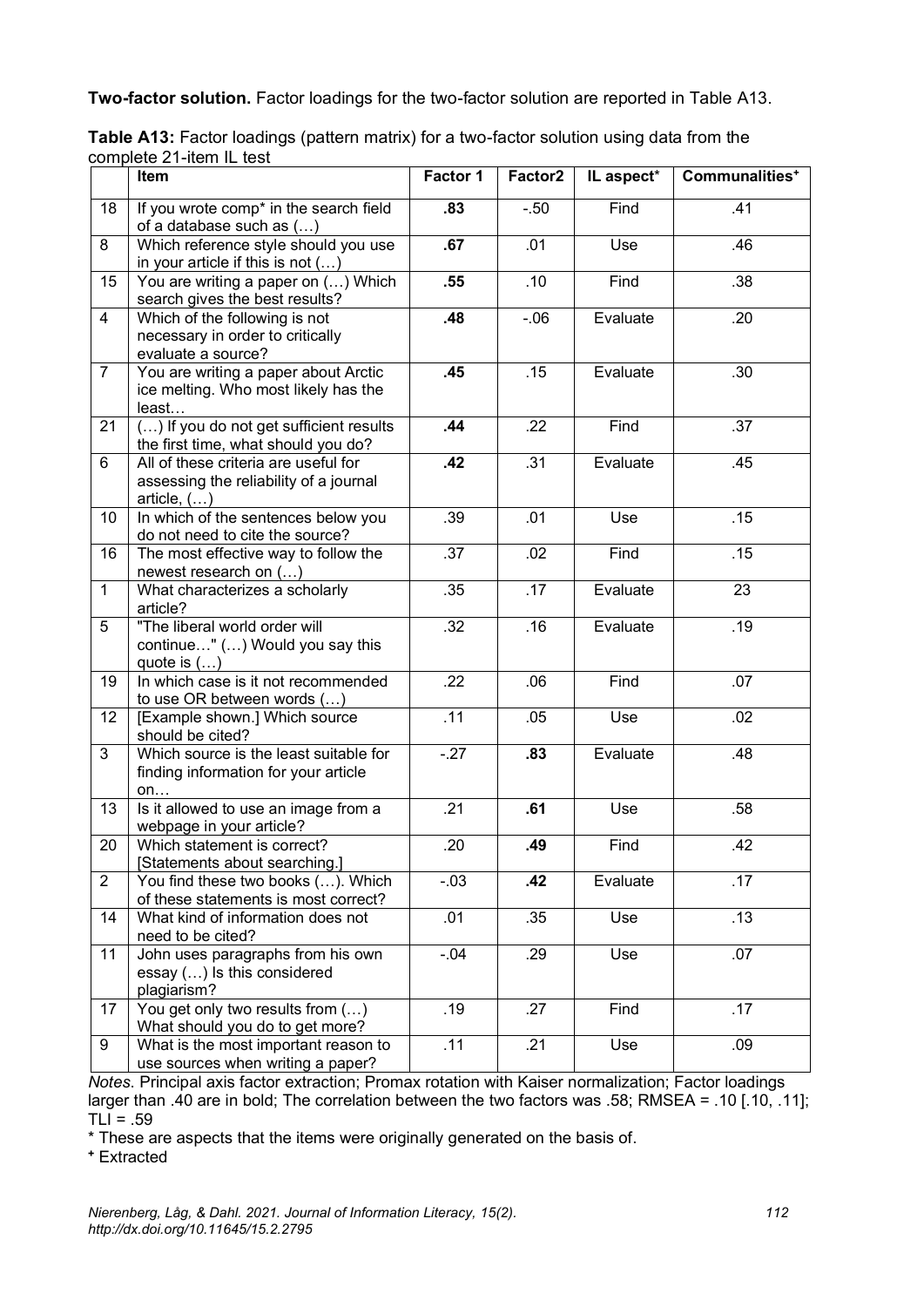**Two-factor solution.** Factor loadings for the two-factor solution are reported in Table A13.

**Table A13:** Factor loadings (pattern matrix) for a two-factor solution using data from the complete 21-item IL test

| | Item | Factor 1 | Factor2 | IL aspect* | Communalities⁺ |
|---|---|---|---|---|---|
| 18 | If you wrote comp* in the search field of a database such as (…) | **.83** | -.50 | Find | .41 |
| 8 | Which reference style should you use in your article if this is not (…) | **.67** | .01 | Use | .46 |
| 15 | You are writing a paper on (…) Which search gives the best results? | **.55** | .10 | Find | .38 |
| 4 | Which of the following is not necessary in order to critically evaluate a source? | **.48** | -.06 | Evaluate | .20 |
| 7 | You are writing a paper about Arctic ice melting. Who most likely has the least… | **.45** | .15 | Evaluate | .30 |
| 21 | (…) If you do not get sufficient results the first time, what should you do? | **.44** | .22 | Find | .37 |
| 6 | All of these criteria are useful for assessing the reliability of a journal article, (…) | **.42** | .31 | Evaluate | .45 |
| 10 | In which of the sentences below you do not need to cite the source? | .39 | .01 | Use | .15 |
| 16 | The most effective way to follow the newest research on (…) | .37 | .02 | Find | .15 |
| 1 | What characterizes a scholarly article? | .35 | .17 | Evaluate | 23 |
| 5 | "The liberal world order will continue…" (…) Would you say this quote is (…) | .32 | .16 | Evaluate | .19 |
| 19 | In which case is it not recommended to use OR between words (…) | .22 | .06 | Find | .07 |
| 12 | [Example shown.] Which source should be cited? | .11 | .05 | Use | .02 |
| 3 | Which source is the least suitable for finding information for your article on… | -.27 | **.83** | Evaluate | .48 |
| 13 | Is it allowed to use an image from a webpage in your article? | .21 | **.61** | Use | .58 |
| 20 | Which statement is correct? [Statements about searching.] | .20 | **.49** | Find | .42 |
| 2 | You find these two books (…). Which of these statements is most correct? | -.03 | **.42** | Evaluate | .17 |
| 14 | What kind of information does not need to be cited? | .01 | .35 | Use | .13 |
| 11 | John uses paragraphs from his own essay (…) Is this considered plagiarism? | -.04 | .29 | Use | .07 |
| 17 | You get only two results from (…) What should you do to get more? | .19 | .27 | Find | .17 |
| 9 | What is the most important reason to use sources when writing a paper? | .11 | .21 | Use | .09 |

*Notes*. Principal axis factor extraction; Promax rotation with Kaiser normalization; Factor loadings larger than .40 are in bold; The correlation between the two factors was .58; RMSEA = .10 [.10, .11]; TLI = .59

\* These are aspects that the items were originally generated on the basis of.

⁺ Extracted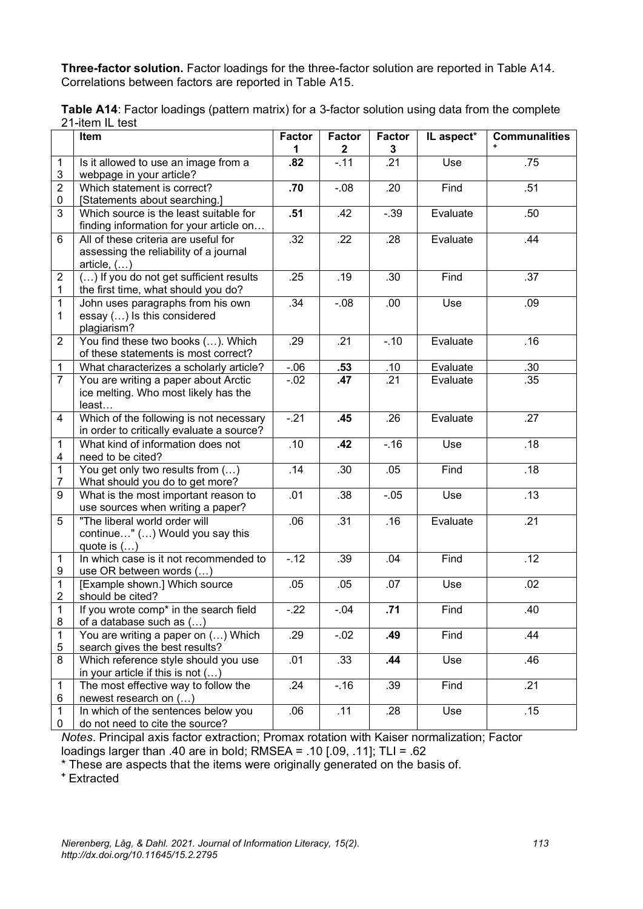**Three-factor solution.** Factor loadings for the three-factor solution are reported in Table A14. Correlations between factors are reported in Table A15.

**Table A14**: Factor loadings (pattern matrix) for a 3-factor solution using data from the complete 21-item IL test

| | Item | Factor 1 | Factor 2 | Factor 3 | IL aspect* | Communalities⁺ |
|---|---|---|---|---|---|---|
| 13 | Is it allowed to use an image from a webpage in your article? | **.82** | -.11 | .21 | Use | .75 |
| 20 | Which statement is correct? [Statements about searching.] | **.70** | -.08 | .20 | Find | .51 |
| 3 | Which source is the least suitable for finding information for your article on… | **.51** | .42 | -.39 | Evaluate | .50 |
| 6 | All of these criteria are useful for assessing the reliability of a journal article, (…) | .32 | .22 | .28 | Evaluate | .44 |
| 21 | (…) If you do not get sufficient results the first time, what should you do? | .25 | .19 | .30 | Find | .37 |
| 11 | John uses paragraphs from his own essay (…) Is this considered plagiarism? | .34 | -.08 | .00 | Use | .09 |
| 2 | You find these two books (…). Which of these statements is most correct? | .29 | .21 | -.10 | Evaluate | .16 |
| 1 | What characterizes a scholarly article? | -.06 | **.53** | .10 | Evaluate | .30 |
| 7 | You are writing a paper about Arctic ice melting. Who most likely has the least… | -.02 | **.47** | .21 | Evaluate | .35 |
| 4 | Which of the following is not necessary in order to critically evaluate a source? | -.21 | **.45** | .26 | Evaluate | .27 |
| 14 | What kind of information does not need to be cited? | .10 | **.42** | -.16 | Use | .18 |
| 17 | You get only two results from (…) What should you do to get more? | .14 | .30 | .05 | Find | .18 |
| 9 | What is the most important reason to use sources when writing a paper? | .01 | .38 | -.05 | Use | .13 |
| 5 | "The liberal world order will continue…" (…) Would you say this quote is (…) | .06 | .31 | .16 | Evaluate | .21 |
| 19 | In which case is it not recommended to use OR between words (…) | -.12 | .39 | .04 | Find | .12 |
| 12 | [Example shown.] Which source should be cited? | .05 | .05 | .07 | Use | .02 |
| 18 | If you wrote comp* in the search field of a database such as (…) | -.22 | -.04 | **.71** | Find | .40 |
| 15 | You are writing a paper on (…) Which search gives the best results? | .29 | -.02 | **.49** | Find | .44 |
| 8 | Which reference style should you use in your article if this is not (…) | .01 | .33 | **.44** | Use | .46 |
| 16 | The most effective way to follow the newest research on (…) | .24 | -.16 | .39 | Find | .21 |
| 10 | In which of the sentences below you do not need to cite the source? | .06 | .11 | .28 | Use | .15 |

*Notes*. Principal axis factor extraction; Promax rotation with Kaiser normalization; Factor loadings larger than .40 are in bold; RMSEA = .10 [.09, .11]; TLI = .62

\* These are aspects that the items were originally generated on the basis of.

⁺ Extracted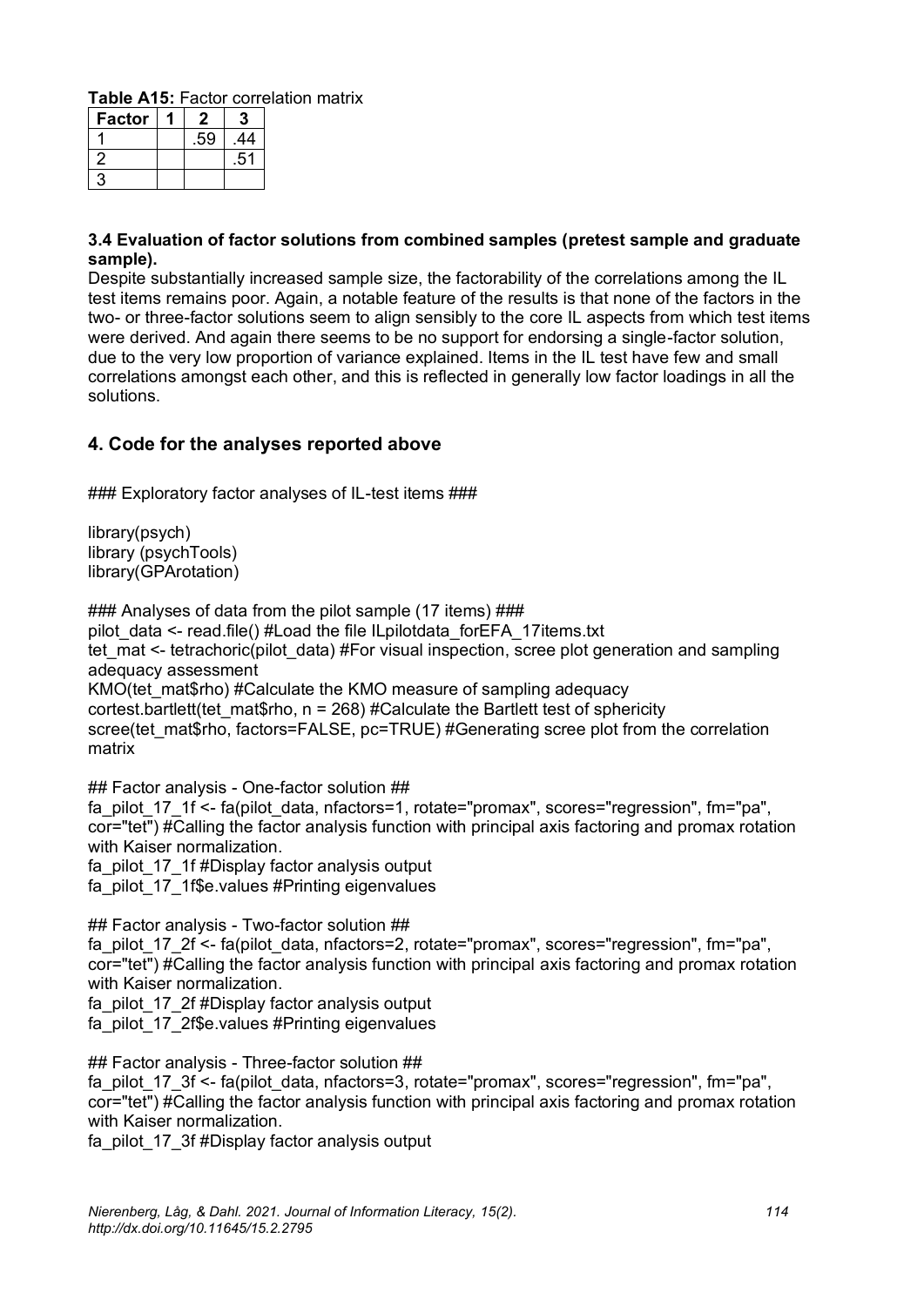**Table A15:** Factor correlation matrix

| Factor | 1 | 2 | 3 |
|---|---|---|---|
| 1 | | .59 | .44 |
| 2 | | | .51 |
| 3 | | | |

**3.4 Evaluation of factor solutions from combined samples (pretest sample and graduate sample).**

Despite substantially increased sample size, the factorability of the correlations among the IL test items remains poor. Again, a notable feature of the results is that none of the factors in the two- or three-factor solutions seem to align sensibly to the core IL aspects from which test items were derived. And again there seems to be no support for endorsing a single-factor solution, due to the very low proportion of variance explained. Items in the IL test have few and small correlations amongst each other, and this is reflected in generally low factor loadings in all the solutions.

## 4. Code for the analyses reported above

```
### Exploratory factor analyses of IL-test items ###

library(psych)
library (psychTools)
library(GPArotation)

### Analyses of data from the pilot sample (17 items) ###
pilot_data <- read.file() #Load the file ILpilotdata_forEFA_17items.txt
tet_mat <- tetrachoric(pilot_data) #For visual inspection, scree plot generation and sampling adequacy assessment
KMO(tet_mat$rho) #Calculate the KMO measure of sampling adequacy
cortest.bartlett(tet_mat$rho, n = 268) #Calculate the Bartlett test of sphericity
scree(tet_mat$rho, factors=FALSE, pc=TRUE) #Generating scree plot from the correlation matrix

## Factor analysis - One-factor solution ##
fa_pilot_17_1f <- fa(pilot_data, nfactors=1, rotate="promax", scores="regression", fm="pa", cor="tet") #Calling the factor analysis function with principal axis factoring and promax rotation with Kaiser normalization.
fa_pilot_17_1f #Display factor analysis output
fa_pilot_17_1f$e.values #Printing eigenvalues

## Factor analysis - Two-factor solution ##
fa_pilot_17_2f <- fa(pilot_data, nfactors=2, rotate="promax", scores="regression", fm="pa", cor="tet") #Calling the factor analysis function with principal axis factoring and promax rotation with Kaiser normalization.
fa_pilot_17_2f #Display factor analysis output
fa_pilot_17_2f$e.values #Printing eigenvalues

## Factor analysis - Three-factor solution ##
fa_pilot_17_3f <- fa(pilot_data, nfactors=3, rotate="promax", scores="regression", fm="pa", cor="tet") #Calling the factor analysis function with principal axis factoring and promax rotation with Kaiser normalization.
fa_pilot_17_3f #Display factor analysis output
```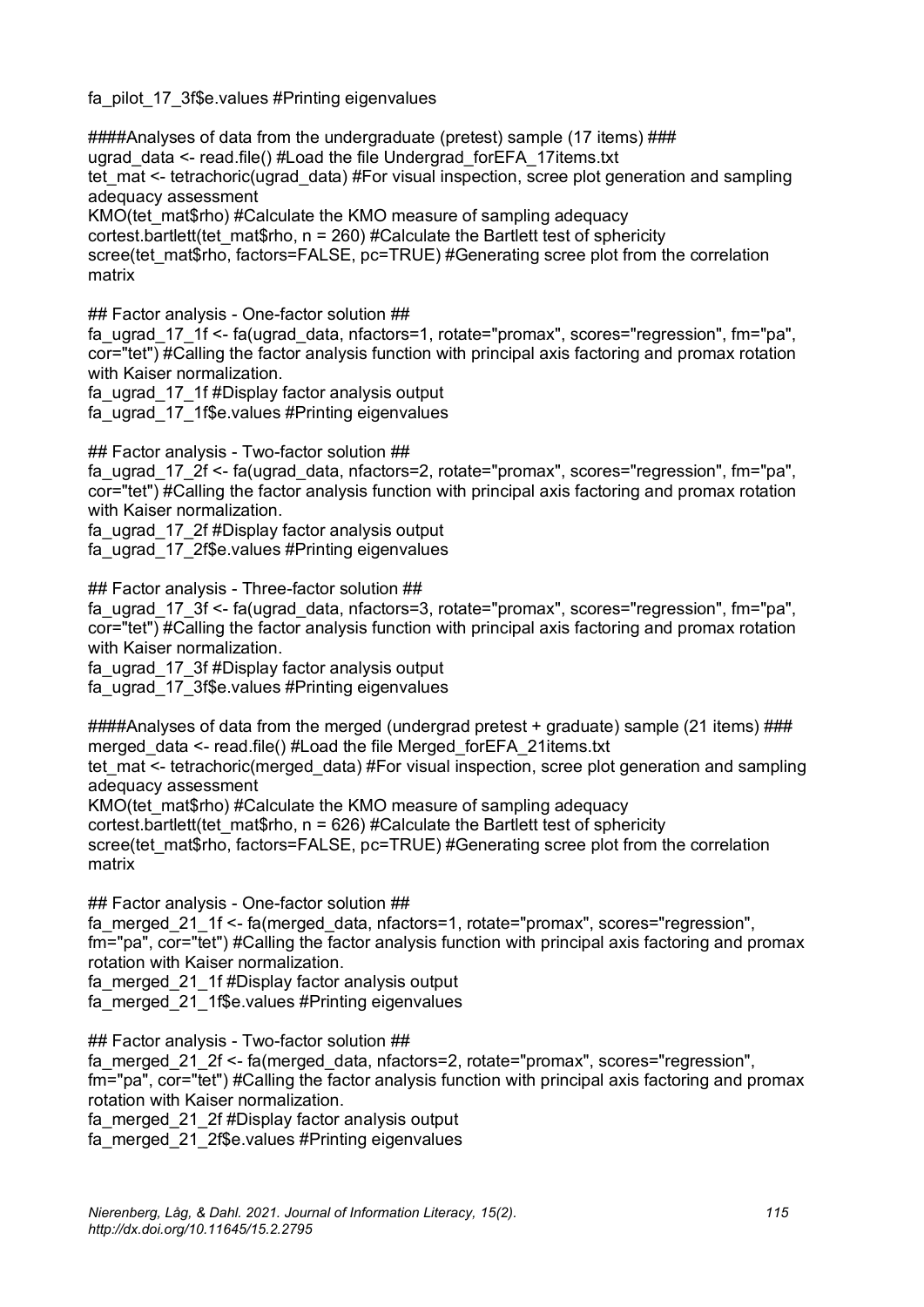```
fa_pilot_17_3f$e.values #Printing eigenvalues

####Analyses of data from the undergraduate (pretest) sample (17 items) ###
ugrad_data <- read.file() #Load the file Undergrad_forEFA_17items.txt
tet_mat <- tetrachoric(ugrad_data) #For visual inspection, scree plot generation and sampling adequacy assessment
KMO(tet_mat$rho) #Calculate the KMO measure of sampling adequacy
cortest.bartlett(tet_mat$rho, n = 260) #Calculate the Bartlett test of sphericity
scree(tet_mat$rho, factors=FALSE, pc=TRUE) #Generating scree plot from the correlation matrix

## Factor analysis - One-factor solution ##
fa_ugrad_17_1f <- fa(ugrad_data, nfactors=1, rotate="promax", scores="regression", fm="pa", cor="tet") #Calling the factor analysis function with principal axis factoring and promax rotation with Kaiser normalization.
fa_ugrad_17_1f #Display factor analysis output
fa_ugrad_17_1f$e.values #Printing eigenvalues

## Factor analysis - Two-factor solution ##
fa_ugrad_17_2f <- fa(ugrad_data, nfactors=2, rotate="promax", scores="regression", fm="pa", cor="tet") #Calling the factor analysis function with principal axis factoring and promax rotation with Kaiser normalization.
fa_ugrad_17_2f #Display factor analysis output
fa_ugrad_17_2f$e.values #Printing eigenvalues

## Factor analysis - Three-factor solution ##
fa_ugrad_17_3f <- fa(ugrad_data, nfactors=3, rotate="promax", scores="regression", fm="pa", cor="tet") #Calling the factor analysis function with principal axis factoring and promax rotation with Kaiser normalization.
fa_ugrad_17_3f #Display factor analysis output
fa_ugrad_17_3f$e.values #Printing eigenvalues

####Analyses of data from the merged (undergrad pretest + graduate) sample (21 items) ###
merged_data <- read.file() #Load the file Merged_forEFA_21items.txt
tet_mat <- tetrachoric(merged_data) #For visual inspection, scree plot generation and sampling adequacy assessment
KMO(tet_mat$rho) #Calculate the KMO measure of sampling adequacy
cortest.bartlett(tet_mat$rho, n = 626) #Calculate the Bartlett test of sphericity
scree(tet_mat$rho, factors=FALSE, pc=TRUE) #Generating scree plot from the correlation matrix

## Factor analysis - One-factor solution ##
fa_merged_21_1f <- fa(merged_data, nfactors=1, rotate="promax", scores="regression", fm="pa", cor="tet") #Calling the factor analysis function with principal axis factoring and promax rotation with Kaiser normalization.
fa_merged_21_1f #Display factor analysis output
fa_merged_21_1f$e.values #Printing eigenvalues

## Factor analysis - Two-factor solution ##
fa_merged_21_2f <- fa(merged_data, nfactors=2, rotate="promax", scores="regression", fm="pa", cor="tet") #Calling the factor analysis function with principal axis factoring and promax rotation with Kaiser normalization.
fa_merged_21_2f #Display factor analysis output
fa_merged_21_2f$e.values #Printing eigenvalues
```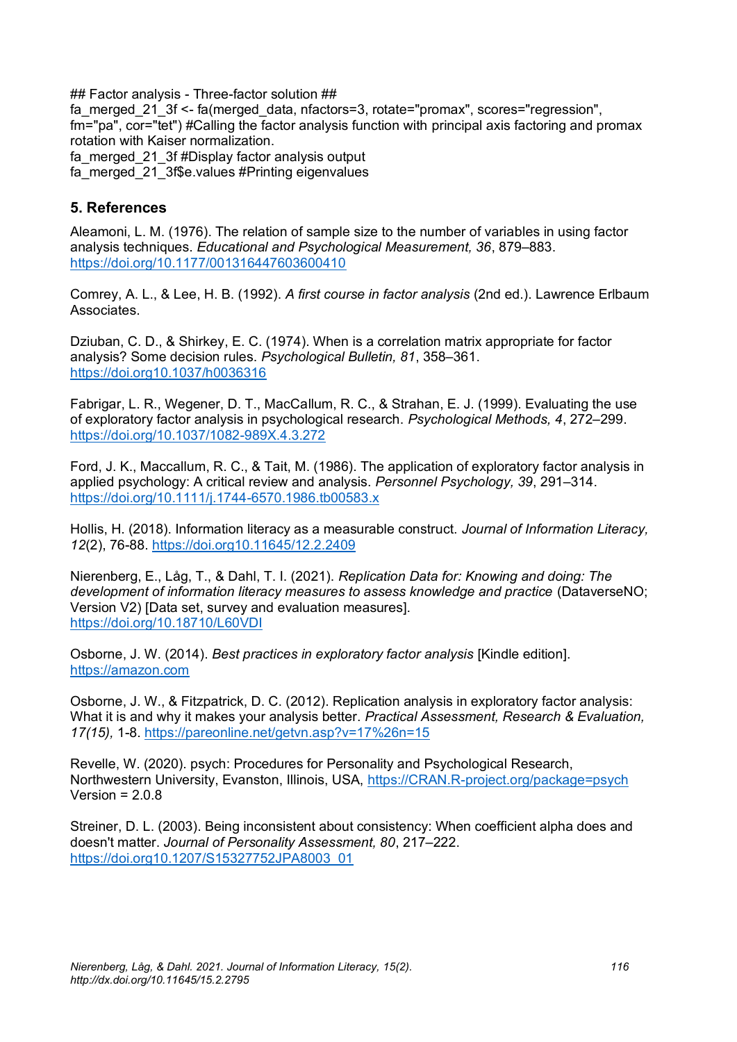```
## Factor analysis - Three-factor solution ##
fa_merged_21_3f <- fa(merged_data, nfactors=3, rotate="promax", scores="regression", fm="pa", cor="tet") #Calling the factor analysis function with principal axis factoring and promax rotation with Kaiser normalization.
fa_merged_21_3f #Display factor analysis output
fa_merged_21_3f$e.values #Printing eigenvalues
```

## 5. References

Aleamoni, L. M. (1976). The relation of sample size to the number of variables in using factor analysis techniques. *Educational and Psychological Measurement, 36*, 879–883. https://doi.org/10.1177/001316447603600410

Comrey, A. L., & Lee, H. B. (1992). *A first course in factor analysis* (2nd ed.). Lawrence Erlbaum Associates.

Dziuban, C. D., & Shirkey, E. C. (1974). When is a correlation matrix appropriate for factor analysis? Some decision rules. *Psychological Bulletin, 81*, 358–361. https://doi.org10.1037/h0036316

Fabrigar, L. R., Wegener, D. T., MacCallum, R. C., & Strahan, E. J. (1999). Evaluating the use of exploratory factor analysis in psychological research. *Psychological Methods, 4*, 272–299. https://doi.org/10.1037/1082-989X.4.3.272

Ford, J. K., Maccallum, R. C., & Tait, M. (1986). The application of exploratory factor analysis in applied psychology: A critical review and analysis. *Personnel Psychology, 39*, 291–314. https://doi.org/10.1111/j.1744-6570.1986.tb00583.x

Hollis, H. (2018). Information literacy as a measurable construct. *Journal of Information Literacy, 12*(2), 76-88. https://doi.org10.11645/12.2.2409

Nierenberg, E., Låg, T., & Dahl, T. I. (2021). *Replication Data for: Knowing and doing: The development of information literacy measures to assess knowledge and practice* (DataverseNO; Version V2) [Data set, survey and evaluation measures]. https://doi.org/10.18710/L60VDI

Osborne, J. W. (2014). *Best practices in exploratory factor analysis* [Kindle edition]. https://amazon.com

Osborne, J. W., & Fitzpatrick, D. C. (2012). Replication analysis in exploratory factor analysis: What it is and why it makes your analysis better. *Practical Assessment, Research & Evaluation, 17(15),* 1-8. https://pareonline.net/getvn.asp?v=17%26n=15

Revelle, W. (2020). psych: Procedures for Personality and Psychological Research, Northwestern University, Evanston, Illinois, USA, https://CRAN.R-project.org/package=psych Version = 2.0.8

Streiner, D. L. (2003). Being inconsistent about consistency: When coefficient alpha does and doesn't matter. *Journal of Personality Assessment, 80*, 217–222. https://doi.org10.1207/S15327752JPA8003_01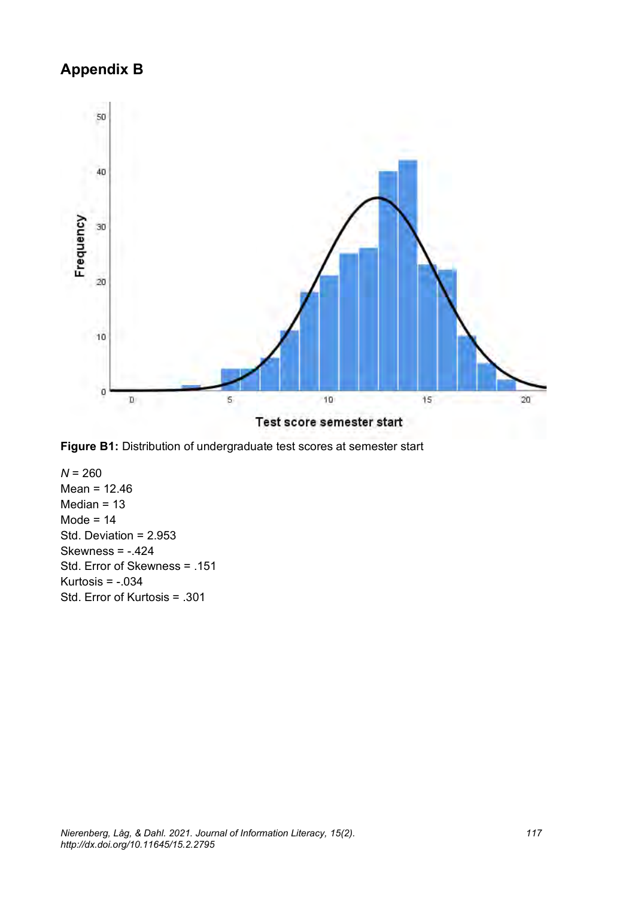# Appendix B

**Figure B1:** Distribution of undergraduate test scores at semester start

*N* = 260
Mean = 12.46
Median = 13
Mode = 14
Std. Deviation = 2.953
Skewness = -.424
Std. Error of Skewness = .151
Kurtosis = -.034
Std. Error of Kurtosis = .301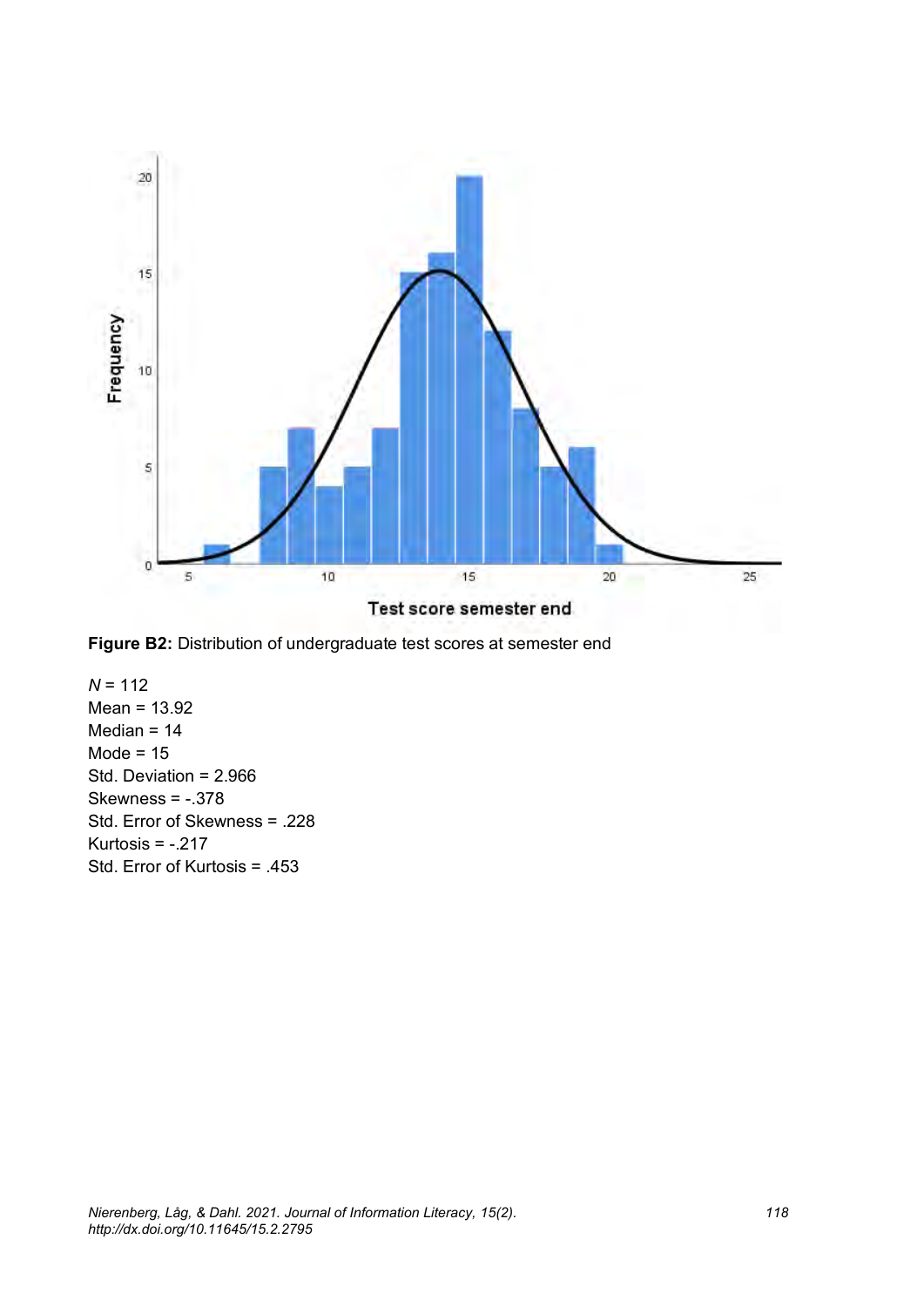**Figure B2:** Distribution of undergraduate test scores at semester end

*N* = 112
Mean = 13.92
Median = 14
Mode = 15
Std. Deviation = 2.966
Skewness = -.378
Std. Error of Skewness = .228
Kurtosis = -.217
Std. Error of Kurtosis = .453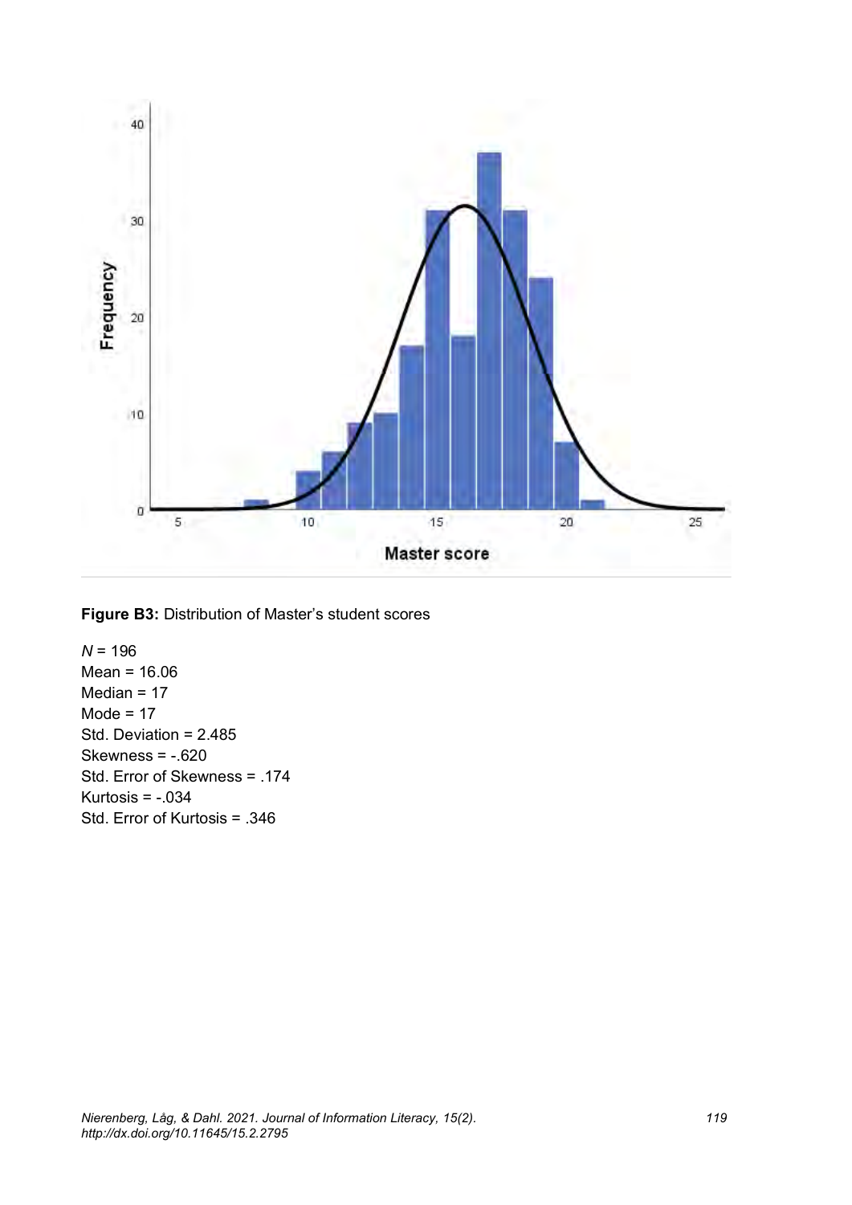**Figure B3:** Distribution of Master's student scores

$N$ = 196
Mean = 16.06
Median = 17
Mode = 17
Std. Deviation = 2.485
Skewness = -.620
Std. Error of Skewness = .174
Kurtosis = -.034
Std. Error of Kurtosis = .346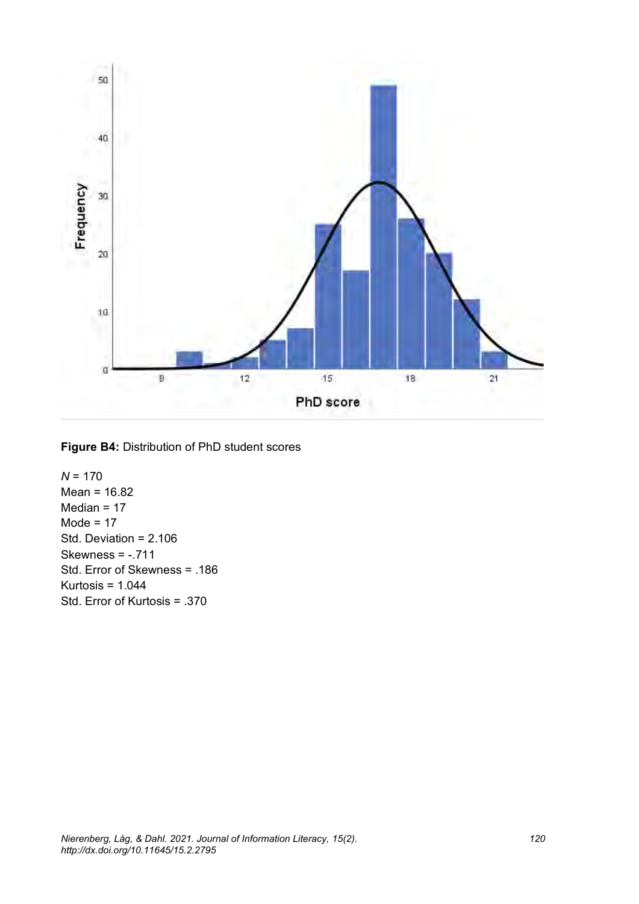**Figure B4:** Distribution of PhD student scores

*N* = 170
Mean = 16.82
Median = 17
Mode = 17
Std. Deviation = 2.106
Skewness = -.711
Std. Error of Skewness = .186
Kurtosis = 1.044
Std. Error of Kurtosis = .370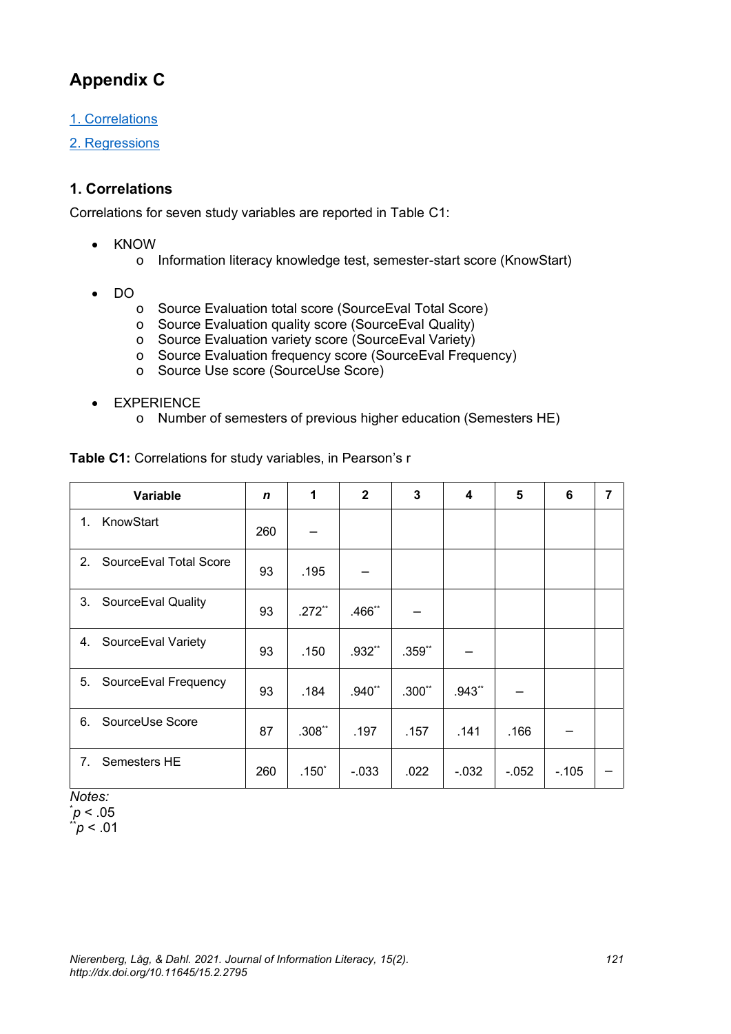# Appendix C

1. Correlations

2. Regressions

## 1. Correlations

Correlations for seven study variables are reported in Table C1:

- KNOW
  - Information literacy knowledge test, semester-start score (KnowStart)
- DO
  - Source Evaluation total score (SourceEval Total Score)
  - Source Evaluation quality score (SourceEval Quality)
  - Source Evaluation variety score (SourceEval Variety)
  - Source Evaluation frequency score (SourceEval Frequency)
  - Source Use score (SourceUse Score)
- EXPERIENCE
  - Number of semesters of previous higher education (Semesters HE)

**Table C1:** Correlations for study variables, in Pearson's r

| Variable | *n* | 1 | 2 | 3 | 4 | 5 | 6 | 7 |
|---|---|---|---|---|---|---|---|---|
| 1. KnowStart | 260 | – | | | | | | |
| 2. SourceEval Total Score | 93 | .195 | – | | | | | |
| 3. SourceEval Quality | 93 | .272** | .466** | – | | | | |
| 4. SourceEval Variety | 93 | .150 | .932** | .359** | – | | | |
| 5. SourceEval Frequency | 93 | .184 | .940** | .300** | .943** | – | | |
| 6. SourceUse Score | 87 | .308** | .197 | .157 | .141 | .166 | – | |
| 7. Semesters HE | 260 | .150* | -.033 | .022 | -.032 | -.052 | -.105 | – |

*Notes:*
*$p < .05$
**$p < .01$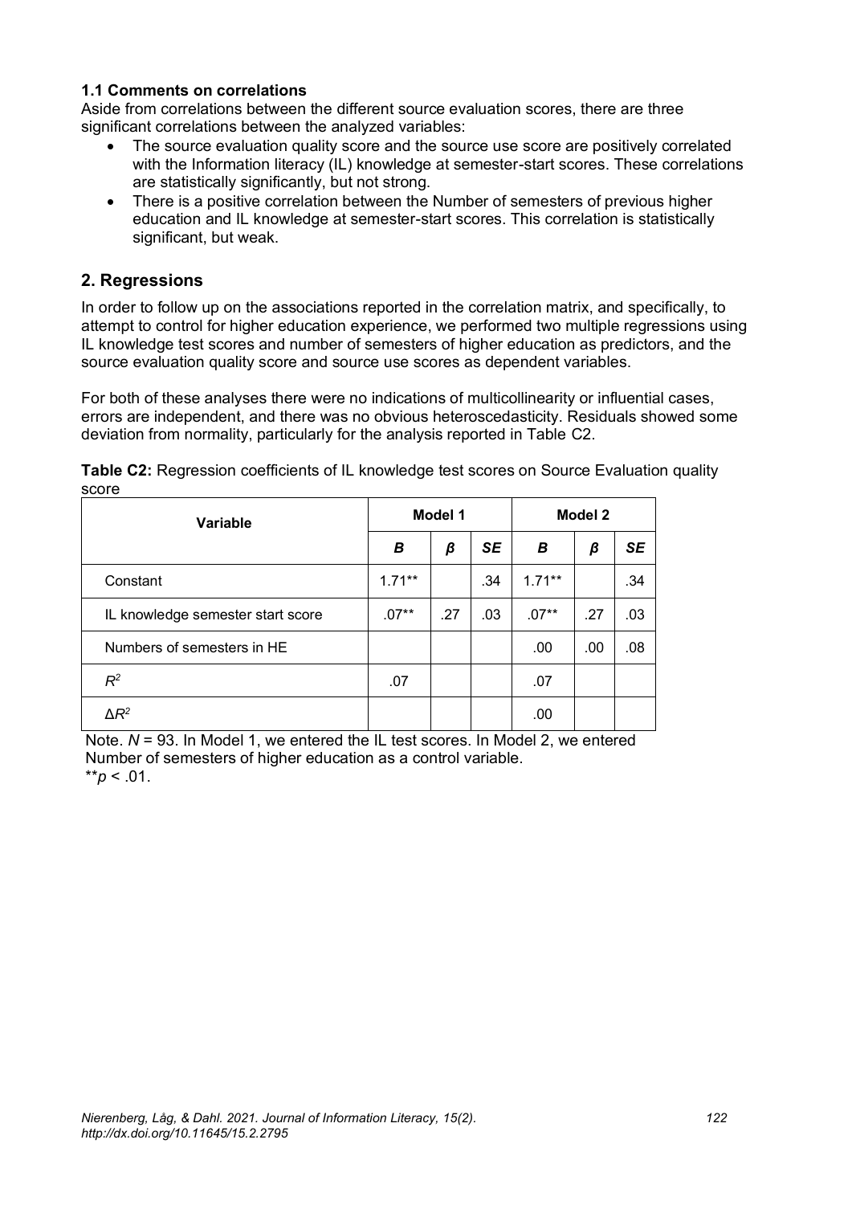### 1.1 Comments on correlations

Aside from correlations between the different source evaluation scores, there are three significant correlations between the analyzed variables:

- The source evaluation quality score and the source use score are positively correlated with the Information literacy (IL) knowledge at semester-start scores. These correlations are statistically significantly, but not strong.
- There is a positive correlation between the Number of semesters of previous higher education and IL knowledge at semester-start scores. This correlation is statistically significant, but weak.

## 2. Regressions

In order to follow up on the associations reported in the correlation matrix, and specifically, to attempt to control for higher education experience, we performed two multiple regressions using IL knowledge test scores and number of semesters of higher education as predictors, and the source evaluation quality score and source use scores as dependent variables.

For both of these analyses there were no indications of multicollinearity or influential cases, errors are independent, and there was no obvious heteroscedasticity. Residuals showed some deviation from normality, particularly for the analysis reported in Table C2.

**Table C2:** Regression coefficients of IL knowledge test scores on Source Evaluation quality score

| Variable | Model 1 | | | Model 2 | | |
|---|---|---|---|---|---|---|
| | ***B*** | ***β*** | ***SE*** | ***B*** | ***β*** | ***SE*** |
| Constant | 1.71** | | .34 | 1.71** | | .34 |
| IL knowledge semester start score | .07** | .27 | .03 | .07** | .27 | .03 |
| Numbers of semesters in HE | | | | .00 | .00 | .08 |
| $R^2$ | .07 | | | .07 | | |
| $\Delta R^2$ | | | | .00 | | |

Note. *N* = 93. In Model 1, we entered the IL test scores. In Model 2, we entered Number of semesters of higher education as a control variable.
**$p < .01$.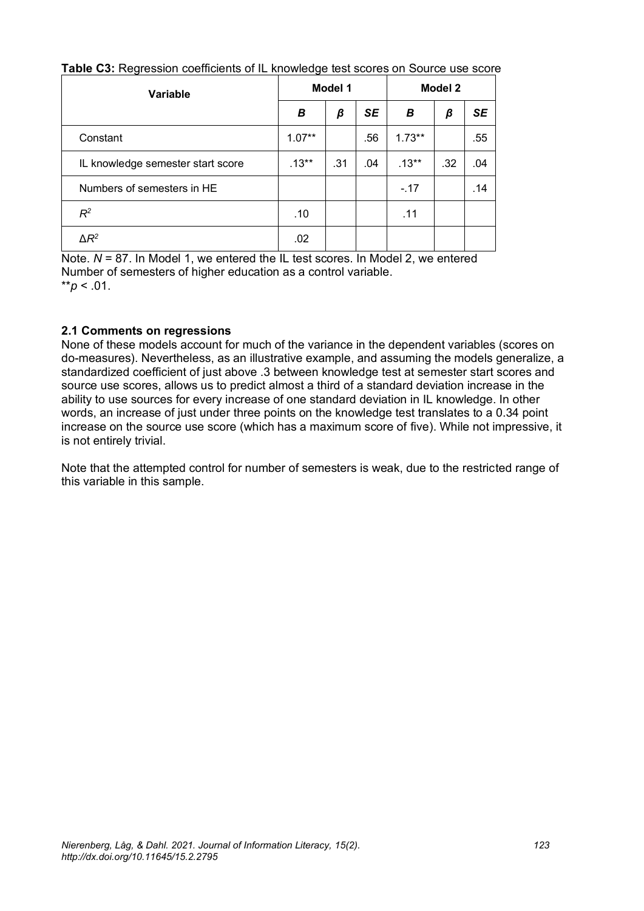**Table C3:** Regression coefficients of IL knowledge test scores on Source use score

| Variable | Model 1 | | | Model 2 | | |
|---|---|---|---|---|---|---|
| | *B* | *β* | *SE* | *B* | *β* | *SE* |
| Constant | 1.07** | | .56 | 1.73** | | .55 |
| IL knowledge semester start score | .13** | .31 | .04 | .13** | .32 | .04 |
| Numbers of semesters in HE | | | | -.17 | | .14 |
| $R^2$ | .10 | | | .11 | | |
| $\Delta R^2$ | .02 | | | | | |

Note. $N$ = 87. In Model 1, we entered the IL test scores. In Model 2, we entered Number of semesters of higher education as a control variable.
**$p < .01$.

### 2.1 Comments on regressions

None of these models account for much of the variance in the dependent variables (scores on do-measures). Nevertheless, as an illustrative example, and assuming the models generalize, a standardized coefficient of just above .3 between knowledge test at semester start scores and source use scores, allows us to predict almost a third of a standard deviation increase in the ability to use sources for every increase of one standard deviation in IL knowledge. In other words, an increase of just under three points on the knowledge test translates to a 0.34 point increase on the source use score (which has a maximum score of five). While not impressive, it is not entirely trivial.

Note that the attempted control for number of semesters is weak, due to the restricted range of this variable in this sample.